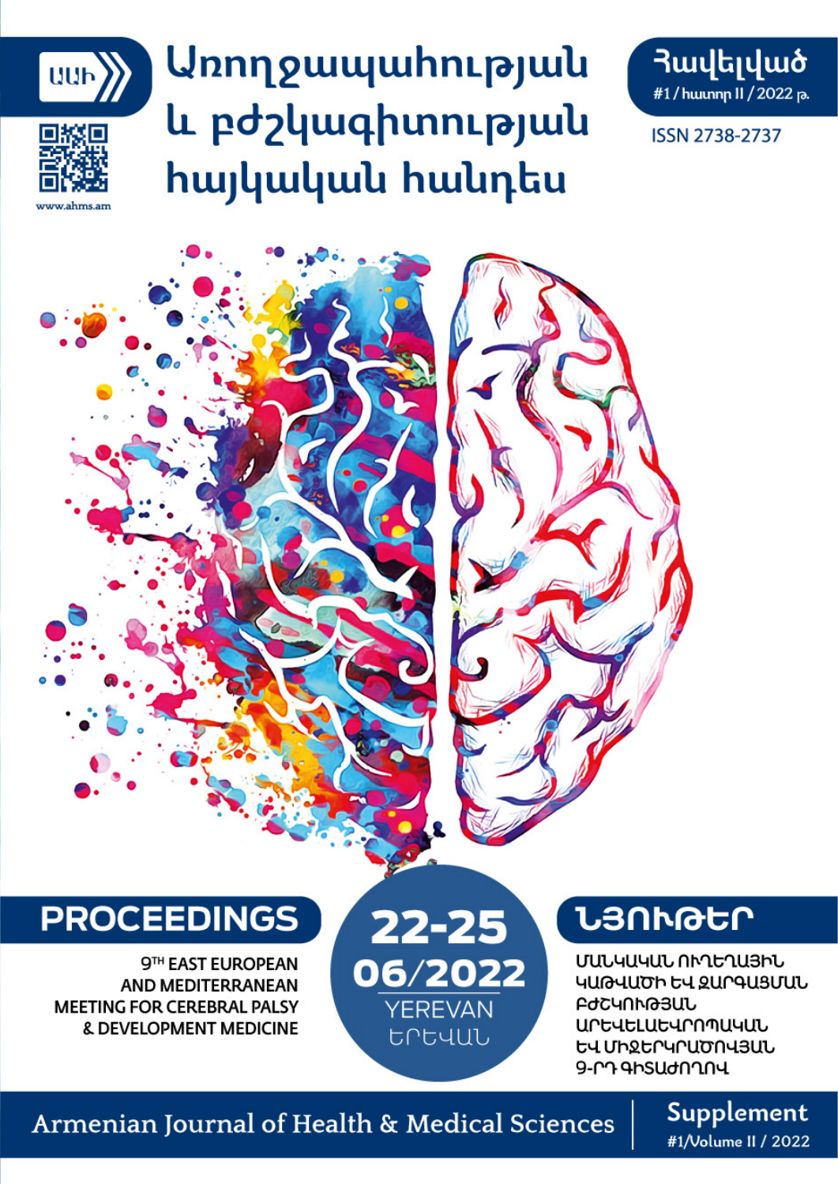ԱԱԻ

www.ahms.am

# Առողջապահության և բժշկագիտության հայկական հանդես

Հավելված
#1 / հատոր II / 2022 թ.

ISSN 2738-2737

## PROCEEDINGS

9TH EAST EUROPEAN AND MEDITERRANEAN MEETING FOR CEREBRAL PALSY & DEVELOPMENT MEDICINE

**22-25 06/2022**

YEREVAN
ԵՐԵՎԱՆ

## ՆՅՈՒԹԵՐ

ՄԱՆԿԱԿԱՆ ՈՒՂԵՂԱՅԻՆ ԿԱԹՎԱԾԻ ԵՎ ԶԱՐԳԱՑՄԱՆ ԲԺՇԿՈՒԹՅԱՆ ԱՐԵՎԵԼԱԵՎՐՈՊԱԿԱՆ ԵՎ ՄԻՋԵՐԿՐԱԾՈՎՅԱՆ 9-ՐԴ ԳԻՏԱԺՈՂՈՎ

Armenian Journal of Health & Medical Sciences

Supplement
#1/Volume II / 2022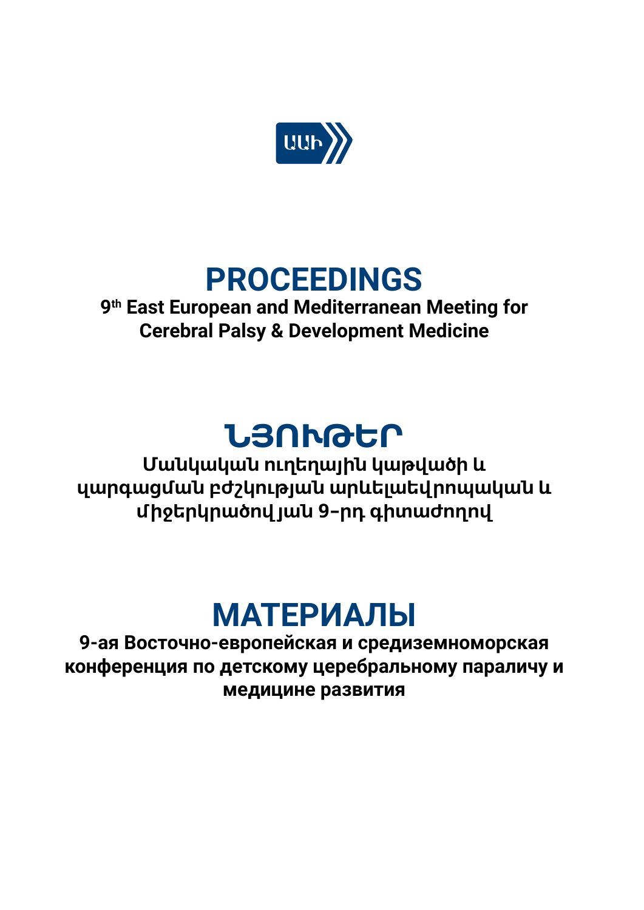# PROCEEDINGS

**9th East European and Mediterranean Meeting for Cerebral Palsy & Development Medicine**

# ՆՅՈՒԹԵՐ

**Մանկական ուղեղային կաթվածի և զարգացման բժշկության արևելաեվրոպական և միջերկրածովյան 9-րդ գիտաժողով**

# МАТЕРИАЛЫ

**9-ая Восточно-европейская и средиземноморская конференция по детскому церебральному параличу и медицине развития**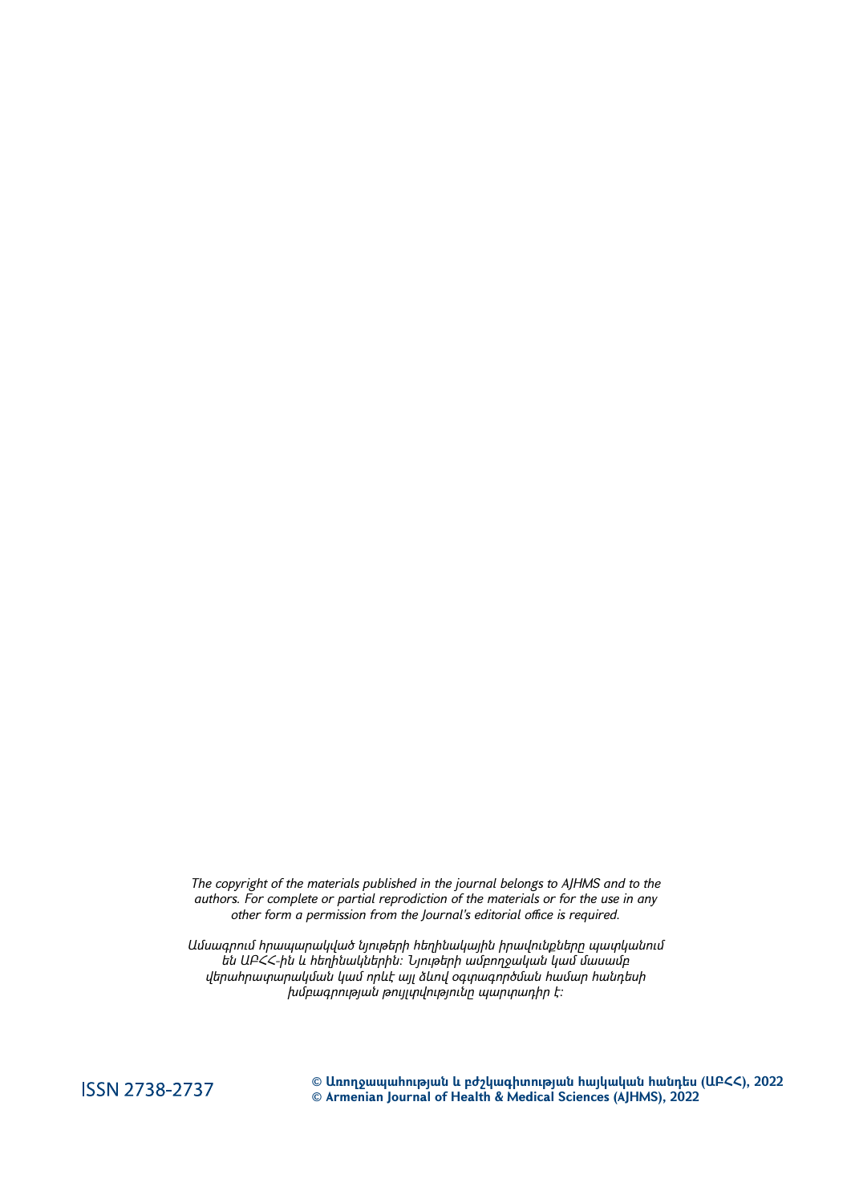*The copyright of the materials published in the journal belongs to AJHMS and to the authors. For complete or partial reprodiction of the materials or for the use in any other form a permission from the Journal's editorial office is required.*

*Ամսագրում հրապարակված նյութերի հեղինակային իրավունքները պատկանում են ԱԲՀՀ-ին և հեղինակներին: Նյութերի ամբողջական կամ մասամբ վերահրապարակման կամ որևէ այլ ձևով օգտագործման համար հանդեսի խմբագրության թույլտվությունը պարտադիր է:*

ISSN 2738-2737

**© Առողջապահության և բժշկագիտության հայկական հանդես (ԱԲՀՀ), 2022**
**© Armenian Journal of Health & Medical Sciences (AJHMS), 2022**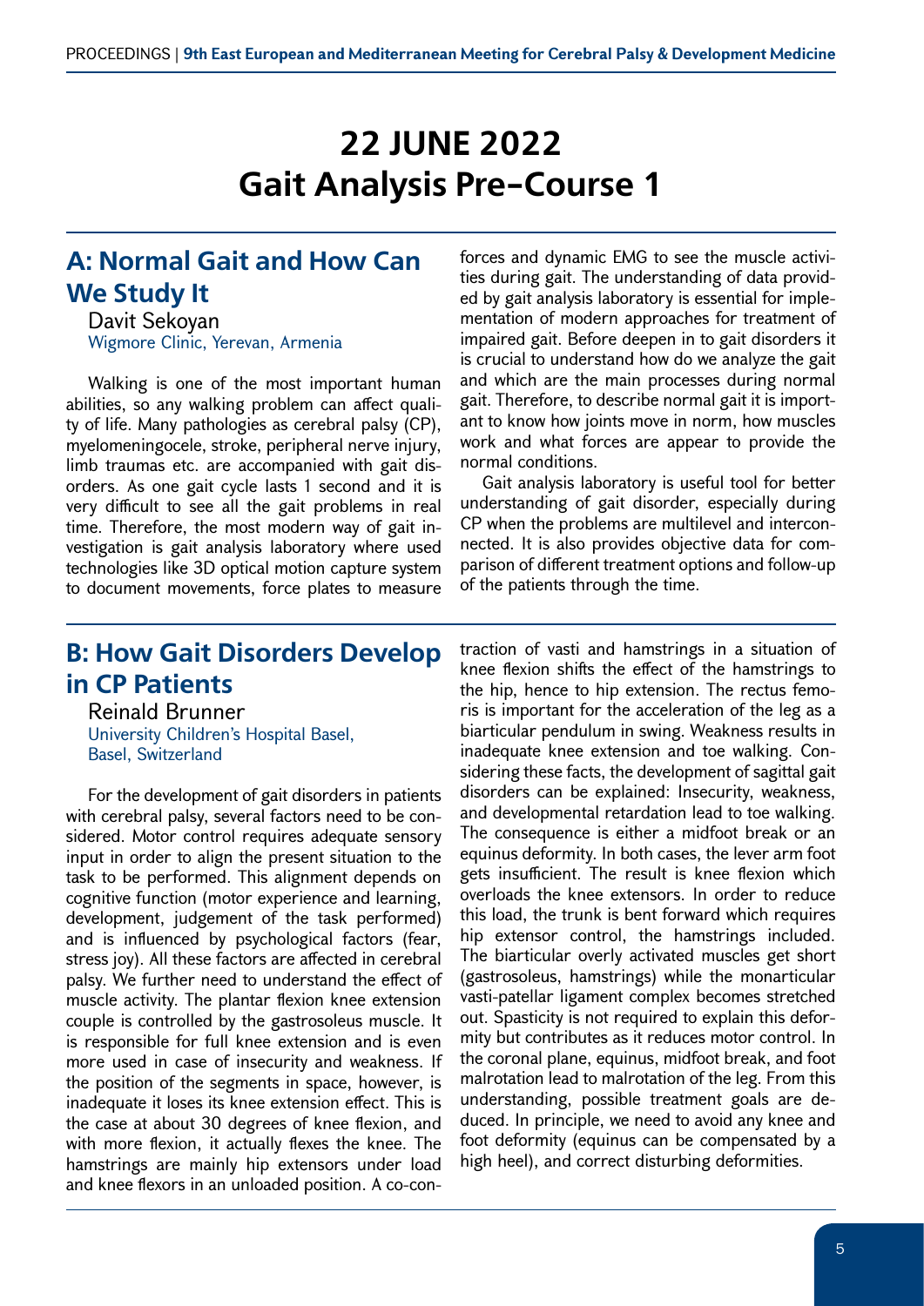# 22 JUNE 2022
# Gait Analysis Pre-Course 1

## A: Normal Gait and How Can We Study It

Davit Sekoyan
Wigmore Clinic, Yerevan, Armenia

Walking is one of the most important human abilities, so any walking problem can affect quality of life. Many pathologies as cerebral palsy (CP), myelomeningocele, stroke, peripheral nerve injury, limb traumas etc. are accompanied with gait disorders. As one gait cycle lasts 1 second and it is very difficult to see all the gait problems in real time. Therefore, the most modern way of gait investigation is gait analysis laboratory where used technologies like 3D optical motion capture system to document movements, force plates to measure forces and dynamic EMG to see the muscle activities during gait. The understanding of data provided by gait analysis laboratory is essential for implementation of modern approaches for treatment of impaired gait. Before deepen in to gait disorders it is crucial to understand how do we analyze the gait and which are the main processes during normal gait. Therefore, to describe normal gait it is important to know how joints move in norm, how muscles work and what forces are appear to provide the normal conditions.

Gait analysis laboratory is useful tool for better understanding of gait disorder, especially during CP when the problems are multilevel and interconnected. It is also provides objective data for comparison of different treatment options and follow-up of the patients through the time.

## B: How Gait Disorders Develop in CP Patients

Reinald Brunner
University Children's Hospital Basel, Basel, Switzerland

For the development of gait disorders in patients with cerebral palsy, several factors need to be considered. Motor control requires adequate sensory input in order to align the present situation to the task to be performed. This alignment depends on cognitive function (motor experience and learning, development, judgement of the task performed) and is influenced by psychological factors (fear, stress joy). All these factors are affected in cerebral palsy. We further need to understand the effect of muscle activity. The plantar flexion knee extension couple is controlled by the gastrosoleus muscle. It is responsible for full knee extension and is even more used in case of insecurity and weakness. If the position of the segments in space, however, is inadequate it loses its knee extension effect. This is the case at about 30 degrees of knee flexion, and with more flexion, it actually flexes the knee. The hamstrings are mainly hip extensors under load and knee flexors in an unloaded position. A co-contraction of vasti and hamstrings in a situation of knee flexion shifts the effect of the hamstrings to the hip, hence to hip extension. The rectus femoris is important for the acceleration of the leg as a biarticular pendulum in swing. Weakness results in inadequate knee extension and toe walking. Considering these facts, the development of sagittal gait disorders can be explained: Insecurity, weakness, and developmental retardation lead to toe walking. The consequence is either a midfoot break or an equinus deformity. In both cases, the lever arm foot gets insufficient. The result is knee flexion which overloads the knee extensors. In order to reduce this load, the trunk is bent forward which requires hip extensor control, the hamstrings included. The biarticular overly activated muscles get short (gastrosoleus, hamstrings) while the monarticular vasti-patellar ligament complex becomes stretched out. Spasticity is not required to explain this deformity but contributes as it reduces motor control. In the coronal plane, equinus, midfoot break, and foot malrotation lead to malrotation of the leg. From this understanding, possible treatment goals are deduced. In principle, we need to avoid any knee and foot deformity (equinus can be compensated by a high heel), and correct disturbing deformities.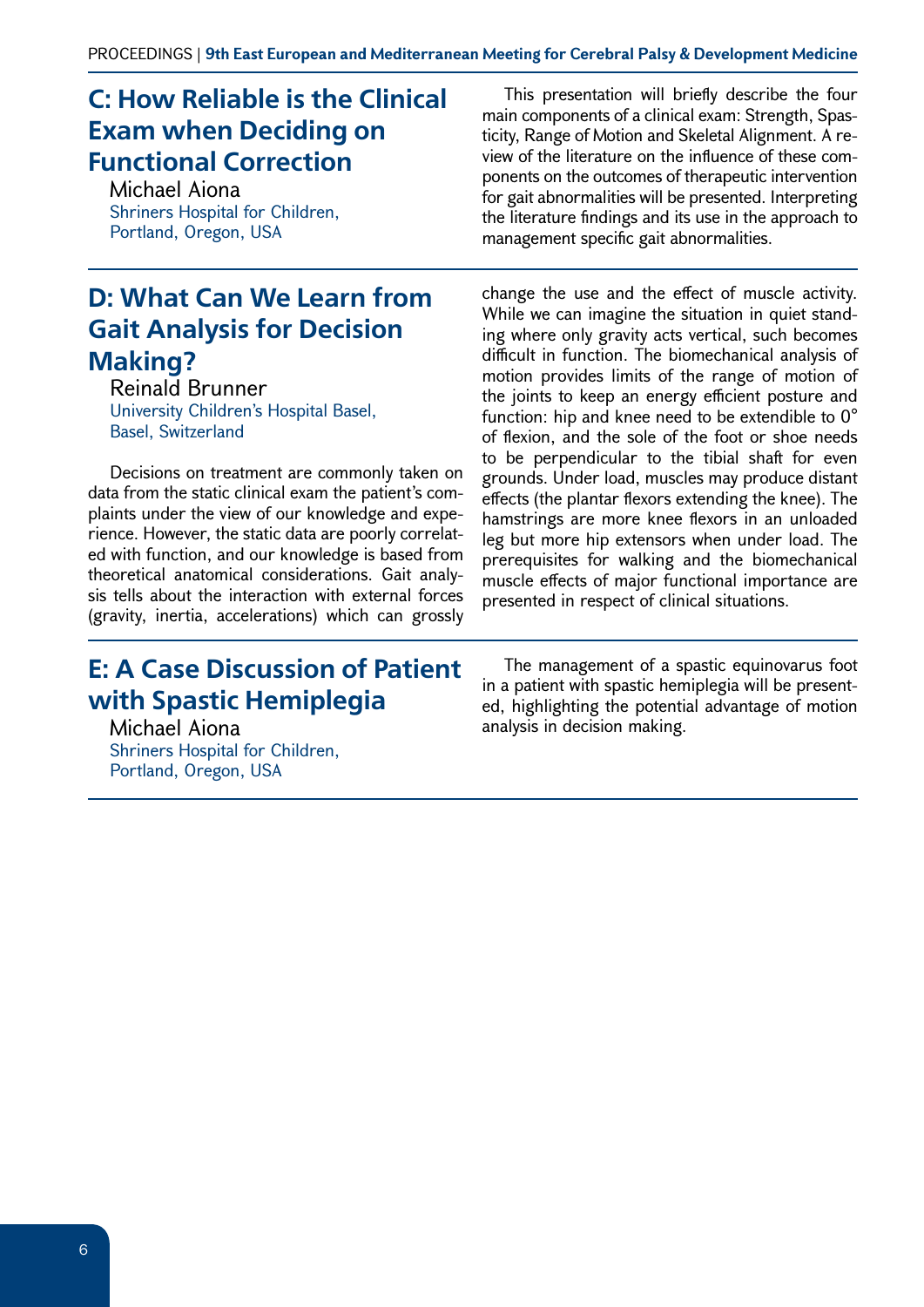## C: How Reliable is the Clinical Exam when Deciding on Functional Correction

Michael Aiona
Shriners Hospital for Children,
Portland, Oregon, USA

This presentation will briefly describe the four main components of a clinical exam: Strength, Spasticity, Range of Motion and Skeletal Alignment. A review of the literature on the influence of these components on the outcomes of therapeutic intervention for gait abnormalities will be presented. Interpreting the literature findings and its use in the approach to management specific gait abnormalities.

## D: What Can We Learn from Gait Analysis for Decision Making?

Reinald Brunner
University Children's Hospital Basel,
Basel, Switzerland

Decisions on treatment are commonly taken on data from the static clinical exam the patient's complaints under the view of our knowledge and experience. However, the static data are poorly correlated with function, and our knowledge is based from theoretical anatomical considerations. Gait analysis tells about the interaction with external forces (gravity, inertia, accelerations) which can grossly change the use and the effect of muscle activity. While we can imagine the situation in quiet standing where only gravity acts vertical, such becomes difficult in function. The biomechanical analysis of motion provides limits of the range of motion of the joints to keep an energy efficient posture and function: hip and knee need to be extendible to 0° of flexion, and the sole of the foot or shoe needs to be perpendicular to the tibial shaft for even grounds. Under load, muscles may produce distant effects (the plantar flexors extending the knee). The hamstrings are more knee flexors in an unloaded leg but more hip extensors when under load. The prerequisites for walking and the biomechanical muscle effects of major functional importance are presented in respect of clinical situations.

## E: A Case Discussion of Patient with Spastic Hemiplegia

Michael Aiona
Shriners Hospital for Children,
Portland, Oregon, USA

The management of a spastic equinovarus foot in a patient with spastic hemiplegia will be presented, highlighting the potential advantage of motion analysis in decision making.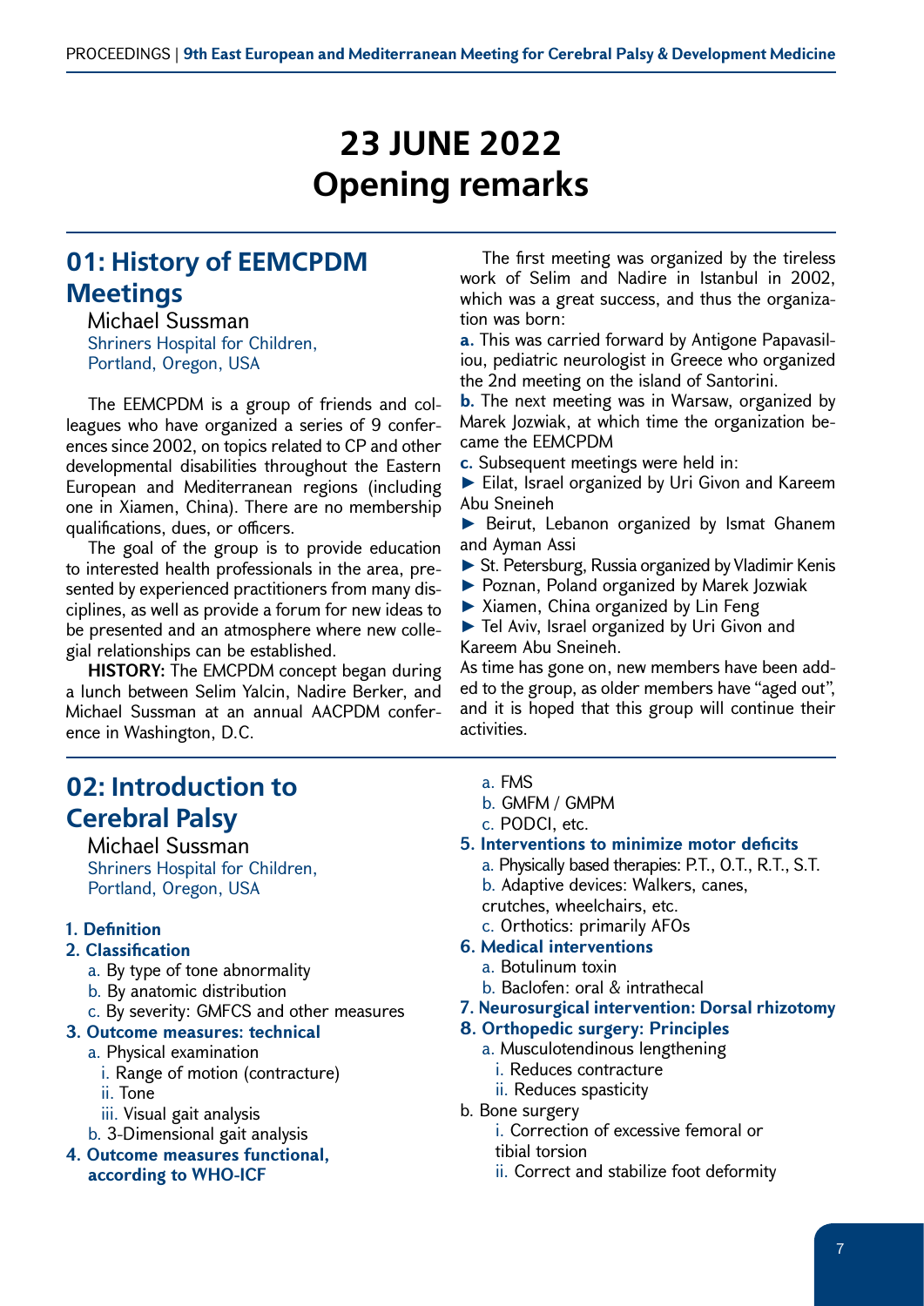# 23 JUNE 2022
# Opening remarks

## 01: History of EEMCPDM Meetings

Michael Sussman

Shriners Hospital for Children, Portland, Oregon, USA

The EEMCPDM is a group of friends and colleagues who have organized a series of 9 conferences since 2002, on topics related to CP and other developmental disabilities throughout the Eastern European and Mediterranean regions (including one in Xiamen, China). There are no membership qualifications, dues, or officers.

The goal of the group is to provide education to interested health professionals in the area, presented by experienced practitioners from many disciplines, as well as provide a forum for new ideas to be presented and an atmosphere where new collegial relationships can be established.

**HISTORY:** The EMCPDM concept began during a lunch between Selim Yalcin, Nadire Berker, and Michael Sussman at an annual AACPDM conference in Washington, D.C.

The first meeting was organized by the tireless work of Selim and Nadire in Istanbul in 2002, which was a great success, and thus the organization was born:

**a.** This was carried forward by Antigone Papavasiliou, pediatric neurologist in Greece who organized the 2nd meeting on the island of Santorini.

**b.** The next meeting was in Warsaw, organized by Marek Jozwiak, at which time the organization became the EEMCPDM

**c.** Subsequent meetings were held in:

- Eilat, Israel organized by Uri Givon and Kareem Abu Sneineh
- Beirut, Lebanon organized by Ismat Ghanem and Ayman Assi
- St. Petersburg, Russia organized by Vladimir Kenis
- Poznan, Poland organized by Marek Jozwiak
- Xiamen, China organized by Lin Feng
- Tel Aviv, Israel organized by Uri Givon and Kareem Abu Sneineh.

As time has gone on, new members have been added to the group, as older members have "aged out", and it is hoped that this group will continue their activities.

## 02: Introduction to Cerebral Palsy

Michael Sussman

Shriners Hospital for Children, Portland, Oregon, USA

**1. Definition**

**2. Classification**
   - a. By type of tone abnormality
   - b. By anatomic distribution
   - c. By severity: GMFCS and other measures

**3. Outcome measures: technical**
   - a. Physical examination
     - i. Range of motion (contracture)
     - ii. Tone
     - iii. Visual gait analysis
   - b. 3-Dimensional gait analysis

**4. Outcome measures functional, according to WHO-ICF**
   - a. FMS
   - b. GMFM / GMPM
   - c. PODCI, etc.

**5. Interventions to minimize motor deficits**
   - a. Physically based therapies: P.T., O.T., R.T., S.T.
   - b. Adaptive devices: Walkers, canes, crutches, wheelchairs, etc.
   - c. Orthotics: primarily AFOs

**6. Medical interventions**
   - a. Botulinum toxin
   - b. Baclofen: oral & intrathecal

**7. Neurosurgical intervention: Dorsal rhizotomy**

**8. Orthopedic surgery: Principles**
   - a. Musculotendinous lengthening
     - i. Reduces contracture
     - ii. Reduces spasticity
   - b. Bone surgery
     - i. Correction of excessive femoral or tibial torsion
     - ii. Correct and stabilize foot deformity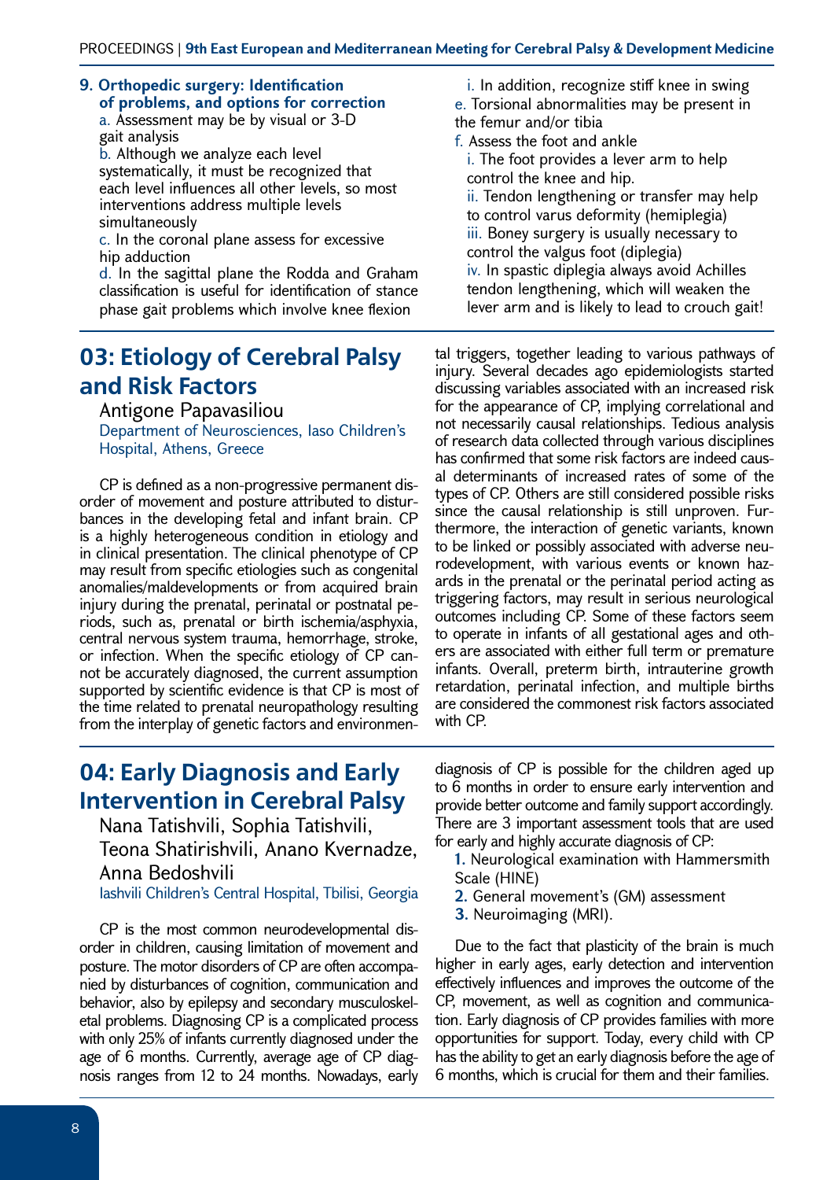**9. Orthopedic surgery: Identification of problems, and options for correction**

a. Assessment may be by visual or 3-D gait analysis

b. Although we analyze each level systematically, it must be recognized that each level influences all other levels, so most interventions address multiple levels simultaneously

c. In the coronal plane assess for excessive hip adduction

d. In the sagittal plane the Rodda and Graham classification is useful for identification of stance phase gait problems which involve knee flexion

i. In addition, recognize stiff knee in swing

e. Torsional abnormalities may be present in the femur and/or tibia

f. Assess the foot and ankle

i. The foot provides a lever arm to help control the knee and hip.

ii. Tendon lengthening or transfer may help to control varus deformity (hemiplegia)

iii. Boney surgery is usually necessary to control the valgus foot (diplegia)

iv. In spastic diplegia always avoid Achilles tendon lengthening, which will weaken the lever arm and is likely to lead to crouch gait!

## 03: Etiology of Cerebral Palsy and Risk Factors

Antigone Papavasiliou

Department of Neurosciences, Iaso Children's Hospital, Athens, Greece

CP is defined as a non-progressive permanent disorder of movement and posture attributed to disturbances in the developing fetal and infant brain. CP is a highly heterogeneous condition in etiology and in clinical presentation. The clinical phenotype of CP may result from specific etiologies such as congenital anomalies/maldevelopments or from acquired brain injury during the prenatal, perinatal or postnatal periods, such as, prenatal or birth ischemia/asphyxia, central nervous system trauma, hemorrhage, stroke, or infection. When the specific etiology of CP cannot be accurately diagnosed, the current assumption supported by scientific evidence is that CP is most of the time related to prenatal neuropathology resulting from the interplay of genetic factors and environmental triggers, together leading to various pathways of injury. Several decades ago epidemiologists started discussing variables associated with an increased risk for the appearance of CP, implying correlational and not necessarily causal relationships. Tedious analysis of research data collected through various disciplines has confirmed that some risk factors are indeed causal determinants of increased rates of some of the types of CP. Others are still considered possible risks since the causal relationship is still unproven. Furthermore, the interaction of genetic variants, known to be linked or possibly associated with adverse neurodevelopment, with various events or known hazards in the prenatal or the perinatal period acting as triggering factors, may result in serious neurological outcomes including CP. Some of these factors seem to operate in infants of all gestational ages and others are associated with either full term or premature infants. Overall, preterm birth, intrauterine growth retardation, perinatal infection, and multiple births are considered the commonest risk factors associated with CP.

## 04: Early Diagnosis and Early Intervention in Cerebral Palsy

Nana Tatishvili, Sophia Tatishvili, Teona Shatirishvili, Anano Kvernadze, Anna Bedoshvili

Iashvili Children's Central Hospital, Tbilisi, Georgia

CP is the most common neurodevelopmental disorder in children, causing limitation of movement and posture. The motor disorders of CP are often accompanied by disturbances of cognition, communication and behavior, also by epilepsy and secondary musculoskeletal problems. Diagnosing CP is a complicated process with only 25% of infants currently diagnosed under the age of 6 months. Currently, average age of CP diagnosis ranges from 12 to 24 months. Nowadays, early diagnosis of CP is possible for the children aged up to 6 months in order to ensure early intervention and provide better outcome and family support accordingly. There are 3 important assessment tools that are used for early and highly accurate diagnosis of CP:

1. Neurological examination with Hammersmith Scale (HINE)
2. General movement's (GM) assessment
3. Neuroimaging (MRI).

Due to the fact that plasticity of the brain is much higher in early ages, early detection and intervention effectively influences and improves the outcome of the CP, movement, as well as cognition and communication. Early diagnosis of CP provides families with more opportunities for support. Today, every child with CP has the ability to get an early diagnosis before the age of 6 months, which is crucial for them and their families.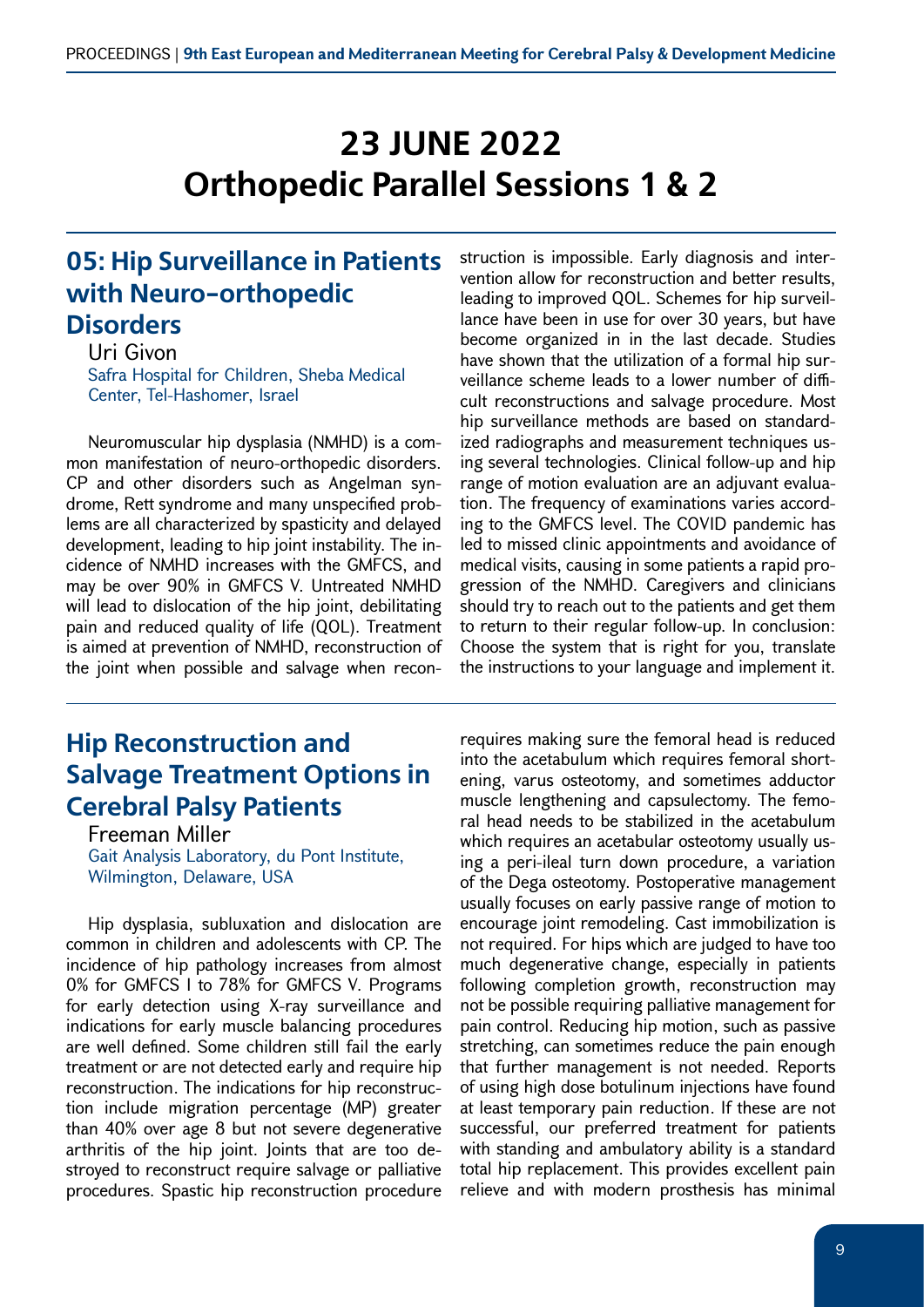// 23 JUNE 2022
# Orthopedic Parallel Sessions 1 & 2

## 05: Hip Surveillance in Patients with Neuro-orthopedic Disorders

Uri Givon

Safra Hospital for Children, Sheba Medical Center, Tel-Hashomer, Israel

Neuromuscular hip dysplasia (NMHD) is a common manifestation of neuro-orthopedic disorders. CP and other disorders such as Angelman syndrome, Rett syndrome and many unspecified problems are all characterized by spasticity and delayed development, leading to hip joint instability. The incidence of NMHD increases with the GMFCS, and may be over 90% in GMFCS V. Untreated NMHD will lead to dislocation of the hip joint, debilitating pain and reduced quality of life (QOL). Treatment is aimed at prevention of NMHD, reconstruction of the joint when possible and salvage when reconstruction is impossible. Early diagnosis and intervention allow for reconstruction and better results, leading to improved QOL. Schemes for hip surveillance have been in use for over 30 years, but have become organized in in the last decade. Studies have shown that the utilization of a formal hip surveillance scheme leads to a lower number of difficult reconstructions and salvage procedure. Most hip surveillance methods are based on standardized radiographs and measurement techniques using several technologies. Clinical follow-up and hip range of motion evaluation are an adjuvant evaluation. The frequency of examinations varies according to the GMFCS level. The COVID pandemic has led to missed clinic appointments and avoidance of medical visits, causing in some patients a rapid progression of the NMHD. Caregivers and clinicians should try to reach out to the patients and get them to return to their regular follow-up. In conclusion: Choose the system that is right for you, translate the instructions to your language and implement it.

## Hip Reconstruction and Salvage Treatment Options in Cerebral Palsy Patients

Freeman Miller

Gait Analysis Laboratory, du Pont Institute, Wilmington, Delaware, USA

Hip dysplasia, subluxation and dislocation are common in children and adolescents with CP. The incidence of hip pathology increases from almost 0% for GMFCS I to 78% for GMFCS V. Programs for early detection using X-ray surveillance and indications for early muscle balancing procedures are well defined. Some children still fail the early treatment or are not detected early and require hip reconstruction. The indications for hip reconstruction include migration percentage (MP) greater than 40% over age 8 but not severe degenerative arthritis of the hip joint. Joints that are too destroyed to reconstruct require salvage or palliative procedures. Spastic hip reconstruction procedure requires making sure the femoral head is reduced into the acetabulum which requires femoral shortening, varus osteotomy, and sometimes adductor muscle lengthening and capsulectomy. The femoral head needs to be stabilized in the acetabulum which requires an acetabular osteotomy usually using a peri-ileal turn down procedure, a variation of the Dega osteotomy. Postoperative management usually focuses on early passive range of motion to encourage joint remodeling. Cast immobilization is not required. For hips which are judged to have too much degenerative change, especially in patients following completion growth, reconstruction may not be possible requiring palliative management for pain control. Reducing hip motion, such as passive stretching, can sometimes reduce the pain enough that further management is not needed. Reports of using high dose botulinum injections have found at least temporary pain reduction. If these are not successful, our preferred treatment for patients with standing and ambulatory ability is a standard total hip replacement. This provides excellent pain relieve and with modern prosthesis has minimal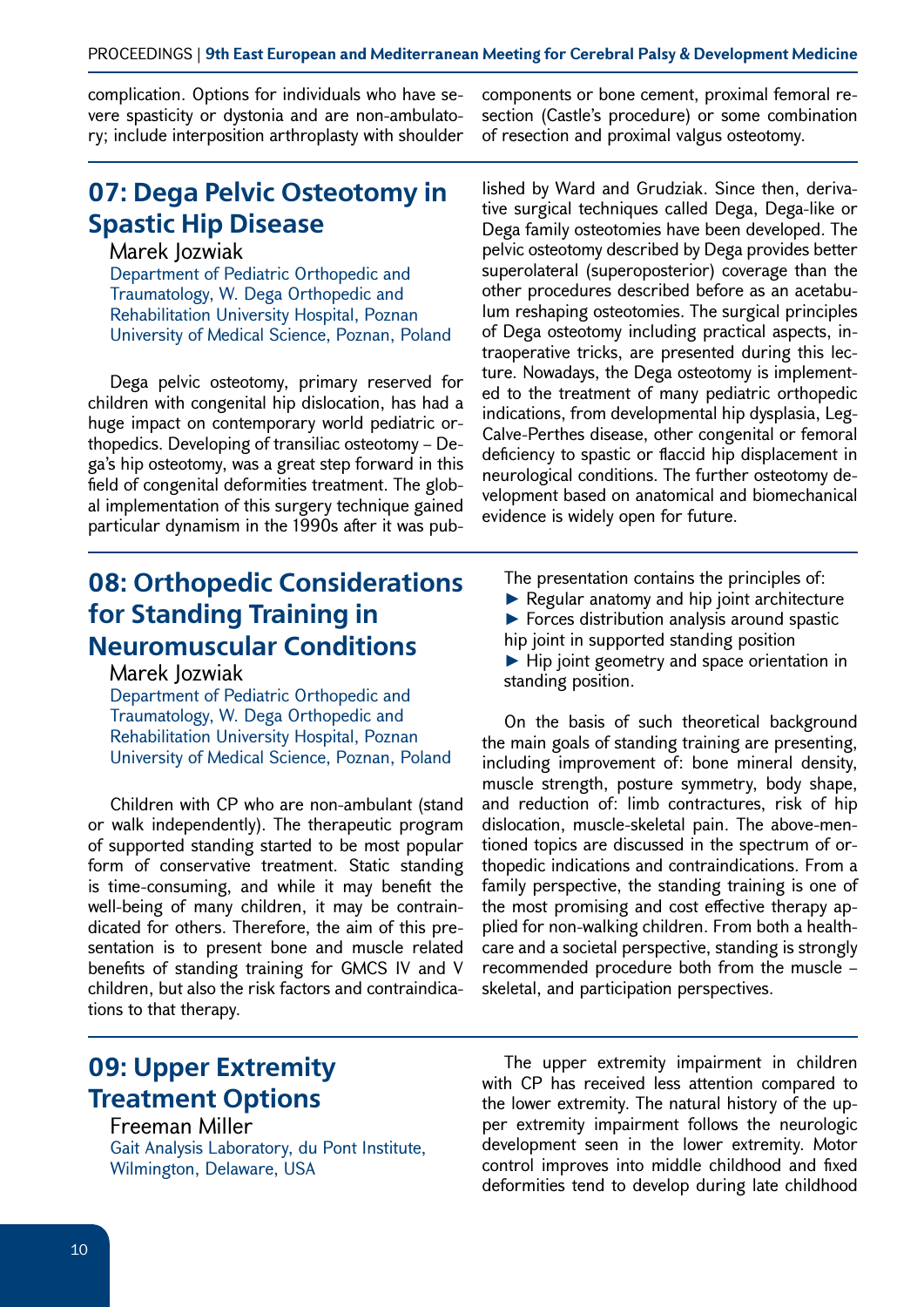complication. Options for individuals who have severe spasticity or dystonia and are non-ambulatory; include interposition arthroplasty with shoulder components or bone cement, proximal femoral resection (Castle's procedure) or some combination of resection and proximal valgus osteotomy.

## 07: Dega Pelvic Osteotomy in Spastic Hip Disease

Marek Jozwiak

Department of Pediatric Orthopedic and Traumatology, W. Dega Orthopedic and Rehabilitation University Hospital, Poznan University of Medical Science, Poznan, Poland

Dega pelvic osteotomy, primary reserved for children with congenital hip dislocation, has had a huge impact on contemporary world pediatric orthopedics. Developing of transiliac osteotomy – Dega's hip osteotomy, was a great step forward in this field of congenital deformities treatment. The global implementation of this surgery technique gained particular dynamism in the 1990s after it was published by Ward and Grudziak. Since then, derivative surgical techniques called Dega, Dega-like or Dega family osteotomies have been developed. The pelvic osteotomy described by Dega provides better superolateral (superoposterior) coverage than the other procedures described before as an acetabulum reshaping osteotomies. The surgical principles of Dega osteotomy including practical aspects, intraoperative tricks, are presented during this lecture. Nowadays, the Dega osteotomy is implemented to the treatment of many pediatric orthopedic indications, from developmental hip dysplasia, Leg-Calve-Perthes disease, other congenital or femoral deficiency to spastic or flaccid hip displacement in neurological conditions. The further osteotomy development based on anatomical and biomechanical evidence is widely open for future.

## 08: Orthopedic Considerations for Standing Training in Neuromuscular Conditions

Marek Jozwiak

Department of Pediatric Orthopedic and Traumatology, W. Dega Orthopedic and Rehabilitation University Hospital, Poznan University of Medical Science, Poznan, Poland

Children with CP who are non-ambulant (stand or walk independently). The therapeutic program of supported standing started to be most popular form of conservative treatment. Static standing is time-consuming, and while it may benefit the well-being of many children, it may be contraindicated for others. Therefore, the aim of this presentation is to present bone and muscle related benefits of standing training for GMCS IV and V children, but also the risk factors and contraindications to that therapy.

The presentation contains the principles of:

- Regular anatomy and hip joint architecture
- Forces distribution analysis around spastic hip joint in supported standing position
- Hip joint geometry and space orientation in standing position.

On the basis of such theoretical background the main goals of standing training are presenting, including improvement of: bone mineral density, muscle strength, posture symmetry, body shape, and reduction of: limb contractures, risk of hip dislocation, muscle-skeletal pain. The above-mentioned topics are discussed in the spectrum of orthopedic indications and contraindications. From a family perspective, the standing training is one of the most promising and cost effective therapy applied for non-walking children. From both a healthcare and a societal perspective, standing is strongly recommended procedure both from the muscle – skeletal, and participation perspectives.

## 09: Upper Extremity Treatment Options

Freeman Miller

Gait Analysis Laboratory, du Pont Institute, Wilmington, Delaware, USA

The upper extremity impairment in children with CP has received less attention compared to the lower extremity. The natural history of the upper extremity impairment follows the neurologic development seen in the lower extremity. Motor control improves into middle childhood and fixed deformities tend to develop during late childhood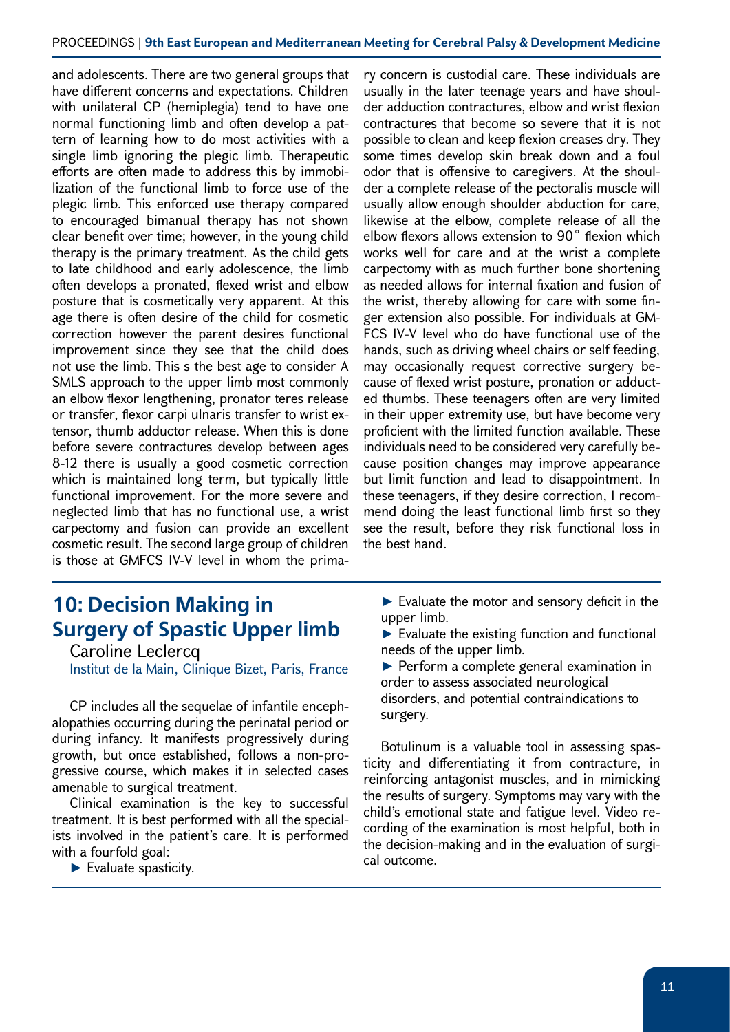and adolescents. There are two general groups that have different concerns and expectations. Children with unilateral CP (hemiplegia) tend to have one normal functioning limb and often develop a pattern of learning how to do most activities with a single limb ignoring the plegic limb. Therapeutic efforts are often made to address this by immobilization of the functional limb to force use of the plegic limb. This enforced use therapy compared to encouraged bimanual therapy has not shown clear benefit over time; however, in the young child therapy is the primary treatment. As the child gets to late childhood and early adolescence, the limb often develops a pronated, flexed wrist and elbow posture that is cosmetically very apparent. At this age there is often desire of the child for cosmetic correction however the parent desires functional improvement since they see that the child does not use the limb. This s the best age to consider A SMLS approach to the upper limb most commonly an elbow flexor lengthening, pronator teres release or transfer, flexor carpi ulnaris transfer to wrist extensor, thumb adductor release. When this is done before severe contractures develop between ages 8-12 there is usually a good cosmetic correction which is maintained long term, but typically little functional improvement. For the more severe and neglected limb that has no functional use, a wrist carpectomy and fusion can provide an excellent cosmetic result. The second large group of children is those at GMFCS IV-V level in whom the primary concern is custodial care. These individuals are usually in the later teenage years and have shoulder adduction contractures, elbow and wrist flexion contractures that become so severe that it is not possible to clean and keep flexion creases dry. They some times develop skin break down and a foul odor that is offensive to caregivers. At the shoulder a complete release of the pectoralis muscle will usually allow enough shoulder abduction for care, likewise at the elbow, complete release of all the elbow flexors allows extension to 90° flexion which works well for care and at the wrist a complete carpectomy with as much further bone shortening as needed allows for internal fixation and fusion of the wrist, thereby allowing for care with some finger extension also possible. For individuals at GMFCS IV-V level who do have functional use of the hands, such as driving wheel chairs or self feeding, may occasionally request corrective surgery because of flexed wrist posture, pronation or adducted thumbs. These teenagers often are very limited in their upper extremity use, but have become very proficient with the limited function available. These individuals need to be considered very carefully because position changes may improve appearance but limit function and lead to disappointment. In these teenagers, if they desire correction, I recommend doing the least functional limb first so they see the result, before they risk functional loss in the best hand.

## 10: Decision Making in Surgery of Spastic Upper limb

Caroline Leclercq

Institut de la Main, Clinique Bizet, Paris, France

CP includes all the sequelae of infantile encephalopathies occurring during the perinatal period or during infancy. It manifests progressively during growth, but once established, follows a non-progressive course, which makes it in selected cases amenable to surgical treatment.

Clinical examination is the key to successful treatment. It is best performed with all the specialists involved in the patient's care. It is performed with a fourfold goal:

- Evaluate spasticity.
- Evaluate the motor and sensory deficit in the upper limb.
- Evaluate the existing function and functional needs of the upper limb.
- Perform a complete general examination in order to assess associated neurological disorders, and potential contraindications to surgery.

Botulinum is a valuable tool in assessing spasticity and differentiating it from contracture, in reinforcing antagonist muscles, and in mimicking the results of surgery. Symptoms may vary with the child's emotional state and fatigue level. Video recording of the examination is most helpful, both in the decision-making and in the evaluation of surgical outcome.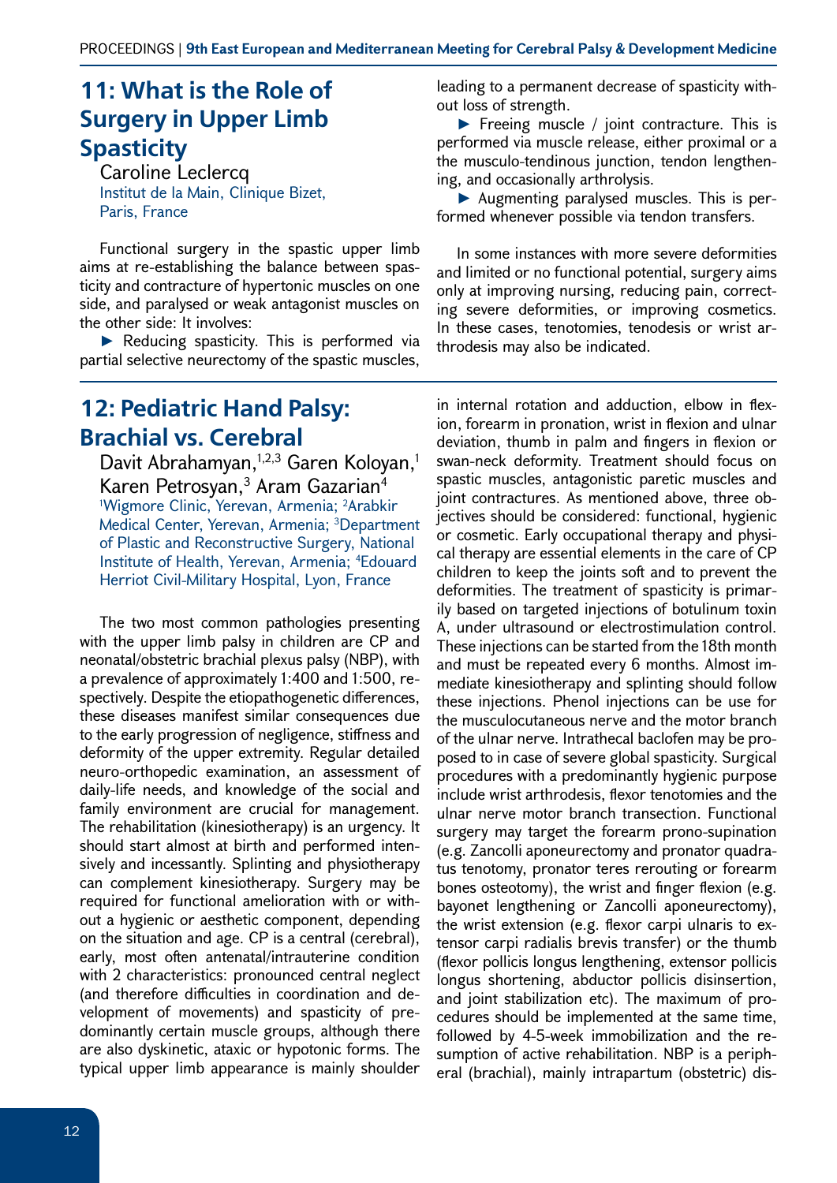## 11: What is the Role of Surgery in Upper Limb Spasticity

Caroline Leclercq
Institut de la Main, Clinique Bizet, Paris, France

Functional surgery in the spastic upper limb aims at re-establishing the balance between spasticity and contracture of hypertonic muscles on one side, and paralysed or weak antagonist muscles on the other side: It involves:

- Reducing spasticity. This is performed via partial selective neurectomy of the spastic muscles, leading to a permanent decrease of spasticity without loss of strength.
- Freeing muscle / joint contracture. This is performed via muscle release, either proximal or a the musculo-tendinous junction, tendon lengthening, and occasionally arthrolysis.
- Augmenting paralysed muscles. This is performed whenever possible via tendon transfers.

In some instances with more severe deformities and limited or no functional potential, surgery aims only at improving nursing, reducing pain, correcting severe deformities, or improving cosmetics. In these cases, tenotomies, tenodesis or wrist arthrodesis may also be indicated.

## 12: Pediatric Hand Palsy: Brachial vs. Cerebral

Davit Abrahamyan,[1,2,3] Garen Koloyan,[1] Karen Petrosyan,[3] Aram Gazarian[4]
[1]Wigmore Clinic, Yerevan, Armenia; [2]Arabkir Medical Center, Yerevan, Armenia; [3]Department of Plastic and Reconstructive Surgery, National Institute of Health, Yerevan, Armenia; [4]Edouard Herriot Civil-Military Hospital, Lyon, France

The two most common pathologies presenting with the upper limb palsy in children are CP and neonatal/obstetric brachial plexus palsy (NBP), with a prevalence of approximately 1:400 and 1:500, respectively. Despite the etiopathogenetic differences, these diseases manifest similar consequences due to the early progression of negligence, stiffness and deformity of the upper extremity. Regular detailed neuro-orthopedic examination, an assessment of daily-life needs, and knowledge of the social and family environment are crucial for management. The rehabilitation (kinesiotherapy) is an urgency. It should start almost at birth and performed intensively and incessantly. Splinting and physiotherapy can complement kinesiotherapy. Surgery may be required for functional amelioration with or without a hygienic or aesthetic component, depending on the situation and age. CP is a central (cerebral), early, most often antenatal/intrauterine condition with 2 characteristics: pronounced central neglect (and therefore difficulties in coordination and development of movements) and spasticity of predominantly certain muscle groups, although there are also dyskinetic, ataxic or hypotonic forms. The typical upper limb appearance is mainly shoulder in internal rotation and adduction, elbow in flexion, forearm in pronation, wrist in flexion and ulnar deviation, thumb in palm and fingers in flexion or swan-neck deformity. Treatment should focus on spastic muscles, antagonistic paretic muscles and joint contractures. As mentioned above, three objectives should be considered: functional, hygienic or cosmetic. Early occupational therapy and physical therapy are essential elements in the care of CP children to keep the joints soft and to prevent the deformities. The treatment of spasticity is primarily based on targeted injections of botulinum toxin A, under ultrasound or electrostimulation control. These injections can be started from the 18th month and must be repeated every 6 months. Almost immediate kinesiotherapy and splinting should follow these injections. Phenol injections can be use for the musculocutaneous nerve and the motor branch of the ulnar nerve. Intrathecal baclofen may be proposed to in case of severe global spasticity. Surgical procedures with a predominantly hygienic purpose include wrist arthrodesis, flexor tenotomies and the ulnar nerve motor branch transection. Functional surgery may target the forearm prono-supination (e.g. Zancolli aponeurectomy and pronator quadratus tenotomy, pronator teres rerouting or forearm bones osteotomy), the wrist and finger flexion (e.g. bayonet lengthening or Zancolli aponeurectomy), the wrist extension (e.g. flexor carpi ulnaris to extensor carpi radialis brevis transfer) or the thumb (flexor pollicis longus lengthening, extensor pollicis longus shortening, abductor pollicis disinsertion, and joint stabilization etc). The maximum of procedures should be implemented at the same time, followed by 4-5-week immobilization and the resumption of active rehabilitation. NBP is a peripheral (brachial), mainly intrapartum (obstetric) dis-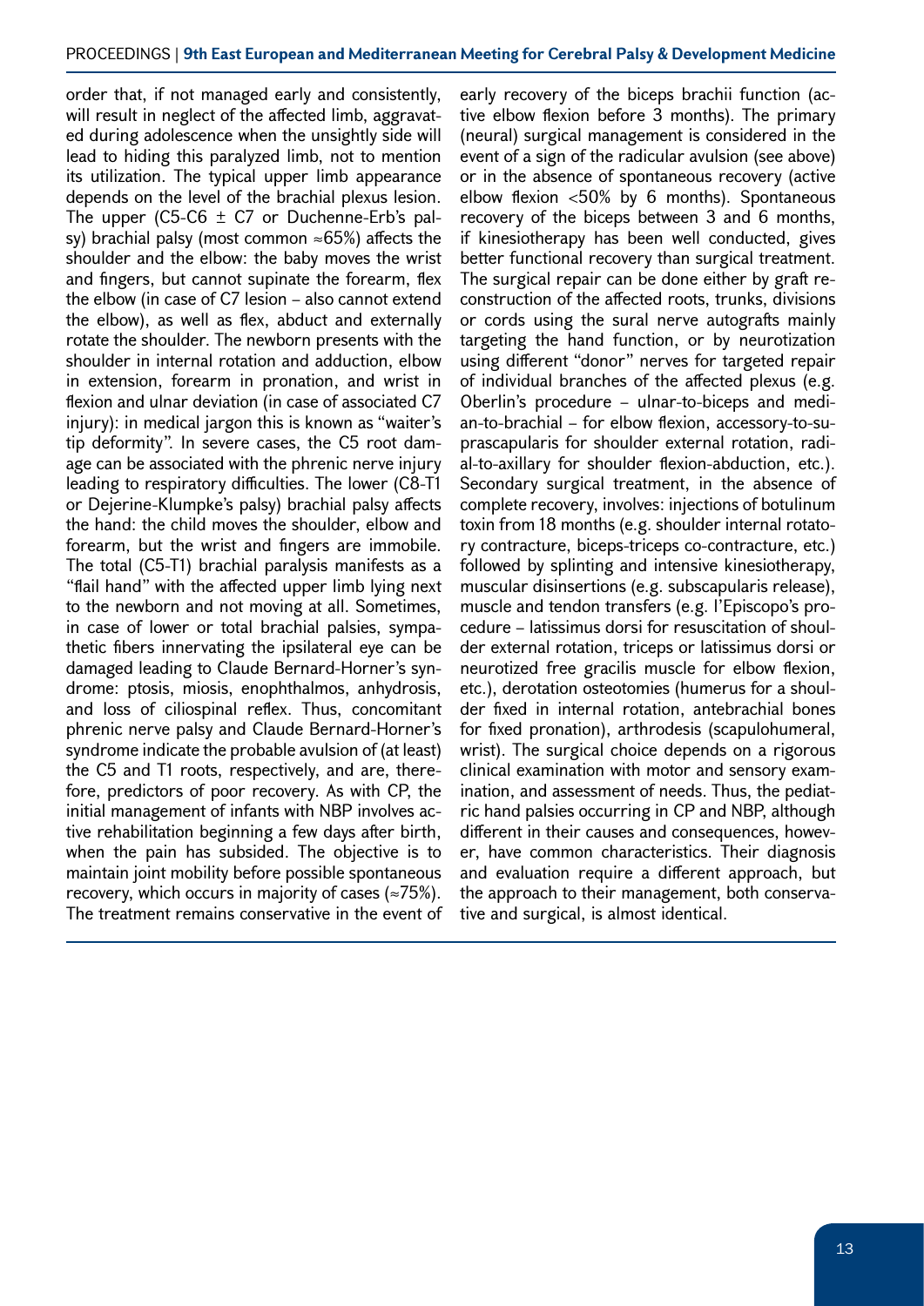order that, if not managed early and consistently, will result in neglect of the affected limb, aggravated during adolescence when the unsightly side will lead to hiding this paralyzed limb, not to mention its utilization. The typical upper limb appearance depends on the level of the brachial plexus lesion. The upper (C5-C6 ± C7 or Duchenne-Erb's palsy) brachial palsy (most common ≈65%) affects the shoulder and the elbow: the baby moves the wrist and fingers, but cannot supinate the forearm, flex the elbow (in case of C7 lesion – also cannot extend the elbow), as well as flex, abduct and externally rotate the shoulder. The newborn presents with the shoulder in internal rotation and adduction, elbow in extension, forearm in pronation, and wrist in flexion and ulnar deviation (in case of associated C7 injury): in medical jargon this is known as "waiter's tip deformity". In severe cases, the C5 root damage can be associated with the phrenic nerve injury leading to respiratory difficulties. The lower (C8-T1 or Dejerine-Klumpke's palsy) brachial palsy affects the hand: the child moves the shoulder, elbow and forearm, but the wrist and fingers are immobile. The total (C5-T1) brachial paralysis manifests as a "flail hand" with the affected upper limb lying next to the newborn and not moving at all. Sometimes, in case of lower or total brachial palsies, sympathetic fibers innervating the ipsilateral eye can be damaged leading to Claude Bernard-Horner's syndrome: ptosis, miosis, enophthalmos, anhydrosis, and loss of ciliospinal reflex. Thus, concomitant phrenic nerve palsy and Claude Bernard-Horner's syndrome indicate the probable avulsion of (at least) the C5 and T1 roots, respectively, and are, therefore, predictors of poor recovery. As with CP, the initial management of infants with NBP involves active rehabilitation beginning a few days after birth, when the pain has subsided. The objective is to maintain joint mobility before possible spontaneous recovery, which occurs in majority of cases (≈75%). The treatment remains conservative in the event of early recovery of the biceps brachii function (active elbow flexion before 3 months). The primary (neural) surgical management is considered in the event of a sign of the radicular avulsion (see above) or in the absence of spontaneous recovery (active elbow flexion <50% by 6 months). Spontaneous recovery of the biceps between 3 and 6 months, if kinesiotherapy has been well conducted, gives better functional recovery than surgical treatment. The surgical repair can be done either by graft reconstruction of the affected roots, trunks, divisions or cords using the sural nerve autografts mainly targeting the hand function, or by neurotization using different "donor" nerves for targeted repair of individual branches of the affected plexus (e.g. Oberlin's procedure – ulnar-to-biceps and median-to-brachial – for elbow flexion, accessory-to-suprascapularis for shoulder external rotation, radial-to-axillary for shoulder flexion-abduction, etc.). Secondary surgical treatment, in the absence of complete recovery, involves: injections of botulinum toxin from 18 months (e.g. shoulder internal rotatory contracture, biceps-triceps co-contracture, etc.) followed by splinting and intensive kinesiotherapy, muscular disinsertions (e.g. subscapularis release), muscle and tendon transfers (e.g. l'Episcopo's procedure – latissimus dorsi for resuscitation of shoulder external rotation, triceps or latissimus dorsi or neurotized free gracilis muscle for elbow flexion, etc.), derotation osteotomies (humerus for a shoulder fixed in internal rotation, antebrachial bones for fixed pronation), arthrodesis (scapulohumeral, wrist). The surgical choice depends on a rigorous clinical examination with motor and sensory examination, and assessment of needs. Thus, the pediatric hand palsies occurring in CP and NBP, although different in their causes and consequences, however, have common characteristics. Their diagnosis and evaluation require a different approach, but the approach to their management, both conservative and surgical, is almost identical.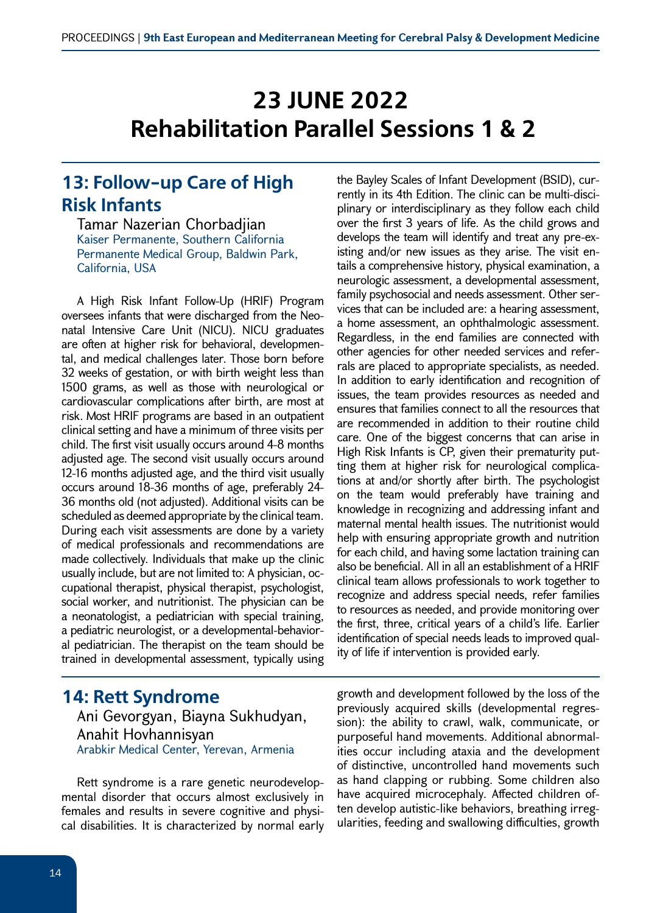# 23 JUNE 2022
# Rehabilitation Parallel Sessions 1 & 2

## 13: Follow-up Care of High Risk Infants

Tamar Nazerian Chorbadjian
Kaiser Permanente, Southern California Permanente Medical Group, Baldwin Park, California, USA

A High Risk Infant Follow-Up (HRIF) Program oversees infants that were discharged from the Neonatal Intensive Care Unit (NICU). NICU graduates are often at higher risk for behavioral, developmental, and medical challenges later. Those born before 32 weeks of gestation, or with birth weight less than 1500 grams, as well as those with neurological or cardiovascular complications after birth, are most at risk. Most HRIF programs are based in an outpatient clinical setting and have a minimum of three visits per child. The first visit usually occurs around 4-8 months adjusted age. The second visit usually occurs around 12-16 months adjusted age, and the third visit usually occurs around 18-36 months of age, preferably 24-36 months old (not adjusted). Additional visits can be scheduled as deemed appropriate by the clinical team. During each visit assessments are done by a variety of medical professionals and recommendations are made collectively. Individuals that make up the clinic usually include, but are not limited to: A physician, occupational therapist, physical therapist, psychologist, social worker, and nutritionist. The physician can be a neonatologist, a pediatrician with special training, a pediatric neurologist, or a developmental-behavioral pediatrician. The therapist on the team should be trained in developmental assessment, typically using the Bayley Scales of Infant Development (BSID), currently in its 4th Edition. The clinic can be multi-disciplinary or interdisciplinary as they follow each child over the first 3 years of life. As the child grows and develops the team will identify and treat any pre-existing and/or new issues as they arise. The visit entails a comprehensive history, physical examination, a neurologic assessment, a developmental assessment, family psychosocial and needs assessment. Other services that can be included are: a hearing assessment, a home assessment, an ophthalmologic assessment. Regardless, in the end families are connected with other agencies for other needed services and referrals are placed to appropriate specialists, as needed. In addition to early identification and recognition of issues, the team provides resources as needed and ensures that families connect to all the resources that are recommended in addition to their routine child care. One of the biggest concerns that can arise in High Risk Infants is CP, given their prematurity putting them at higher risk for neurological complications at and/or shortly after birth. The psychologist on the team would preferably have training and knowledge in recognizing and addressing infant and maternal mental health issues. The nutritionist would help with ensuring appropriate growth and nutrition for each child, and having some lactation training can also be beneficial. All in all an establishment of a HRIF clinical team allows professionals to work together to recognize and address special needs, refer families to resources as needed, and provide monitoring over the first, three, critical years of a child's life. Earlier identification of special needs leads to improved quality of life if intervention is provided early.

## 14: Rett Syndrome

Ani Gevorgyan, Biayna Sukhudyan, Anahit Hovhannisyan
Arabkir Medical Center, Yerevan, Armenia

Rett syndrome is a rare genetic neurodevelopmental disorder that occurs almost exclusively in females and results in severe cognitive and physical disabilities. It is characterized by normal early growth and development followed by the loss of the previously acquired skills (developmental regression): the ability to crawl, walk, communicate, or purposeful hand movements. Additional abnormalities occur including ataxia and the development of distinctive, uncontrolled hand movements such as hand clapping or rubbing. Some children also have acquired microcephaly. Affected children often develop autistic-like behaviors, breathing irregularities, feeding and swallowing difficulties, growth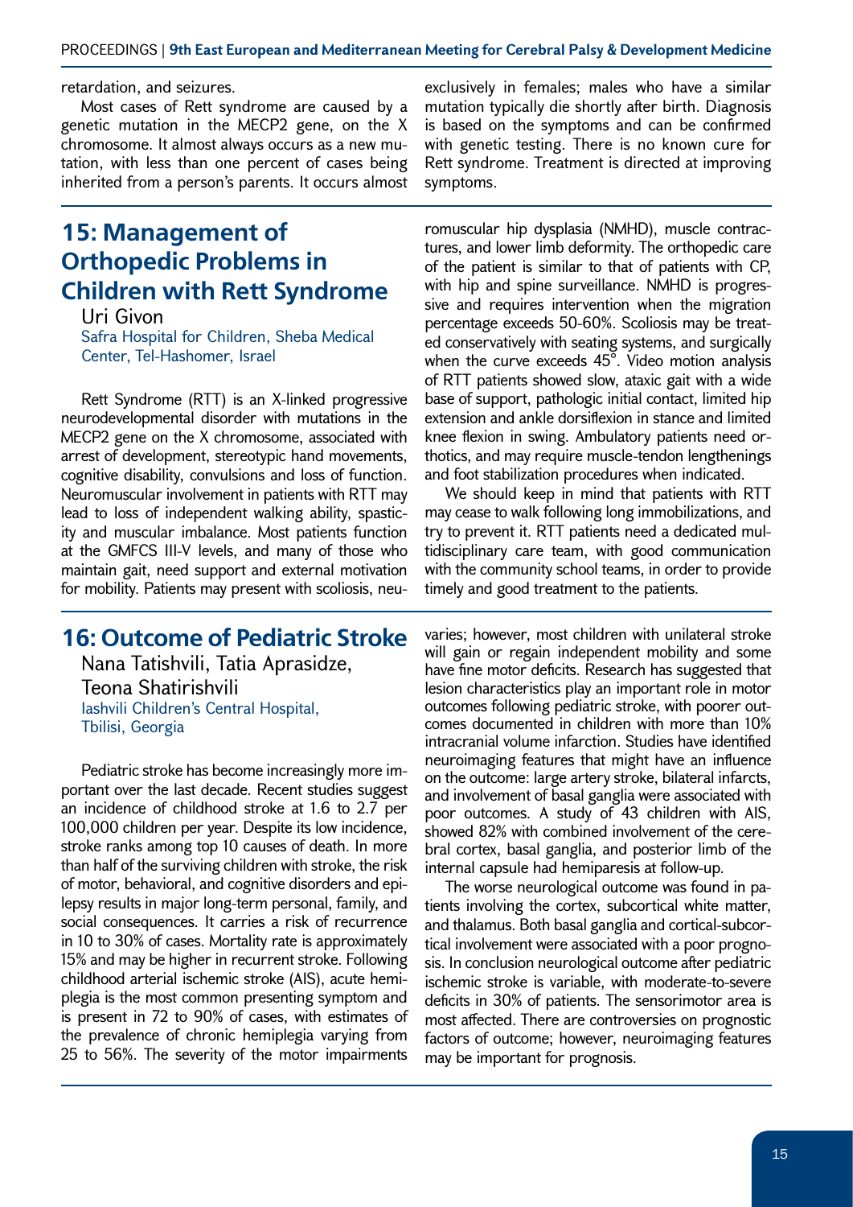retardation, and seizures.

Most cases of Rett syndrome are caused by a genetic mutation in the MECP2 gene, on the X chromosome. It almost always occurs as a new mutation, with less than one percent of cases being inherited from a person's parents. It occurs almost exclusively in females; males who have a similar mutation typically die shortly after birth. Diagnosis is based on the symptoms and can be confirmed with genetic testing. There is no known cure for Rett syndrome. Treatment is directed at improving symptoms.

## 15: Management of Orthopedic Problems in Children with Rett Syndrome

Uri Givon

Safra Hospital for Children, Sheba Medical Center, Tel-Hashomer, Israel

Rett Syndrome (RTT) is an X-linked progressive neurodevelopmental disorder with mutations in the MECP2 gene on the X chromosome, associated with arrest of development, stereotypic hand movements, cognitive disability, convulsions and loss of function. Neuromuscular involvement in patients with RTT may lead to loss of independent walking ability, spasticity and muscular imbalance. Most patients function at the GMFCS III-V levels, and many of those who maintain gait, need support and external motivation for mobility. Patients may present with scoliosis, neuromuscular hip dysplasia (NMHD), muscle contractures, and lower limb deformity. The orthopedic care of the patient is similar to that of patients with CP, with hip and spine surveillance. NMHD is progressive and requires intervention when the migration percentage exceeds 50-60%. Scoliosis may be treated conservatively with seating systems, and surgically when the curve exceeds 45°. Video motion analysis of RTT patients showed slow, ataxic gait with a wide base of support, pathologic initial contact, limited hip extension and ankle dorsiflexion in stance and limited knee flexion in swing. Ambulatory patients need orthotics, and may require muscle-tendon lengthenings and foot stabilization procedures when indicated.

We should keep in mind that patients with RTT may cease to walk following long immobilizations, and try to prevent it. RTT patients need a dedicated multidisciplinary care team, with good communication with the community school teams, in order to provide timely and good treatment to the patients.

## 16: Outcome of Pediatric Stroke

Nana Tatishvili, Tatia Aprasidze, Teona Shatirishvili

Iashvili Children's Central Hospital, Tbilisi, Georgia

Pediatric stroke has become increasingly more important over the last decade. Recent studies suggest an incidence of childhood stroke at 1.6 to 2.7 per 100,000 children per year. Despite its low incidence, stroke ranks among top 10 causes of death. In more than half of the surviving children with stroke, the risk of motor, behavioral, and cognitive disorders and epilepsy results in major long-term personal, family, and social consequences. It carries a risk of recurrence in 10 to 30% of cases. Mortality rate is approximately 15% and may be higher in recurrent stroke. Following childhood arterial ischemic stroke (AIS), acute hemiplegia is the most common presenting symptom and is present in 72 to 90% of cases, with estimates of the prevalence of chronic hemiplegia varying from 25 to 56%. The severity of the motor impairments varies; however, most children with unilateral stroke will gain or regain independent mobility and some have fine motor deficits. Research has suggested that lesion characteristics play an important role in motor outcomes following pediatric stroke, with poorer outcomes documented in children with more than 10% intracranial volume infarction. Studies have identified neuroimaging features that might have an influence on the outcome: large artery stroke, bilateral infarcts, and involvement of basal ganglia were associated with poor outcomes. A study of 43 children with AIS, showed 82% with combined involvement of the cerebral cortex, basal ganglia, and posterior limb of the internal capsule had hemiparesis at follow-up.

The worse neurological outcome was found in patients involving the cortex, subcortical white matter, and thalamus. Both basal ganglia and cortical-subcortical involvement were associated with a poor prognosis. In conclusion neurological outcome after pediatric ischemic stroke is variable, with moderate-to-severe deficits in 30% of patients. The sensorimotor area is most affected. There are controversies on prognostic factors of outcome; however, neuroimaging features may be important for prognosis.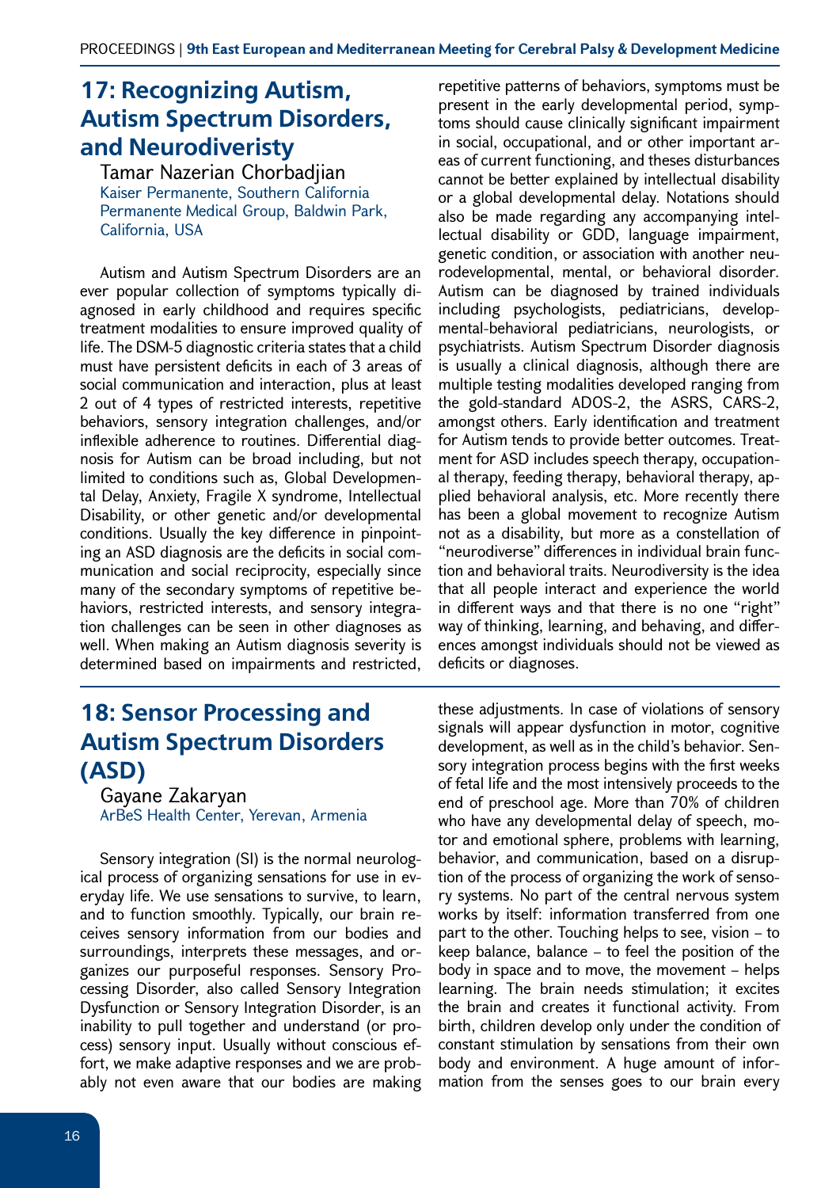## 17: Recognizing Autism, Autism Spectrum Disorders, and Neurodiveristy

Tamar Nazerian Chorbadjian
Kaiser Permanente, Southern California Permanente Medical Group, Baldwin Park, California, USA

Autism and Autism Spectrum Disorders are an ever popular collection of symptoms typically diagnosed in early childhood and requires specific treatment modalities to ensure improved quality of life. The DSM-5 diagnostic criteria states that a child must have persistent deficits in each of 3 areas of social communication and interaction, plus at least 2 out of 4 types of restricted interests, repetitive behaviors, sensory integration challenges, and/or inflexible adherence to routines. Differential diagnosis for Autism can be broad including, but not limited to conditions such as, Global Developmental Delay, Anxiety, Fragile X syndrome, Intellectual Disability, or other genetic and/or developmental conditions. Usually the key difference in pinpointing an ASD diagnosis are the deficits in social communication and social reciprocity, especially since many of the secondary symptoms of repetitive behaviors, restricted interests, and sensory integration challenges can be seen in other diagnoses as well. When making an Autism diagnosis severity is determined based on impairments and restricted, repetitive patterns of behaviors, symptoms must be present in the early developmental period, symptoms should cause clinically significant impairment in social, occupational, and or other important areas of current functioning, and theses disturbances cannot be better explained by intellectual disability or a global developmental delay. Notations should also be made regarding any accompanying intellectual disability or GDD, language impairment, genetic condition, or association with another neurodevelopmental, mental, or behavioral disorder. Autism can be diagnosed by trained individuals including psychologists, pediatricians, developmental-behavioral pediatricians, neurologists, or psychiatrists. Autism Spectrum Disorder diagnosis is usually a clinical diagnosis, although there are multiple testing modalities developed ranging from the gold-standard ADOS-2, the ASRS, CARS-2, amongst others. Early identification and treatment for Autism tends to provide better outcomes. Treatment for ASD includes speech therapy, occupational therapy, feeding therapy, behavioral therapy, applied behavioral analysis, etc. More recently there has been a global movement to recognize Autism not as a disability, but more as a constellation of "neurodiverse" differences in individual brain function and behavioral traits. Neurodiversity is the idea that all people interact and experience the world in different ways and that there is no one "right" way of thinking, learning, and behaving, and differences amongst individuals should not be viewed as deficits or diagnoses.

## 18: Sensor Processing and Autism Spectrum Disorders (ASD)

Gayane Zakaryan
ArBeS Health Center, Yerevan, Armenia

Sensory integration (SI) is the normal neurological process of organizing sensations for use in everyday life. We use sensations to survive, to learn, and to function smoothly. Typically, our brain receives sensory information from our bodies and surroundings, interprets these messages, and organizes our purposeful responses. Sensory Processing Disorder, also called Sensory Integration Dysfunction or Sensory Integration Disorder, is an inability to pull together and understand (or process) sensory input. Usually without conscious effort, we make adaptive responses and we are probably not even aware that our bodies are making these adjustments. In case of violations of sensory signals will appear dysfunction in motor, cognitive development, as well as in the child's behavior. Sensory integration process begins with the first weeks of fetal life and the most intensively proceeds to the end of preschool age. More than 70% of children who have any developmental delay of speech, motor and emotional sphere, problems with learning, behavior, and communication, based on a disruption of the process of organizing the work of sensory systems. No part of the central nervous system works by itself: information transferred from one part to the other. Touching helps to see, vision – to keep balance, balance – to feel the position of the body in space and to move, the movement – helps learning. The brain needs stimulation; it excites the brain and creates it functional activity. From birth, children develop only under the condition of constant stimulation by sensations from their own body and environment. A huge amount of information from the senses goes to our brain every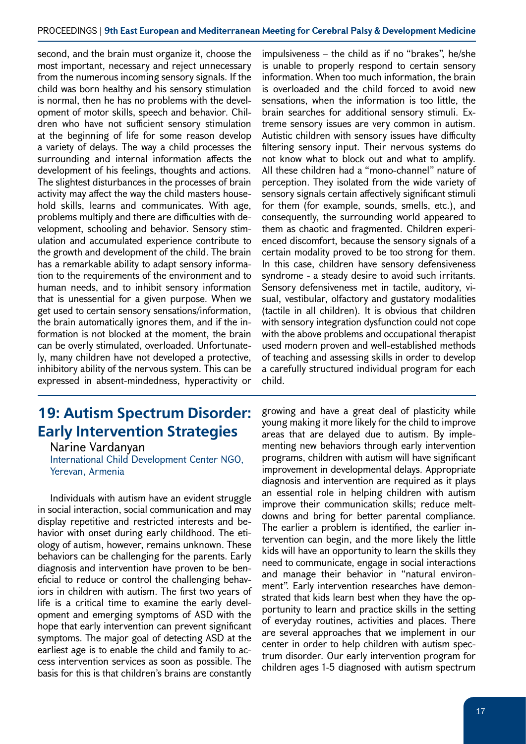second, and the brain must organize it, choose the most important, necessary and reject unnecessary from the numerous incoming sensory signals. If the child was born healthy and his sensory stimulation is normal, then he has no problems with the development of motor skills, speech and behavior. Children who have not sufficient sensory stimulation at the beginning of life for some reason develop a variety of delays. The way a child processes the surrounding and internal information affects the development of his feelings, thoughts and actions. The slightest disturbances in the processes of brain activity may affect the way the child masters household skills, learns and communicates. With age, problems multiply and there are difficulties with development, schooling and behavior. Sensory stimulation and accumulated experience contribute to the growth and development of the child. The brain has a remarkable ability to adapt sensory information to the requirements of the environment and to human needs, and to inhibit sensory information that is unessential for a given purpose. When we get used to certain sensory sensations/information, the brain automatically ignores them, and if the information is not blocked at the moment, the brain can be overly stimulated, overloaded. Unfortunately, many children have not developed a protective, inhibitory ability of the nervous system. This can be expressed in absent-mindedness, hyperactivity or impulsiveness – the child as if no "brakes", he/she is unable to properly respond to certain sensory information. When too much information, the brain is overloaded and the child forced to avoid new sensations, when the information is too little, the brain searches for additional sensory stimuli. Extreme sensory issues are very common in autism. Autistic children with sensory issues have difficulty filtering sensory input. Their nervous systems do not know what to block out and what to amplify. All these children had a "mono-channel" nature of perception. They isolated from the wide variety of sensory signals certain affectively significant stimuli for them (for example, sounds, smells, etc.), and consequently, the surrounding world appeared to them as chaotic and fragmented. Children experienced discomfort, because the sensory signals of a certain modality proved to be too strong for them. In this case, children have sensory defensiveness syndrome - a steady desire to avoid such irritants. Sensory defensiveness met in tactile, auditory, visual, vestibular, olfactory and gustatory modalities (tactile in all children). It is obvious that children with sensory integration dysfunction could not cope with the above problems and occupational therapist used modern proven and well-established methods of teaching and assessing skills in order to develop a carefully structured individual program for each child.

## 19: Autism Spectrum Disorder: Early Intervention Strategies

Narine Vardanyan
International Child Development Center NGO, Yerevan, Armenia

Individuals with autism have an evident struggle in social interaction, social communication and may display repetitive and restricted interests and behavior with onset during early childhood. The etiology of autism, however, remains unknown. These behaviors can be challenging for the parents. Early diagnosis and intervention have proven to be beneficial to reduce or control the challenging behaviors in children with autism. The first two years of life is a critical time to examine the early development and emerging symptoms of ASD with the hope that early intervention can prevent significant symptoms. The major goal of detecting ASD at the earliest age is to enable the child and family to access intervention services as soon as possible. The basis for this is that children's brains are constantly growing and have a great deal of plasticity while young making it more likely for the child to improve areas that are delayed due to autism. By implementing new behaviors through early intervention programs, children with autism will have significant improvement in developmental delays. Appropriate diagnosis and intervention are required as it plays an essential role in helping children with autism improve their communication skills; reduce meltdowns and bring for better parental compliance. The earlier a problem is identified, the earlier intervention can begin, and the more likely the little kids will have an opportunity to learn the skills they need to communicate, engage in social interactions and manage their behavior in "natural environment". Early intervention researches have demonstrated that kids learn best when they have the opportunity to learn and practice skills in the setting of everyday routines, activities and places. There are several approaches that we implement in our center in order to help children with autism spectrum disorder. Our early intervention program for children ages 1-5 diagnosed with autism spectrum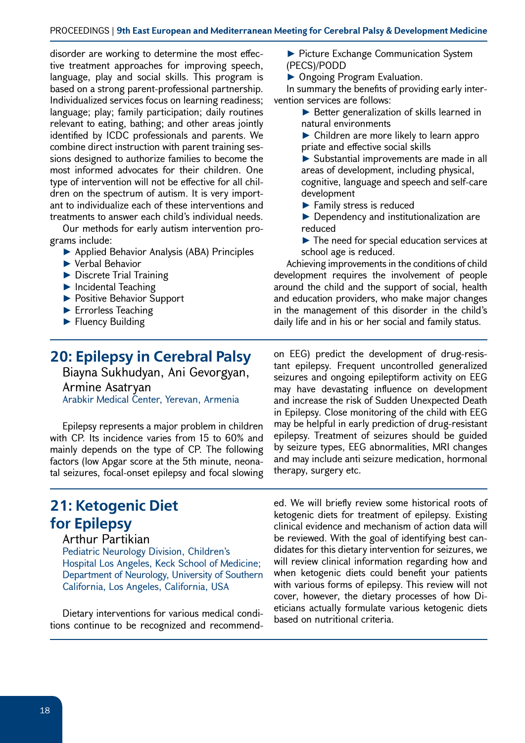disorder are working to determine the most effective treatment approaches for improving speech, language, play and social skills. This program is based on a strong parent-professional partnership. Individualized services focus on learning readiness; language; play; family participation; daily routines relevant to eating, bathing; and other areas jointly identified by ICDC professionals and parents. We combine direct instruction with parent training sessions designed to authorize families to become the most informed advocates for their children. One type of intervention will not be effective for all children on the spectrum of autism. It is very important to individualize each of these interventions and treatments to answer each child's individual needs.

Our methods for early autism intervention programs include:

- Applied Behavior Analysis (ABA) Principles
- Verbal Behavior
- Discrete Trial Training
- Incidental Teaching
- Positive Behavior Support
- Errorless Teaching
- Fluency Building
- Picture Exchange Communication System (PECS)/PODD
- Ongoing Program Evaluation.

In summary the benefits of providing early intervention services are follows:

- Better generalization of skills learned in natural environments
- Children are more likely to learn appro priate and effective social skills
- Substantial improvements are made in all areas of development, including physical, cognitive, language and speech and self-care development
- Family stress is reduced
- Dependency and institutionalization are reduced
- The need for special education services at school age is reduced.

Achieving improvements in the conditions of child development requires the involvement of people around the child and the support of social, health and education providers, who make major changes in the management of this disorder in the child's daily life and in his or her social and family status.

## 20: Epilepsy in Cerebral Palsy

Biayna Sukhudyan, Ani Gevorgyan, Armine Asatryan

Arabkir Medical Center, Yerevan, Armenia

Epilepsy represents a major problem in children with CP. Its incidence varies from 15 to 60% and mainly depends on the type of CP. The following factors (low Apgar score at the 5th minute, neonatal seizures, focal-onset epilepsy and focal slowing on EEG) predict the development of drug-resistant epilepsy. Frequent uncontrolled generalized seizures and ongoing epileptiform activity on EEG may have devastating influence on development and increase the risk of Sudden Unexpected Death in Epilepsy. Close monitoring of the child with EEG may be helpful in early prediction of drug-resistant epilepsy. Treatment of seizures should be guided by seizure types, EEG abnormalities, MRI changes and may include anti seizure medication, hormonal therapy, surgery etc.

## 21: Ketogenic Diet for Epilepsy

Arthur Partikian

Pediatric Neurology Division, Children's Hospital Los Angeles, Keck School of Medicine; Department of Neurology, University of Southern California, Los Angeles, California, USA

Dietary interventions for various medical conditions continue to be recognized and recommended. We will briefly review some historical roots of ketogenic diets for treatment of epilepsy. Existing clinical evidence and mechanism of action data will be reviewed. With the goal of identifying best candidates for this dietary intervention for seizures, we will review clinical information regarding how and when ketogenic diets could benefit your patients with various forms of epilepsy. This review will not cover, however, the dietary processes of how Dieticians actually formulate various ketogenic diets based on nutritional criteria.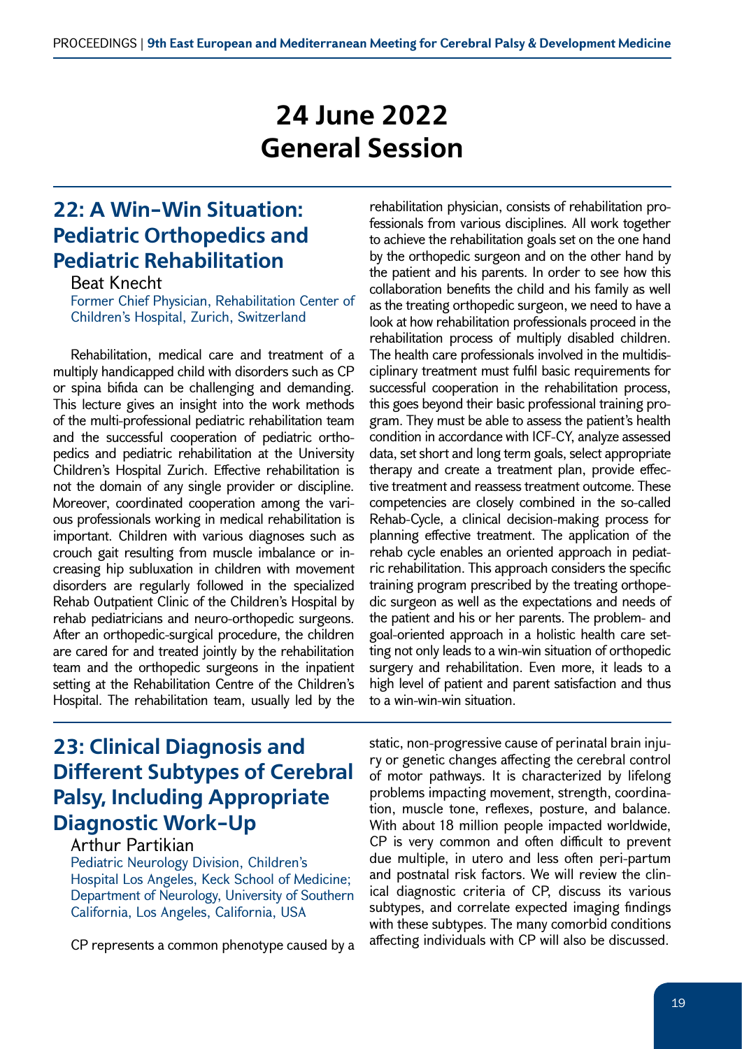# 24 June 2022
# General Session

## 22: A Win-Win Situation: Pediatric Orthopedics and Pediatric Rehabilitation

Beat Knecht

Former Chief Physician, Rehabilitation Center of Children's Hospital, Zurich, Switzerland

Rehabilitation, medical care and treatment of a multiply handicapped child with disorders such as CP or spina bifida can be challenging and demanding. This lecture gives an insight into the work methods of the multi-professional pediatric rehabilitation team and the successful cooperation of pediatric orthopedics and pediatric rehabilitation at the University Children's Hospital Zurich. Effective rehabilitation is not the domain of any single provider or discipline. Moreover, coordinated cooperation among the various professionals working in medical rehabilitation is important. Children with various diagnoses such as crouch gait resulting from muscle imbalance or increasing hip subluxation in children with movement disorders are regularly followed in the specialized Rehab Outpatient Clinic of the Children's Hospital by rehab pediatricians and neuro-orthopedic surgeons. After an orthopedic-surgical procedure, the children are cared for and treated jointly by the rehabilitation team and the orthopedic surgeons in the inpatient setting at the Rehabilitation Centre of the Children's Hospital. The rehabilitation team, usually led by the rehabilitation physician, consists of rehabilitation professionals from various disciplines. All work together to achieve the rehabilitation goals set on the one hand by the orthopedic surgeon and on the other hand by the patient and his parents. In order to see how this collaboration benefits the child and his family as well as the treating orthopedic surgeon, we need to have a look at how rehabilitation professionals proceed in the rehabilitation process of multiply disabled children. The health care professionals involved in the multidisciplinary treatment must fulfil basic requirements for successful cooperation in the rehabilitation process, this goes beyond their basic professional training program. They must be able to assess the patient's health condition in accordance with ICF-CY, analyze assessed data, set short and long term goals, select appropriate therapy and create a treatment plan, provide effective treatment and reassess treatment outcome. These competencies are closely combined in the so-called Rehab-Cycle, a clinical decision-making process for planning effective treatment. The application of the rehab cycle enables an oriented approach in pediatric rehabilitation. This approach considers the specific training program prescribed by the treating orthopedic surgeon as well as the expectations and needs of the patient and his or her parents. The problem- and goal-oriented approach in a holistic health care setting not only leads to a win-win situation of orthopedic surgery and rehabilitation. Even more, it leads to a high level of patient and parent satisfaction and thus to a win-win-win situation.

## 23: Clinical Diagnosis and Different Subtypes of Cerebral Palsy, Including Appropriate Diagnostic Work-Up

Arthur Partikian

Pediatric Neurology Division, Children's Hospital Los Angeles, Keck School of Medicine; Department of Neurology, University of Southern California, Los Angeles, California, USA

CP represents a common phenotype caused by a static, non-progressive cause of perinatal brain injury or genetic changes affecting the cerebral control of motor pathways. It is characterized by lifelong problems impacting movement, strength, coordination, muscle tone, reflexes, posture, and balance. With about 18 million people impacted worldwide, CP is very common and often difficult to prevent due multiple, in utero and less often peri-partum and postnatal risk factors. We will review the clinical diagnostic criteria of CP, discuss its various subtypes, and correlate expected imaging findings with these subtypes. The many comorbid conditions affecting individuals with CP will also be discussed.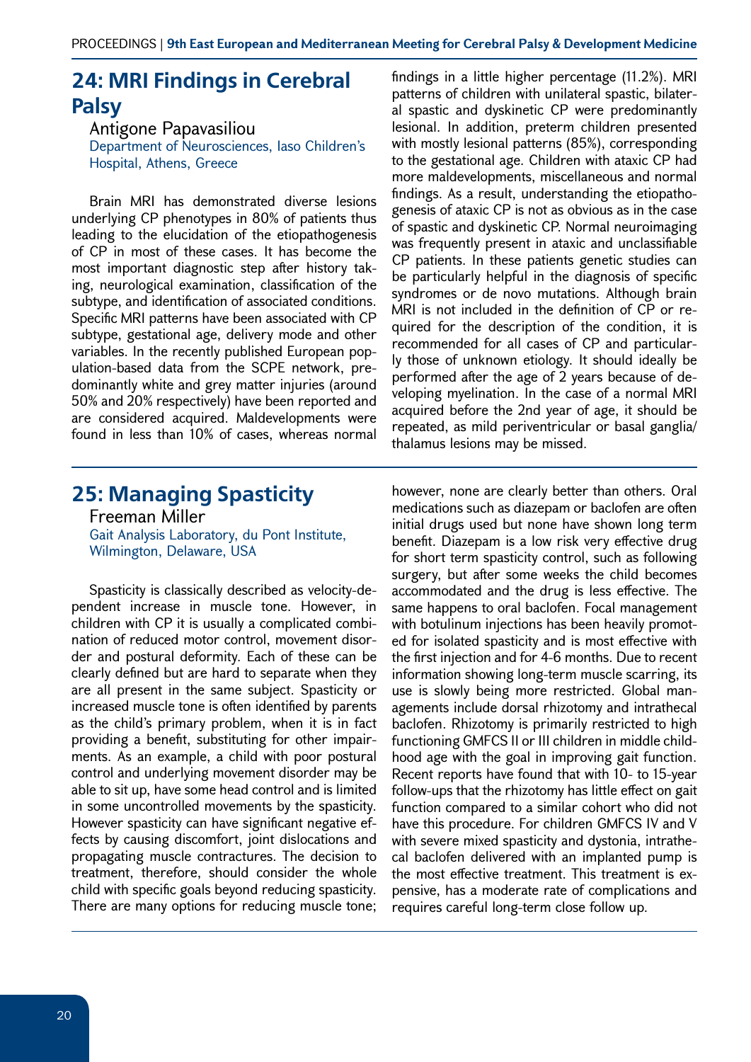## 24: MRI Findings in Cerebral Palsy

Antigone Papavasiliou

Department of Neurosciences, Iaso Children's Hospital, Athens, Greece

Brain MRI has demonstrated diverse lesions underlying CP phenotypes in 80% of patients thus leading to the elucidation of the etiopathogenesis of CP in most of these cases. It has become the most important diagnostic step after history taking, neurological examination, classification of the subtype, and identification of associated conditions. Specific MRI patterns have been associated with CP subtype, gestational age, delivery mode and other variables. In the recently published European population-based data from the SCPE network, predominantly white and grey matter injuries (around 50% and 20% respectively) have been reported and are considered acquired. Maldevelopments were found in less than 10% of cases, whereas normal findings in a little higher percentage (11.2%). MRI patterns of children with unilateral spastic, bilateral spastic and dyskinetic CP were predominantly lesional. In addition, preterm children presented with mostly lesional patterns (85%), corresponding to the gestational age. Children with ataxic CP had more maldevelopments, miscellaneous and normal findings. As a result, understanding the etiopathogenesis of ataxic CP is not as obvious as in the case of spastic and dyskinetic CP. Normal neuroimaging was frequently present in ataxic and unclassifiable CP patients. In these patients genetic studies can be particularly helpful in the diagnosis of specific syndromes or de novo mutations. Although brain MRI is not included in the definition of CP or required for the description of the condition, it is recommended for all cases of CP and particularly those of unknown etiology. It should ideally be performed after the age of 2 years because of developing myelination. In the case of a normal MRI acquired before the 2nd year of age, it should be repeated, as mild periventricular or basal ganglia/thalamus lesions may be missed.

## 25: Managing Spasticity

Freeman Miller

Gait Analysis Laboratory, du Pont Institute, Wilmington, Delaware, USA

Spasticity is classically described as velocity-dependent increase in muscle tone. However, in children with CP it is usually a complicated combination of reduced motor control, movement disorder and postural deformity. Each of these can be clearly defined but are hard to separate when they are all present in the same subject. Spasticity or increased muscle tone is often identified by parents as the child's primary problem, when it is in fact providing a benefit, substituting for other impairments. As an example, a child with poor postural control and underlying movement disorder may be able to sit up, have some head control and is limited in some uncontrolled movements by the spasticity. However spasticity can have significant negative effects by causing discomfort, joint dislocations and propagating muscle contractures. The decision to treatment, therefore, should consider the whole child with specific goals beyond reducing spasticity. There are many options for reducing muscle tone; however, none are clearly better than others. Oral medications such as diazepam or baclofen are often initial drugs used but none have shown long term benefit. Diazepam is a low risk very effective drug for short term spasticity control, such as following surgery, but after some weeks the child becomes accommodated and the drug is less effective. The same happens to oral baclofen. Focal management with botulinum injections has been heavily promoted for isolated spasticity and is most effective with the first injection and for 4-6 months. Due to recent information showing long-term muscle scarring, its use is slowly being more restricted. Global managements include dorsal rhizotomy and intrathecal baclofen. Rhizotomy is primarily restricted to high functioning GMFCS II or III children in middle childhood age with the goal in improving gait function. Recent reports have found that with 10- to 15-year follow-ups that the rhizotomy has little effect on gait function compared to a similar cohort who did not have this procedure. For children GMFCS IV and V with severe mixed spasticity and dystonia, intrathecal baclofen delivered with an implanted pump is the most effective treatment. This treatment is expensive, has a moderate rate of complications and requires careful long-term close follow up.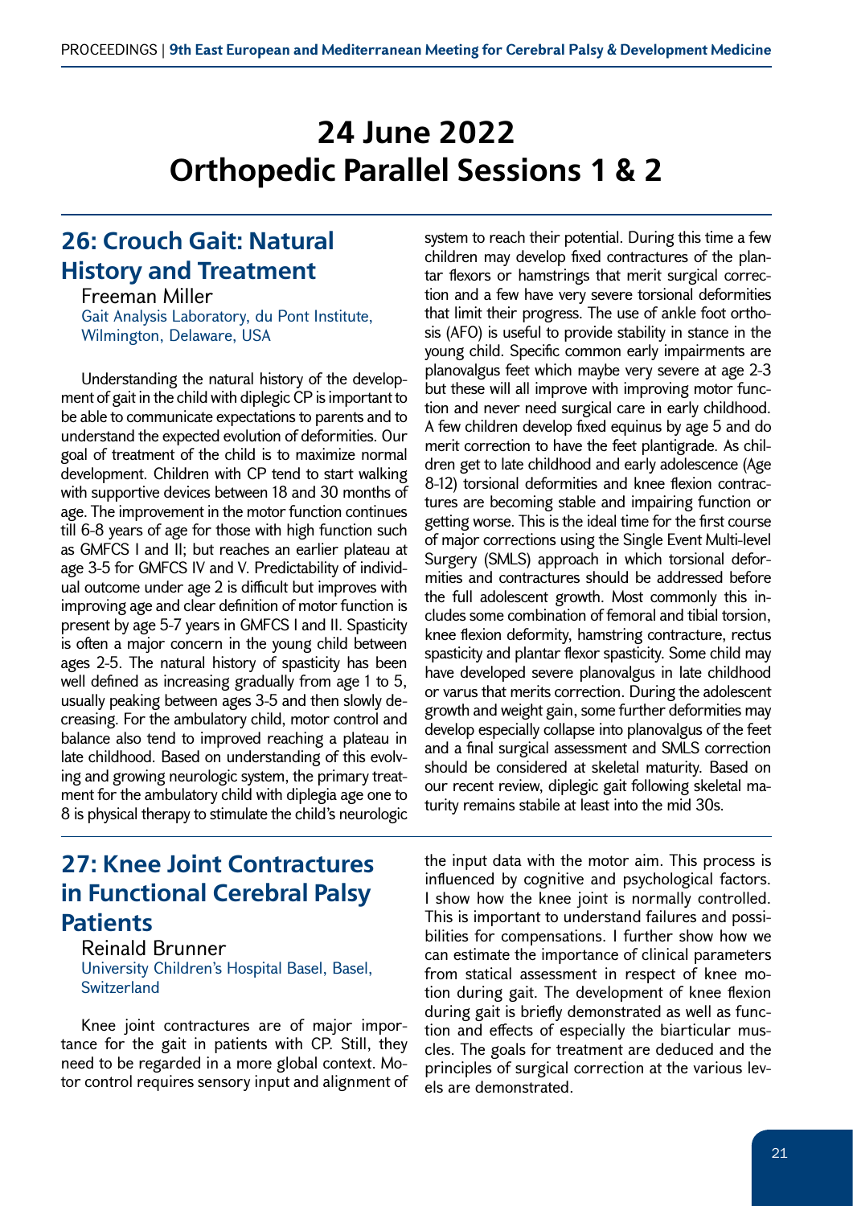# 24 June 2022
# Orthopedic Parallel Sessions 1 & 2

## 26: Crouch Gait: Natural History and Treatment

Freeman Miller

Gait Analysis Laboratory, du Pont Institute, Wilmington, Delaware, USA

Understanding the natural history of the development of gait in the child with diplegic CP is important to be able to communicate expectations to parents and to understand the expected evolution of deformities. Our goal of treatment of the child is to maximize normal development. Children with CP tend to start walking with supportive devices between 18 and 30 months of age. The improvement in the motor function continues till 6-8 years of age for those with high function such as GMFCS I and II; but reaches an earlier plateau at age 3-5 for GMFCS IV and V. Predictability of individual outcome under age 2 is difficult but improves with improving age and clear definition of motor function is present by age 5-7 years in GMFCS I and II. Spasticity is often a major concern in the young child between ages 2-5. The natural history of spasticity has been well defined as increasing gradually from age 1 to 5, usually peaking between ages 3-5 and then slowly decreasing. For the ambulatory child, motor control and balance also tend to improved reaching a plateau in late childhood. Based on understanding of this evolving and growing neurologic system, the primary treatment for the ambulatory child with diplegia age one to 8 is physical therapy to stimulate the child's neurologic system to reach their potential. During this time a few children may develop fixed contractures of the plantar flexors or hamstrings that merit surgical correction and a few have very severe torsional deformities that limit their progress. The use of ankle foot orthosis (AFO) is useful to provide stability in stance in the young child. Specific common early impairments are planovalgus feet which maybe very severe at age 2-3 but these will all improve with improving motor function and never need surgical care in early childhood. A few children develop fixed equinus by age 5 and do merit correction to have the feet plantigrade. As children get to late childhood and early adolescence (Age 8-12) torsional deformities and knee flexion contractures are becoming stable and impairing function or getting worse. This is the ideal time for the first course of major corrections using the Single Event Multi-level Surgery (SMLS) approach in which torsional deformities and contractures should be addressed before the full adolescent growth. Most commonly this includes some combination of femoral and tibial torsion, knee flexion deformity, hamstring contracture, rectus spasticity and plantar flexor spasticity. Some child may have developed severe planovalgus in late childhood or varus that merits correction. During the adolescent growth and weight gain, some further deformities may develop especially collapse into planovalgus of the feet and a final surgical assessment and SMLS correction should be considered at skeletal maturity. Based on our recent review, diplegic gait following skeletal maturity remains stabile at least into the mid 30s.

## 27: Knee Joint Contractures in Functional Cerebral Palsy Patients

Reinald Brunner

University Children's Hospital Basel, Basel, Switzerland

Knee joint contractures are of major importance for the gait in patients with CP. Still, they need to be regarded in a more global context. Motor control requires sensory input and alignment of the input data with the motor aim. This process is influenced by cognitive and psychological factors. I show how the knee joint is normally controlled. This is important to understand failures and possibilities for compensations. I further show how we can estimate the importance of clinical parameters from statical assessment in respect of knee motion during gait. The development of knee flexion during gait is briefly demonstrated as well as function and effects of especially the biarticular muscles. The goals for treatment are deduced and the principles of surgical correction at the various levels are demonstrated.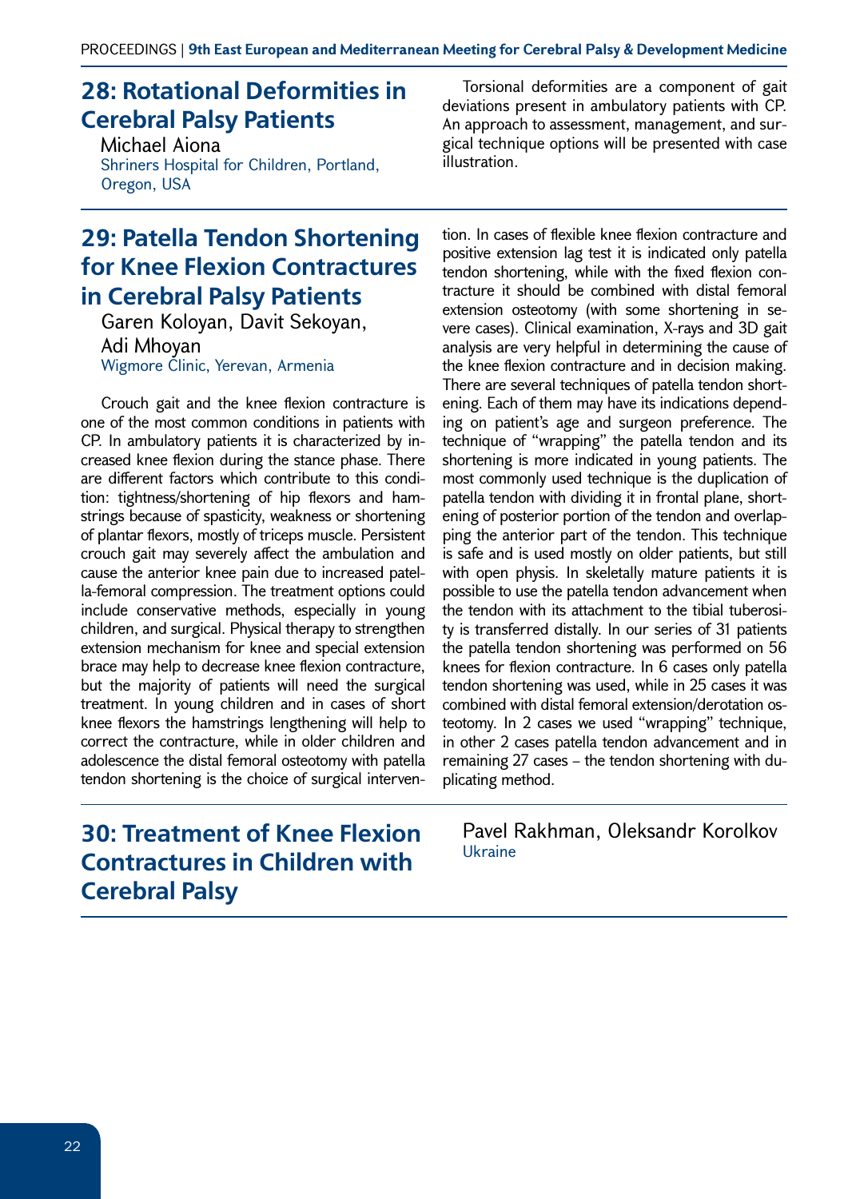## 28: Rotational Deformities in Cerebral Palsy Patients

Michael Aiona

Shriners Hospital for Children, Portland, Oregon, USA

Torsional deformities are a component of gait deviations present in ambulatory patients with CP. An approach to assessment, management, and surgical technique options will be presented with case illustration.

## 29: Patella Tendon Shortening for Knee Flexion Contractures in Cerebral Palsy Patients

Garen Koloyan, Davit Sekoyan, Adi Mhoyan

Wigmore Clinic, Yerevan, Armenia

Crouch gait and the knee flexion contracture is one of the most common conditions in patients with CP. In ambulatory patients it is characterized by increased knee flexion during the stance phase. There are different factors which contribute to this condition: tightness/shortening of hip flexors and hamstrings because of spasticity, weakness or shortening of plantar flexors, mostly of triceps muscle. Persistent crouch gait may severely affect the ambulation and cause the anterior knee pain due to increased patella-femoral compression. The treatment options could include conservative methods, especially in young children, and surgical. Physical therapy to strengthen extension mechanism for knee and special extension brace may help to decrease knee flexion contracture, but the majority of patients will need the surgical treatment. In young children and in cases of short knee flexors the hamstrings lengthening will help to correct the contracture, while in older children and adolescence the distal femoral osteotomy with patella tendon shortening is the choice of surgical intervention. In cases of flexible knee flexion contracture and positive extension lag test it is indicated only patella tendon shortening, while with the fixed flexion contracture it should be combined with distal femoral extension osteotomy (with some shortening in severe cases). Clinical examination, X-rays and 3D gait analysis are very helpful in determining the cause of the knee flexion contracture and in decision making. There are several techniques of patella tendon shortening. Each of them may have its indications depending on patient's age and surgeon preference. The technique of "wrapping" the patella tendon and its shortening is more indicated in young patients. The most commonly used technique is the duplication of patella tendon with dividing it in frontal plane, shortening of posterior portion of the tendon and overlapping the anterior part of the tendon. This technique is safe and is used mostly on older patients, but still with open physis. In skeletally mature patients it is possible to use the patella tendon advancement when the tendon with its attachment to the tibial tuberosity is transferred distally. In our series of 31 patients the patella tendon shortening was performed on 56 knees for flexion contracture. In 6 cases only patella tendon shortening was used, while in 25 cases it was combined with distal femoral extension/derotation osteotomy. In 2 cases we used "wrapping" technique, in other 2 cases patella tendon advancement and in remaining 27 cases – the tendon shortening with duplicating method.

## 30: Treatment of Knee Flexion Contractures in Children with Cerebral Palsy

Pavel Rakhman, Oleksandr Korolkov

Ukraine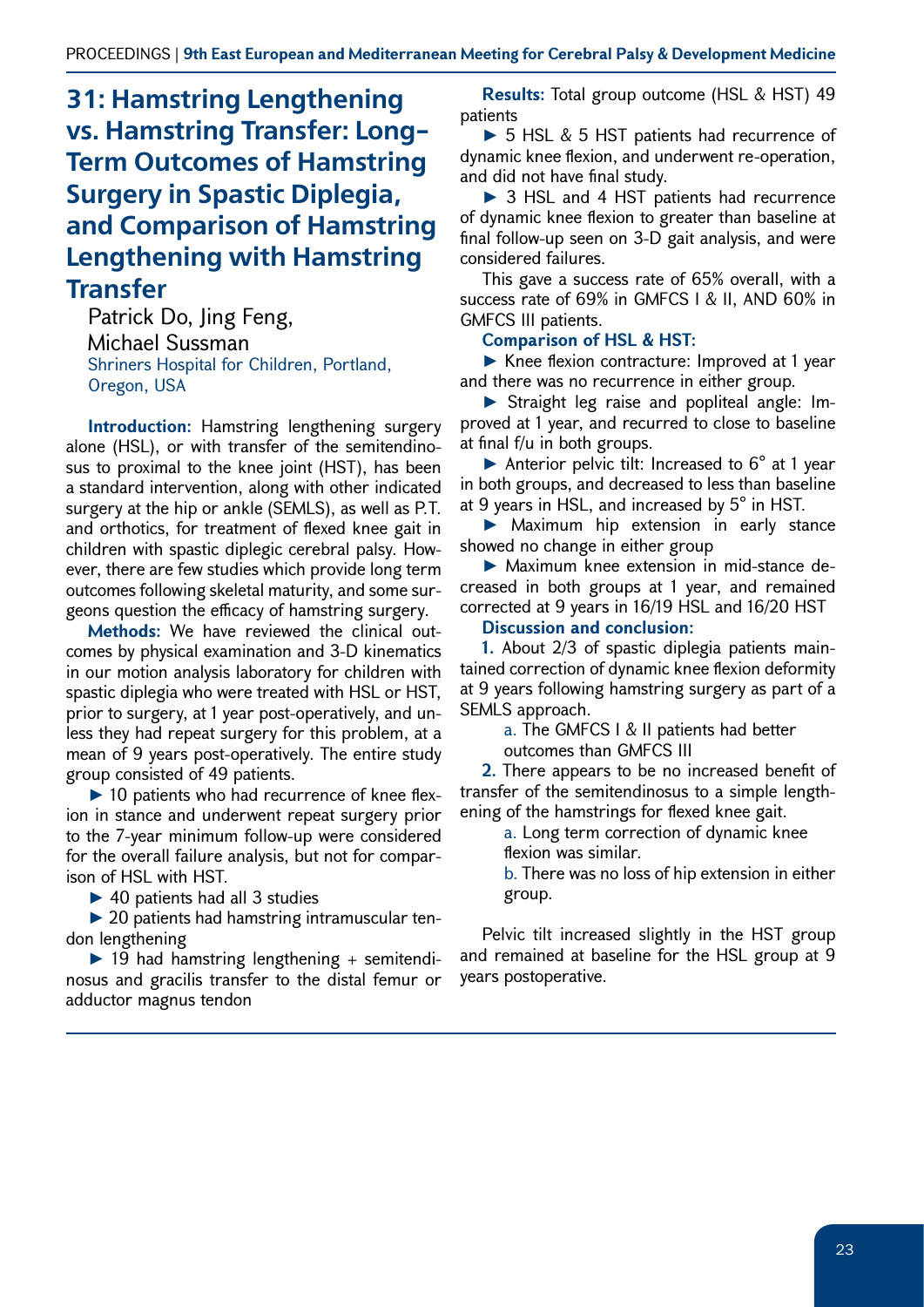# 31: Hamstring Lengthening vs. Hamstring Transfer: Long-Term Outcomes of Hamstring Surgery in Spastic Diplegia, and Comparison of Hamstring Lengthening with Hamstring Transfer

Patrick Do, Jing Feng, Michael Sussman

Shriners Hospital for Children, Portland, Oregon, USA

**Introduction:** Hamstring lengthening surgery alone (HSL), or with transfer of the semitendinosus to proximal to the knee joint (HST), has been a standard intervention, along with other indicated surgery at the hip or ankle (SEMLS), as well as P.T. and orthotics, for treatment of flexed knee gait in children with spastic diplegic cerebral palsy. However, there are few studies which provide long term outcomes following skeletal maturity, and some surgeons question the efficacy of hamstring surgery.

**Methods:** We have reviewed the clinical outcomes by physical examination and 3-D kinematics in our motion analysis laboratory for children with spastic diplegia who were treated with HSL or HST, prior to surgery, at 1 year post-operatively, and unless they had repeat surgery for this problem, at a mean of 9 years post-operatively. The entire study group consisted of 49 patients.

- ► 10 patients who had recurrence of knee flexion in stance and underwent repeat surgery prior to the 7-year minimum follow-up were considered for the overall failure analysis, but not for comparison of HSL with HST.
- ► 40 patients had all 3 studies
- ► 20 patients had hamstring intramuscular tendon lengthening
- ► 19 had hamstring lengthening + semitendinosus and gracilis transfer to the distal femur or adductor magnus tendon

**Results:** Total group outcome (HSL & HST) 49 patients

- ► 5 HSL & 5 HST patients had recurrence of dynamic knee flexion, and underwent re-operation, and did not have final study.
- ► 3 HSL and 4 HST patients had recurrence of dynamic knee flexion to greater than baseline at final follow-up seen on 3-D gait analysis, and were considered failures.

This gave a success rate of 65% overall, with a success rate of 69% in GMFCS I & II, AND 60% in GMFCS III patients.

**Comparison of HSL & HST:**

- ► Knee flexion contracture: Improved at 1 year and there was no recurrence in either group.
- ► Straight leg raise and popliteal angle: Improved at 1 year, and recurred to close to baseline at final f/u in both groups.
- ► Anterior pelvic tilt: Increased to 6° at 1 year in both groups, and decreased to less than baseline at 9 years in HSL, and increased by 5° in HST.
- ► Maximum hip extension in early stance showed no change in either group
- ► Maximum knee extension in mid-stance decreased in both groups at 1 year, and remained corrected at 9 years in 16/19 HSL and 16/20 HST

**Discussion and conclusion:**

1. About 2/3 of spastic diplegia patients maintained correction of dynamic knee flexion deformity at 9 years following hamstring surgery as part of a SEMLS approach.
   a. The GMFCS I & II patients had better outcomes than GMFCS III
2. There appears to be no increased benefit of transfer of the semitendinosus to a simple lengthening of the hamstrings for flexed knee gait.
   a. Long term correction of dynamic knee flexion was similar.
   b. There was no loss of hip extension in either group.

Pelvic tilt increased slightly in the HST group and remained at baseline for the HSL group at 9 years postoperative.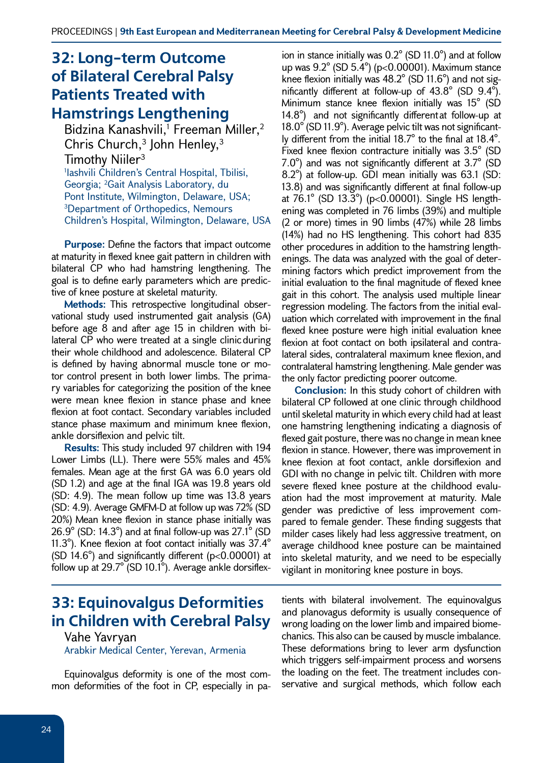## 32: Long-term Outcome of Bilateral Cerebral Palsy Patients Treated with Hamstrings Lengthening

Bidzina Kanashvili,[1] Freeman Miller,[2] Chris Church,[3] John Henley,[3] Timothy Niiler[3]

[1]Iashvili Children's Central Hospital, Tbilisi, Georgia; [2]Gait Analysis Laboratory, du Pont Institute, Wilmington, Delaware, USA; [3]Department of Orthopedics, Nemours Children's Hospital, Wilmington, Delaware, USA

**Purpose:** Define the factors that impact outcome at maturity in flexed knee gait pattern in children with bilateral CP who had hamstring lengthening. The goal is to define early parameters which are predictive of knee posture at skeletal maturity.

**Methods:** This retrospective longitudinal observational study used instrumented gait analysis (GA) before age 8 and after age 15 in children with bilateral CP who were treated at a single clinic during their whole childhood and adolescence. Bilateral CP is defined by having abnormal muscle tone or motor control present in both lower limbs. The primary variables for categorizing the position of the knee were mean knee flexion in stance phase and knee flexion at foot contact. Secondary variables included stance phase maximum and minimum knee flexion, ankle dorsiflexion and pelvic tilt.

**Results:** This study included 97 children with 194 Lower Limbs (LL). There were 55% males and 45% females. Mean age at the first GA was 6.0 years old (SD 1.2) and age at the final IGA was 19.8 years old (SD: 4.9). The mean follow up time was 13.8 years (SD: 4.9). Average GMFM-D at follow up was 72% (SD 20%) Mean knee flexion in stance phase initially was 26.9° (SD: 14.3°) and at final follow-up was 27.1° (SD 11.3°). Knee flexion at foot contact initially was 37.4° (SD 14.6°) and significantly different ($p<0.00001$) at follow up at 29.7° (SD 10.1°). Average ankle dorsiflexion in stance initially was 0.2° (SD 11.0°) and at follow up was 9.2° (SD 5.4°) ($p<0.00001$). Maximum stance knee flexion initially was 48.2° (SD 11.6°) and not significantly different at follow-up of 43.8° (SD 9.4°). Minimum stance knee flexion initially was 15° (SD 14.8°) and not significantly different at follow-up at 18.0° (SD 11.9°). Average pelvic tilt was not significantly different from the initial 18.7° to the final at 18.4°. Fixed knee flexion contracture initially was 3.5° (SD 7.0°) and was not significantly different at 3.7° (SD 8.2°) at follow-up. GDI mean initially was 63.1 (SD: 13.8) and was significantly different at final follow-up at 76.1° (SD 13.3°) ($p<0.00001$). Single HS lengthening was completed in 76 limbs (39%) and multiple (2 or more) times in 90 limbs (47%) while 28 limbs (14%) had no HS lengthening. This cohort had 835 other procedures in addition to the hamstring lengthenings. The data was analyzed with the goal of determining factors which predict improvement from the initial evaluation to the final magnitude of flexed knee gait in this cohort. The analysis used multiple linear regression modeling. The factors from the initial evaluation which correlated with improvement in the final flexed knee posture were high initial evaluation knee flexion at foot contact on both ipsilateral and contralateral sides, contralateral maximum knee flexion, and contralateral hamstring lengthening. Male gender was the only factor predicting poorer outcome.

**Conclusion:** In this study cohort of children with bilateral CP followed at one clinic through childhood until skeletal maturity in which every child had at least one hamstring lengthening indicating a diagnosis of flexed gait posture, there was no change in mean knee flexion in stance. However, there was improvement in knee flexion at foot contact, ankle dorsiflexion and GDI with no change in pelvic tilt. Children with more severe flexed knee posture at the childhood evaluation had the most improvement at maturity. Male gender was predictive of less improvement compared to female gender. These finding suggests that milder cases likely had less aggressive treatment, on average childhood knee posture can be maintained into skeletal maturity, and we need to be especially vigilant in monitoring knee posture in boys.

## 33: Equinovalgus Deformities in Children with Cerebral Palsy

Vahe Yavryan

Arabkir Medical Center, Yerevan, Armenia

Equinovalgus deformity is one of the most common deformities of the foot in CP, especially in patients with bilateral involvement. The equinovalgus and planovagus deformity is usually consequence of wrong loading on the lower limb and impaired biomechanics. This also can be caused by muscle imbalance. These deformations bring to lever arm dysfunction which triggers self-impairment process and worsens the loading on the feet. The treatment includes conservative and surgical methods, which follow each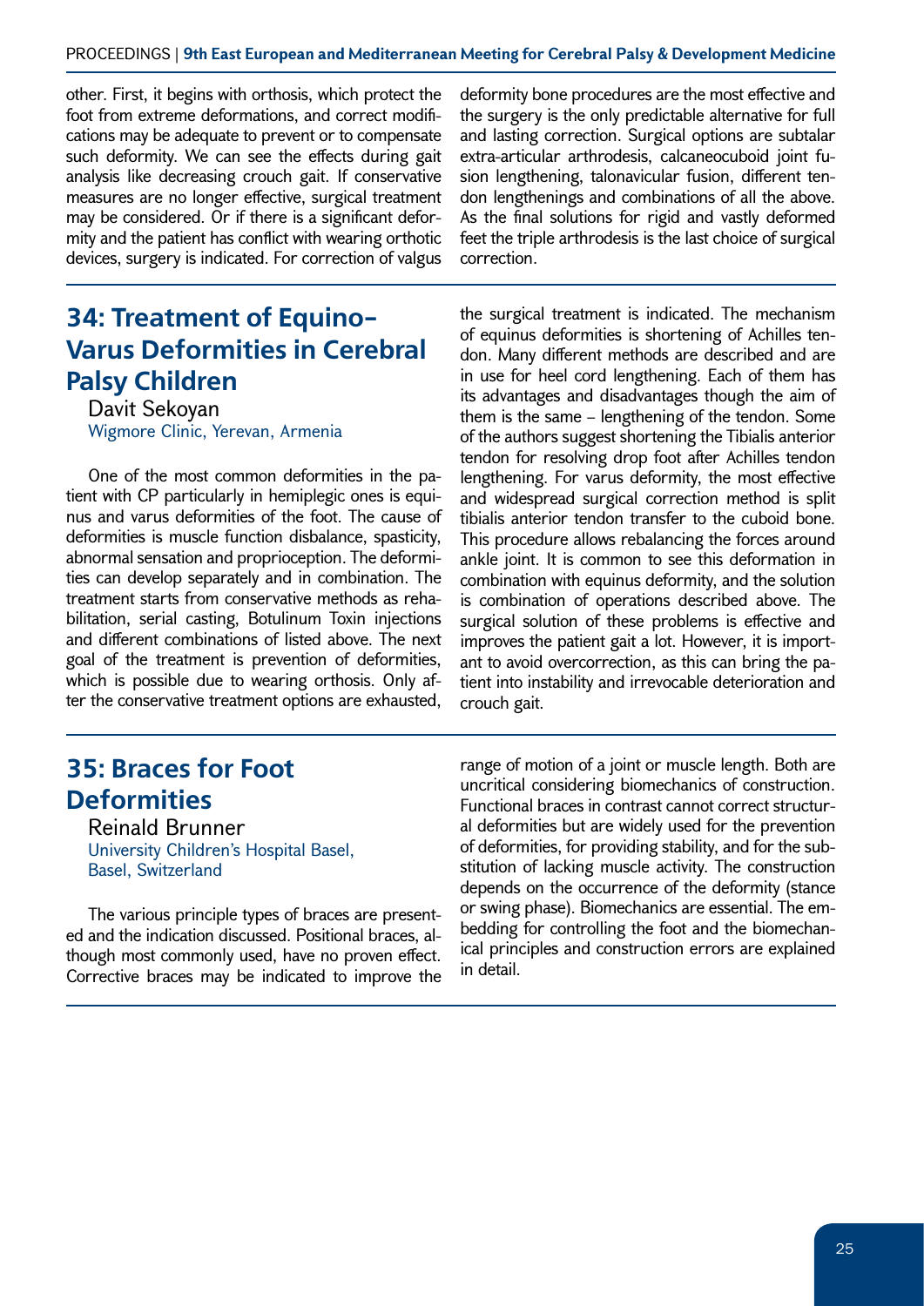other. First, it begins with orthosis, which protect the foot from extreme deformations, and correct modifications may be adequate to prevent or to compensate such deformity. We can see the effects during gait analysis like decreasing crouch gait. If conservative measures are no longer effective, surgical treatment may be considered. Or if there is a significant deformity and the patient has conflict with wearing orthotic devices, surgery is indicated. For correction of valgus deformity bone procedures are the most effective and the surgery is the only predictable alternative for full and lasting correction. Surgical options are subtalar extra-articular arthrodesis, calcaneocuboid joint fusion lengthening, talonavicular fusion, different tendon lengthenings and combinations of all the above. As the final solutions for rigid and vastly deformed feet the triple arthrodesis is the last choice of surgical correction.

## 34: Treatment of Equino-Varus Deformities in Cerebral Palsy Children

Davit Sekoyan

Wigmore Clinic, Yerevan, Armenia

One of the most common deformities in the patient with CP particularly in hemiplegic ones is equinus and varus deformities of the foot. The cause of deformities is muscle function disbalance, spasticity, abnormal sensation and proprioception. The deformities can develop separately and in combination. The treatment starts from conservative methods as rehabilitation, serial casting, Botulinum Toxin injections and different combinations of listed above. The next goal of the treatment is prevention of deformities, which is possible due to wearing orthosis. Only after the conservative treatment options are exhausted, the surgical treatment is indicated. The mechanism of equinus deformities is shortening of Achilles tendon. Many different methods are described and are in use for heel cord lengthening. Each of them has its advantages and disadvantages though the aim of them is the same – lengthening of the tendon. Some of the authors suggest shortening the Tibialis anterior tendon for resolving drop foot after Achilles tendon lengthening. For varus deformity, the most effective and widespread surgical correction method is split tibialis anterior tendon transfer to the cuboid bone. This procedure allows rebalancing the forces around ankle joint. It is common to see this deformation in combination with equinus deformity, and the solution is combination of operations described above. The surgical solution of these problems is effective and improves the patient gait a lot. However, it is important to avoid overcorrection, as this can bring the patient into instability and irrevocable deterioration and crouch gait.

## 35: Braces for Foot Deformities

Reinald Brunner

University Children's Hospital Basel, Basel, Switzerland

The various principle types of braces are presented and the indication discussed. Positional braces, although most commonly used, have no proven effect. Corrective braces may be indicated to improve the range of motion of a joint or muscle length. Both are uncritical considering biomechanics of construction. Functional braces in contrast cannot correct structural deformities but are widely used for the prevention of deformities, for providing stability, and for the substitution of lacking muscle activity. The construction depends on the occurrence of the deformity (stance or swing phase). Biomechanics are essential. The embedding for controlling the foot and the biomechanical principles and construction errors are explained in detail.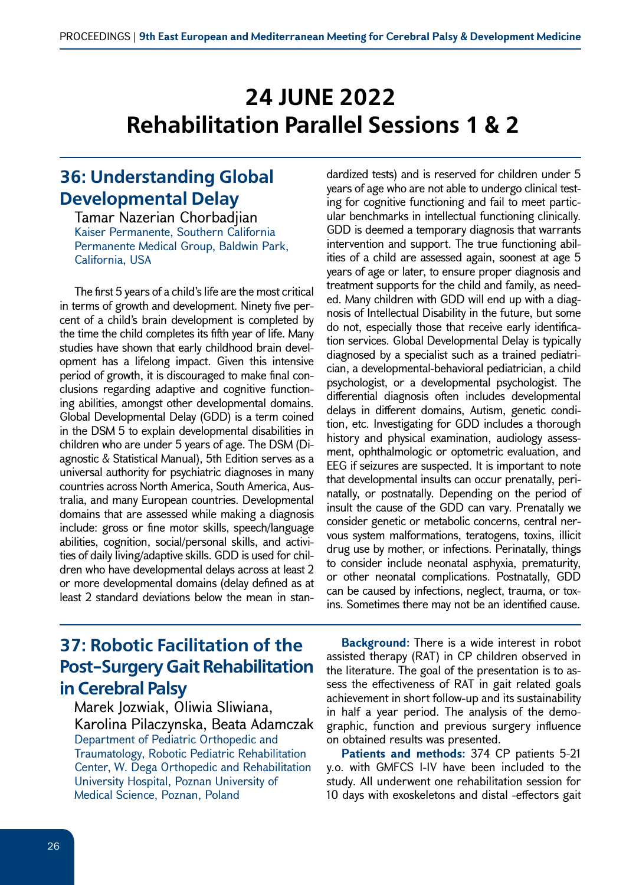# 24 JUNE 2022
# Rehabilitation Parallel Sessions 1 & 2

## 36: Understanding Global Developmental Delay

Tamar Nazerian Chorbadjian
Kaiser Permanente, Southern California Permanente Medical Group, Baldwin Park, California, USA

The first 5 years of a child's life are the most critical in terms of growth and development. Ninety five percent of a child's brain development is completed by the time the child completes its fifth year of life. Many studies have shown that early childhood brain development has a lifelong impact. Given this intensive period of growth, it is discouraged to make final conclusions regarding adaptive and cognitive functioning abilities, amongst other developmental domains. Global Developmental Delay (GDD) is a term coined in the DSM 5 to explain developmental disabilities in children who are under 5 years of age. The DSM (Diagnostic & Statistical Manual), 5th Edition serves as a universal authority for psychiatric diagnoses in many countries across North America, South America, Australia, and many European countries. Developmental domains that are assessed while making a diagnosis include: gross or fine motor skills, speech/language abilities, cognition, social/personal skills, and activities of daily living/adaptive skills. GDD is used for children who have developmental delays across at least 2 or more developmental domains (delay defined as at least 2 standard deviations below the mean in standardized tests) and is reserved for children under 5 years of age who are not able to undergo clinical testing for cognitive functioning and fail to meet particular benchmarks in intellectual functioning clinically. GDD is deemed a temporary diagnosis that warrants intervention and support. The true functioning abilities of a child are assessed again, soonest at age 5 years of age or later, to ensure proper diagnosis and treatment supports for the child and family, as needed. Many children with GDD will end up with a diagnosis of Intellectual Disability in the future, but some do not, especially those that receive early identification services. Global Developmental Delay is typically diagnosed by a specialist such as a trained pediatrician, a developmental-behavioral pediatrician, a child psychologist, or a developmental psychologist. The differential diagnosis often includes developmental delays in different domains, Autism, genetic condition, etc. Investigating for GDD includes a thorough history and physical examination, audiology assessment, ophthalmologic or optometric evaluation, and EEG if seizures are suspected. It is important to note that developmental insults can occur prenatally, perinatally, or postnatally. Depending on the period of insult the cause of the GDD can vary. Prenatally we consider genetic or metabolic concerns, central nervous system malformations, teratogens, toxins, illicit drug use by mother, or infections. Perinatally, things to consider include neonatal asphyxia, prematurity, or other neonatal complications. Postnatally, GDD can be caused by infections, neglect, trauma, or toxins. Sometimes there may not be an identified cause.

## 37: Robotic Facilitation of the Post-Surgery Gait Rehabilitation in Cerebral Palsy

Marek Jozwiak, Oliwia Sliwiana, Karolina Pilaczynska, Beata Adamczak
Department of Pediatric Orthopedic and Traumatology, Robotic Pediatric Rehabilitation Center, W. Dega Orthopedic and Rehabilitation University Hospital, Poznan University of Medical Science, Poznan, Poland

**Background:** There is a wide interest in robot assisted therapy (RAT) in CP children observed in the literature. The goal of the presentation is to assess the effectiveness of RAT in gait related goals achievement in short follow-up and its sustainability in half a year period. The analysis of the demographic, function and previous surgery influence on obtained results was presented.

**Patients and methods:** 374 CP patients 5-21 y.o. with GMFCS I-IV have been included to the study. All underwent one rehabilitation session for 10 days with exoskeletons and distal -effectors gait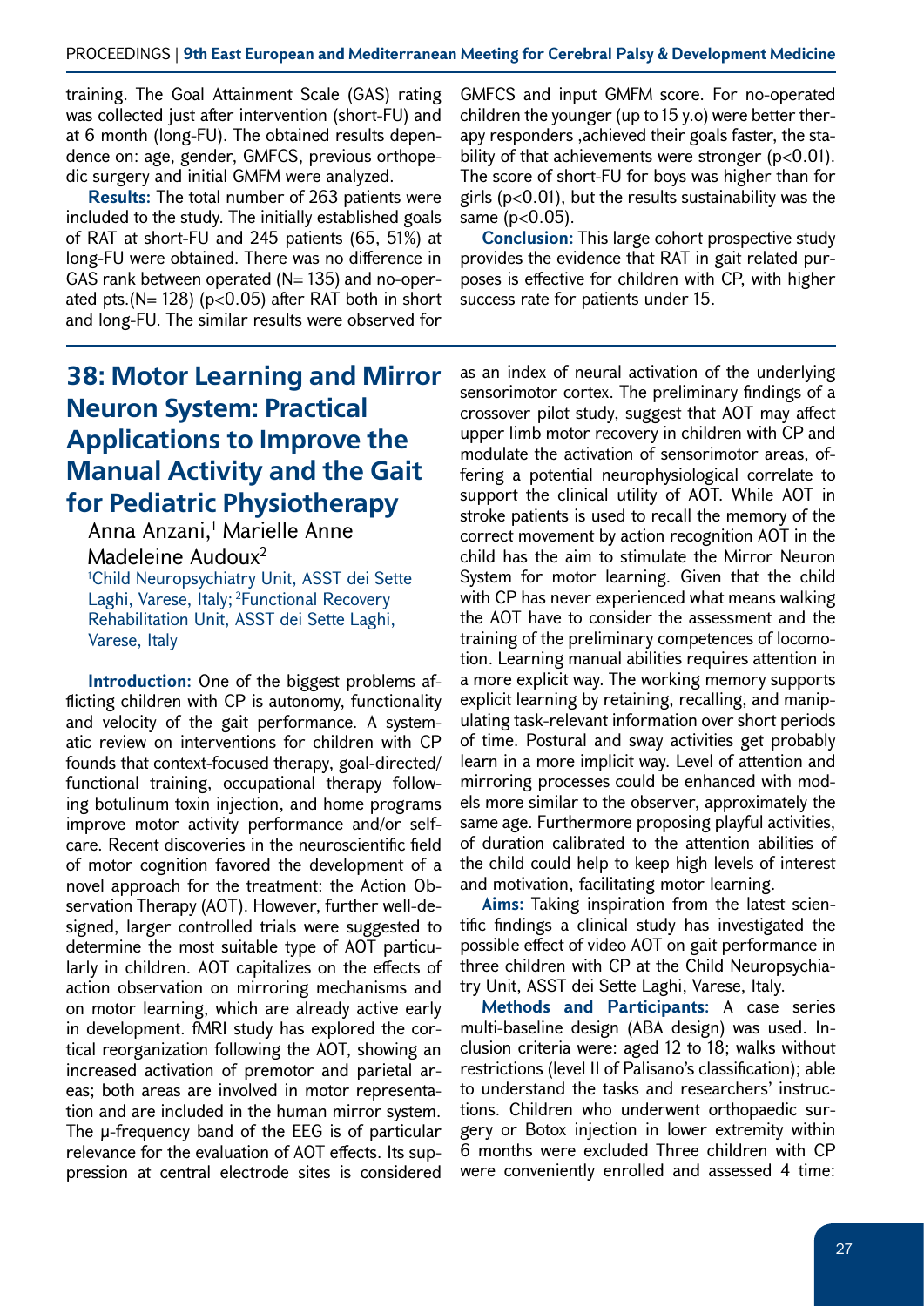training. The Goal Attainment Scale (GAS) rating was collected just after intervention (short-FU) and at 6 month (long-FU). The obtained results dependence on: age, gender, GMFCS, previous orthopedic surgery and initial GMFM were analyzed.

**Results:** The total number of 263 patients were included to the study. The initially established goals of RAT at short-FU and 245 patients (65, 51%) at long-FU were obtained. There was no difference in GAS rank between operated (N= 135) and no-operated pts.(N= 128) ($p<0.05$) after RAT both in short and long-FU. The similar results were observed for GMFCS and input GMFM score. For no-operated children the younger (up to 15 y.o) were better therapy responders ,achieved their goals faster, the stability of that achievements were stronger ($p<0.01$). The score of short-FU for boys was higher than for girls ($p<0.01$), but the results sustainability was the same ($p<0.05$).

**Conclusion:** This large cohort prospective study provides the evidence that RAT in gait related purposes is effective for children with CP, with higher success rate for patients under 15.

## 38: Motor Learning and Mirror Neuron System: Practical Applications to Improve the Manual Activity and the Gait for Pediatric Physiotherapy

Anna Anzani,[1] Marielle Anne Madeleine Audoux[2]

[1]Child Neuropsychiatry Unit, ASST dei Sette Laghi, Varese, Italy; [2]Functional Recovery Rehabilitation Unit, ASST dei Sette Laghi, Varese, Italy

**Introduction:** One of the biggest problems afflicting children with CP is autonomy, functionality and velocity of the gait performance. A systematic review on interventions for children with CP founds that context-focused therapy, goal-directed/functional training, occupational therapy following botulinum toxin injection, and home programs improve motor activity performance and/or self-care. Recent discoveries in the neuroscientific field of motor cognition favored the development of a novel approach for the treatment: the Action Observation Therapy (AOT). However, further well-designed, larger controlled trials were suggested to determine the most suitable type of AOT particularly in children. AOT capitalizes on the effects of action observation on mirroring mechanisms and on motor learning, which are already active early in development. fMRI study has explored the cortical reorganization following the AOT, showing an increased activation of premotor and parietal areas; both areas are involved in motor representation and are included in the human mirror system. The μ-frequency band of the EEG is of particular relevance for the evaluation of AOT effects. Its suppression at central electrode sites is considered as an index of neural activation of the underlying sensorimotor cortex. The preliminary findings of a crossover pilot study, suggest that AOT may affect upper limb motor recovery in children with CP and modulate the activation of sensorimotor areas, offering a potential neurophysiological correlate to support the clinical utility of AOT. While AOT in stroke patients is used to recall the memory of the correct movement by action recognition AOT in the child has the aim to stimulate the Mirror Neuron System for motor learning. Given that the child with CP has never experienced what means walking the AOT have to consider the assessment and the training of the preliminary competences of locomotion. Learning manual abilities requires attention in a more explicit way. The working memory supports explicit learning by retaining, recalling, and manipulating task-relevant information over short periods of time. Postural and sway activities get probably learn in a more implicit way. Level of attention and mirroring processes could be enhanced with models more similar to the observer, approximately the same age. Furthermore proposing playful activities, of duration calibrated to the attention abilities of the child could help to keep high levels of interest and motivation, facilitating motor learning.

**Aims:** Taking inspiration from the latest scientific findings a clinical study has investigated the possible effect of video AOT on gait performance in three children with CP at the Child Neuropsychiatry Unit, ASST dei Sette Laghi, Varese, Italy.

**Methods and Participants:** A case series multi-baseline design (ABA design) was used. Inclusion criteria were: aged 12 to 18; walks without restrictions (level II of Palisano's classification); able to understand the tasks and researchers' instructions. Children who underwent orthopaedic surgery or Botox injection in lower extremity within 6 months were excluded Three children with CP were conveniently enrolled and assessed 4 time: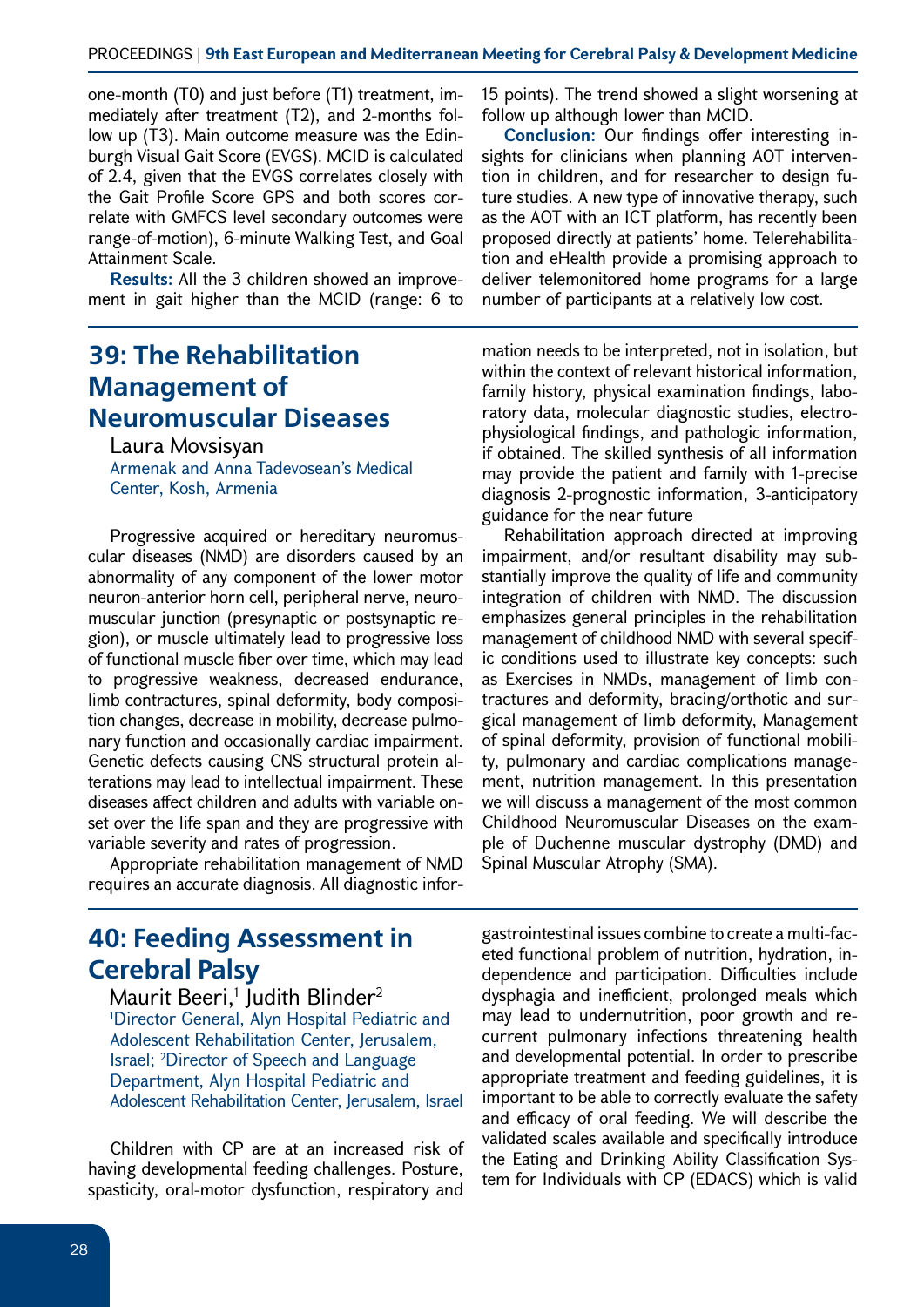one-month (T0) and just before (T1) treatment, immediately after treatment (T2), and 2-months follow up (T3). Main outcome measure was the Edinburgh Visual Gait Score (EVGS). MCID is calculated of 2.4, given that the EVGS correlates closely with the Gait Profile Score GPS and both scores correlate with GMFCS level secondary outcomes were range-of-motion), 6-minute Walking Test, and Goal Attainment Scale.

**Results:** All the 3 children showed an improvement in gait higher than the MCID (range: 6 to 15 points). The trend showed a slight worsening at follow up although lower than MCID.

**Conclusion:** Our findings offer interesting insights for clinicians when planning AOT intervention in children, and for researcher to design future studies. A new type of innovative therapy, such as the AOT with an ICT platform, has recently been proposed directly at patients' home. Telerehabilitation and eHealth provide a promising approach to deliver telemonitored home programs for a large number of participants at a relatively low cost.

## 39: The Rehabilitation Management of Neuromuscular Diseases

Laura Movsisyan

Armenak and Anna Tadevosean's Medical Center, Kosh, Armenia

Progressive acquired or hereditary neuromuscular diseases (NMD) are disorders caused by an abnormality of any component of the lower motor neuron-anterior horn cell, peripheral nerve, neuromuscular junction (presynaptic or postsynaptic region), or muscle ultimately lead to progressive loss of functional muscle fiber over time, which may lead to progressive weakness, decreased endurance, limb contractures, spinal deformity, body composition changes, decrease in mobility, decrease pulmonary function and occasionally cardiac impairment. Genetic defects causing CNS structural protein alterations may lead to intellectual impairment. These diseases affect children and adults with variable onset over the life span and they are progressive with variable severity and rates of progression.

Appropriate rehabilitation management of NMD requires an accurate diagnosis. All diagnostic information needs to be interpreted, not in isolation, but within the context of relevant historical information, family history, physical examination findings, laboratory data, molecular diagnostic studies, electrophysiological findings, and pathologic information, if obtained. The skilled synthesis of all information may provide the patient and family with 1-precise diagnosis 2-prognostic information, 3-anticipatory guidance for the near future

Rehabilitation approach directed at improving impairment, and/or resultant disability may substantially improve the quality of life and community integration of children with NMD. The discussion emphasizes general principles in the rehabilitation management of childhood NMD with several specific conditions used to illustrate key concepts: such as Exercises in NMDs, management of limb contractures and deformity, bracing/orthotic and surgical management of limb deformity, Management of spinal deformity, provision of functional mobility, pulmonary and cardiac complications management, nutrition management. In this presentation we will discuss a management of the most common Childhood Neuromuscular Diseases on the example of Duchenne muscular dystrophy (DMD) and Spinal Muscular Atrophy (SMA).

## 40: Feeding Assessment in Cerebral Palsy

Maurit Beeri,[1] Judith Blinder[2]

[1]Director General, Alyn Hospital Pediatric and Adolescent Rehabilitation Center, Jerusalem, Israel; [2]Director of Speech and Language Department, Alyn Hospital Pediatric and Adolescent Rehabilitation Center, Jerusalem, Israel

Children with CP are at an increased risk of having developmental feeding challenges. Posture, spasticity, oral-motor dysfunction, respiratory and gastrointestinal issues combine to create a multi-faceted functional problem of nutrition, hydration, independence and participation. Difficulties include dysphagia and inefficient, prolonged meals which may lead to undernutrition, poor growth and recurrent pulmonary infections threatening health and developmental potential. In order to prescribe appropriate treatment and feeding guidelines, it is important to be able to correctly evaluate the safety and efficacy of oral feeding. We will describe the validated scales available and specifically introduce the Eating and Drinking Ability Classification System for Individuals with CP (EDACS) which is valid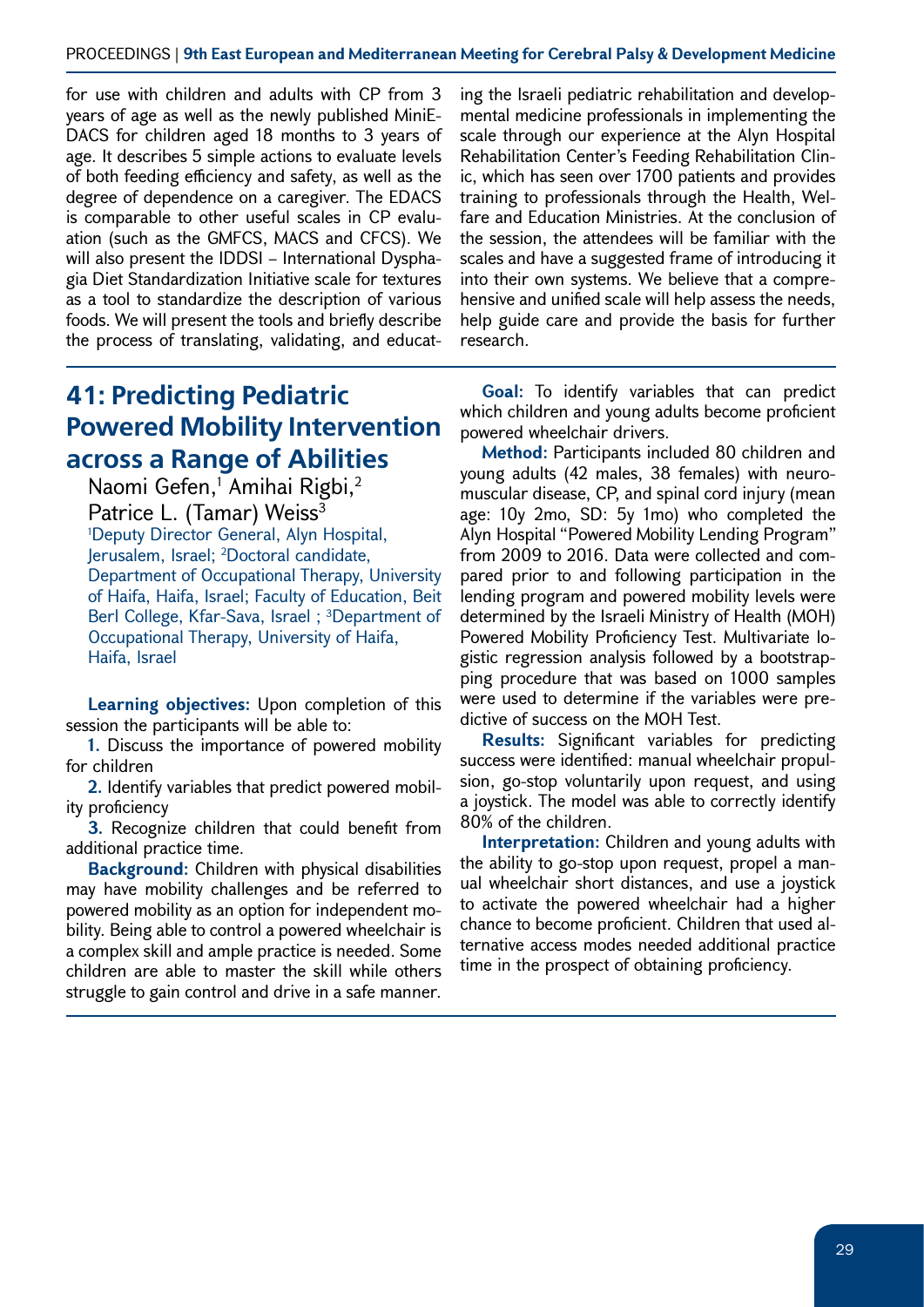for use with children and adults with CP from 3 years of age as well as the newly published MiniE-DACS for children aged 18 months to 3 years of age. It describes 5 simple actions to evaluate levels of both feeding efficiency and safety, as well as the degree of dependence on a caregiver. The EDACS is comparable to other useful scales in CP evaluation (such as the GMFCS, MACS and CFCS). We will also present the IDDSI – International Dysphagia Diet Standardization Initiative scale for textures as a tool to standardize the description of various foods. We will present the tools and briefly describe the process of translating, validating, and educating the Israeli pediatric rehabilitation and developmental medicine professionals in implementing the scale through our experience at the Alyn Hospital Rehabilitation Center's Feeding Rehabilitation Clinic, which has seen over 1700 patients and provides training to professionals through the Health, Welfare and Education Ministries. At the conclusion of the session, the attendees will be familiar with the scales and have a suggested frame of introducing it into their own systems. We believe that a comprehensive and unified scale will help assess the needs, help guide care and provide the basis for further research.

## 41: Predicting Pediatric Powered Mobility Intervention across a Range of Abilities

Naomi Gefen,[1] Amihai Rigbi,[2] Patrice L. (Tamar) Weiss[3]

[1]Deputy Director General, Alyn Hospital, Jerusalem, Israel; [2]Doctoral candidate, Department of Occupational Therapy, University of Haifa, Haifa, Israel; Faculty of Education, Beit Berl College, Kfar-Sava, Israel ; [3]Department of Occupational Therapy, University of Haifa, Haifa, Israel

**Learning objectives:** Upon completion of this session the participants will be able to:

**1.** Discuss the importance of powered mobility for children

**2.** Identify variables that predict powered mobility proficiency

**3.** Recognize children that could benefit from additional practice time.

**Background:** Children with physical disabilities may have mobility challenges and be referred to powered mobility as an option for independent mobility. Being able to control a powered wheelchair is a complex skill and ample practice is needed. Some children are able to master the skill while others struggle to gain control and drive in a safe manner.

**Goal:** To identify variables that can predict which children and young adults become proficient powered wheelchair drivers.

**Method:** Participants included 80 children and young adults (42 males, 38 females) with neuromuscular disease, CP, and spinal cord injury (mean age: 10y 2mo, SD: 5y 1mo) who completed the Alyn Hospital "Powered Mobility Lending Program" from 2009 to 2016. Data were collected and compared prior to and following participation in the lending program and powered mobility levels were determined by the Israeli Ministry of Health (MOH) Powered Mobility Proficiency Test. Multivariate logistic regression analysis followed by a bootstrapping procedure that was based on 1000 samples were used to determine if the variables were predictive of success on the MOH Test.

**Results:** Significant variables for predicting success were identified: manual wheelchair propulsion, go-stop voluntarily upon request, and using a joystick. The model was able to correctly identify 80% of the children.

**Interpretation:** Children and young adults with the ability to go-stop upon request, propel a manual wheelchair short distances, and use a joystick to activate the powered wheelchair had a higher chance to become proficient. Children that used alternative access modes needed additional practice time in the prospect of obtaining proficiency.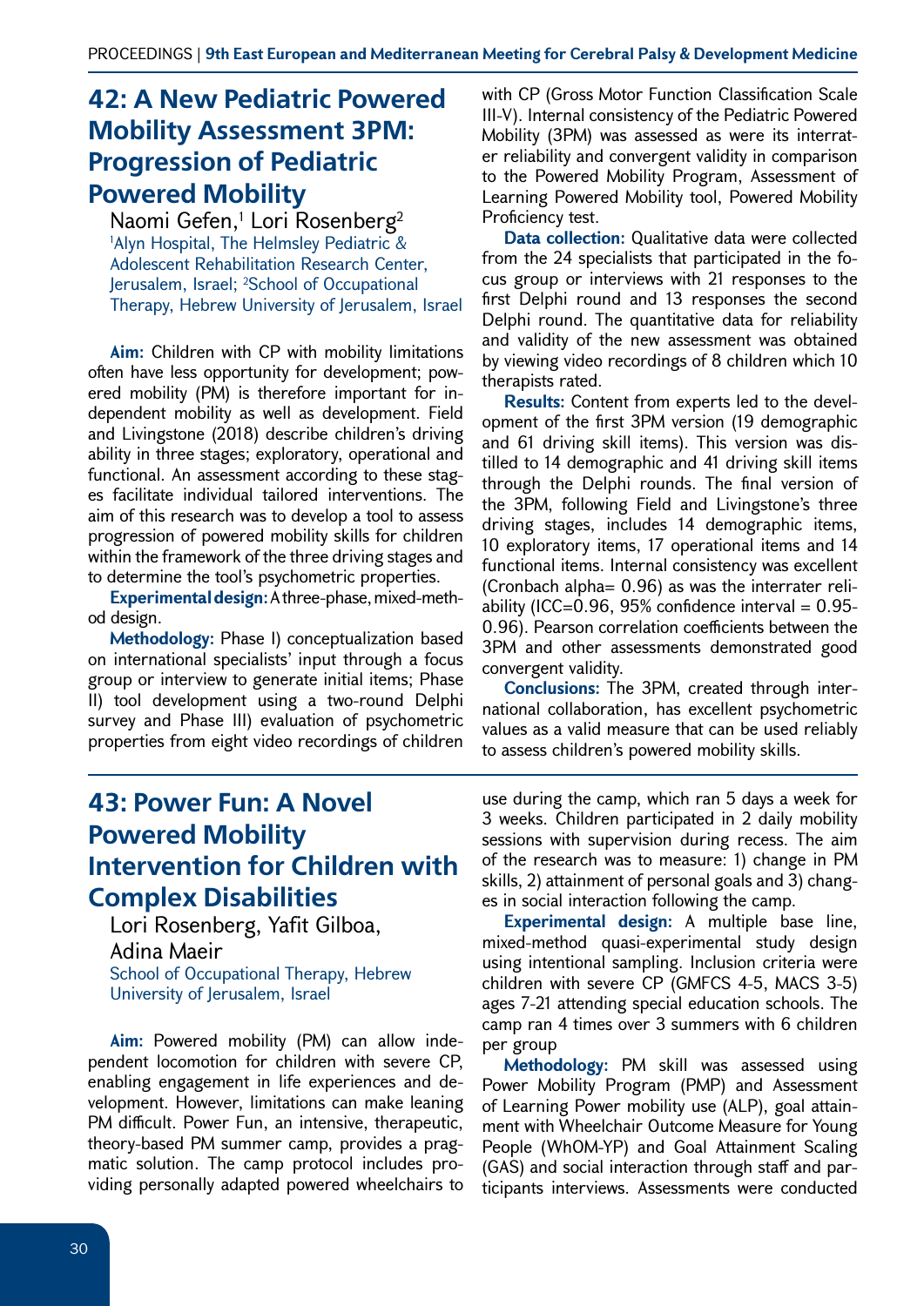## 42: A New Pediatric Powered Mobility Assessment 3PM: Progression of Pediatric Powered Mobility

Naomi Gefen,[1] Lori Rosenberg[2]

[1]Alyn Hospital, The Helmsley Pediatric & Adolescent Rehabilitation Research Center, Jerusalem, Israel; [2]School of Occupational Therapy, Hebrew University of Jerusalem, Israel

**Aim:** Children with CP with mobility limitations often have less opportunity for development; powered mobility (PM) is therefore important for independent mobility as well as development. Field and Livingstone (2018) describe children's driving ability in three stages; exploratory, operational and functional. An assessment according to these stages facilitate individual tailored interventions. The aim of this research was to develop a tool to assess progression of powered mobility skills for children within the framework of the three driving stages and to determine the tool's psychometric properties.

**Experimental design:** A three-phase, mixed-method design.

**Methodology:** Phase I) conceptualization based on international specialists' input through a focus group or interview to generate initial items; Phase II) tool development using a two-round Delphi survey and Phase III) evaluation of psychometric properties from eight video recordings of children with CP (Gross Motor Function Classification Scale III-V). Internal consistency of the Pediatric Powered Mobility (3PM) was assessed as were its interrater reliability and convergent validity in comparison to the Powered Mobility Program, Assessment of Learning Powered Mobility tool, Powered Mobility Proficiency test.

**Data collection:** Qualitative data were collected from the 24 specialists that participated in the focus group or interviews with 21 responses to the first Delphi round and 13 responses the second Delphi round. The quantitative data for reliability and validity of the new assessment was obtained by viewing video recordings of 8 children which 10 therapists rated.

**Results:** Content from experts led to the development of the first 3PM version (19 demographic and 61 driving skill items). This version was distilled to 14 demographic and 41 driving skill items through the Delphi rounds. The final version of the 3PM, following Field and Livingstone's three driving stages, includes 14 demographic items, 10 exploratory items, 17 operational items and 14 functional items. Internal consistency was excellent (Cronbach alpha= 0.96) as was the interrater reliability (ICC=0.96, 95% confidence interval = 0.95-0.96). Pearson correlation coefficients between the 3PM and other assessments demonstrated good convergent validity.

**Conclusions:** The 3PM, created through international collaboration, has excellent psychometric values as a valid measure that can be used reliably to assess children's powered mobility skills.

## 43: Power Fun: A Novel Powered Mobility Intervention for Children with Complex Disabilities

Lori Rosenberg, Yafit Gilboa, Adina Maeir

School of Occupational Therapy, Hebrew University of Jerusalem, Israel

**Aim:** Powered mobility (PM) can allow independent locomotion for children with severe CP, enabling engagement in life experiences and development. However, limitations can make leaning PM difficult. Power Fun, an intensive, therapeutic, theory-based PM summer camp, provides a pragmatic solution. The camp protocol includes providing personally adapted powered wheelchairs to use during the camp, which ran 5 days a week for 3 weeks. Children participated in 2 daily mobility sessions with supervision during recess. The aim of the research was to measure: 1) change in PM skills, 2) attainment of personal goals and 3) changes in social interaction following the camp.

**Experimental design:** A multiple base line, mixed-method quasi-experimental study design using intentional sampling. Inclusion criteria were children with severe CP (GMFCS 4-5, MACS 3-5) ages 7-21 attending special education schools. The camp ran 4 times over 3 summers with 6 children per group

**Methodology:** PM skill was assessed using Power Mobility Program (PMP) and Assessment of Learning Power mobility use (ALP), goal attainment with Wheelchair Outcome Measure for Young People (WhOM-YP) and Goal Attainment Scaling (GAS) and social interaction through staff and participants interviews. Assessments were conducted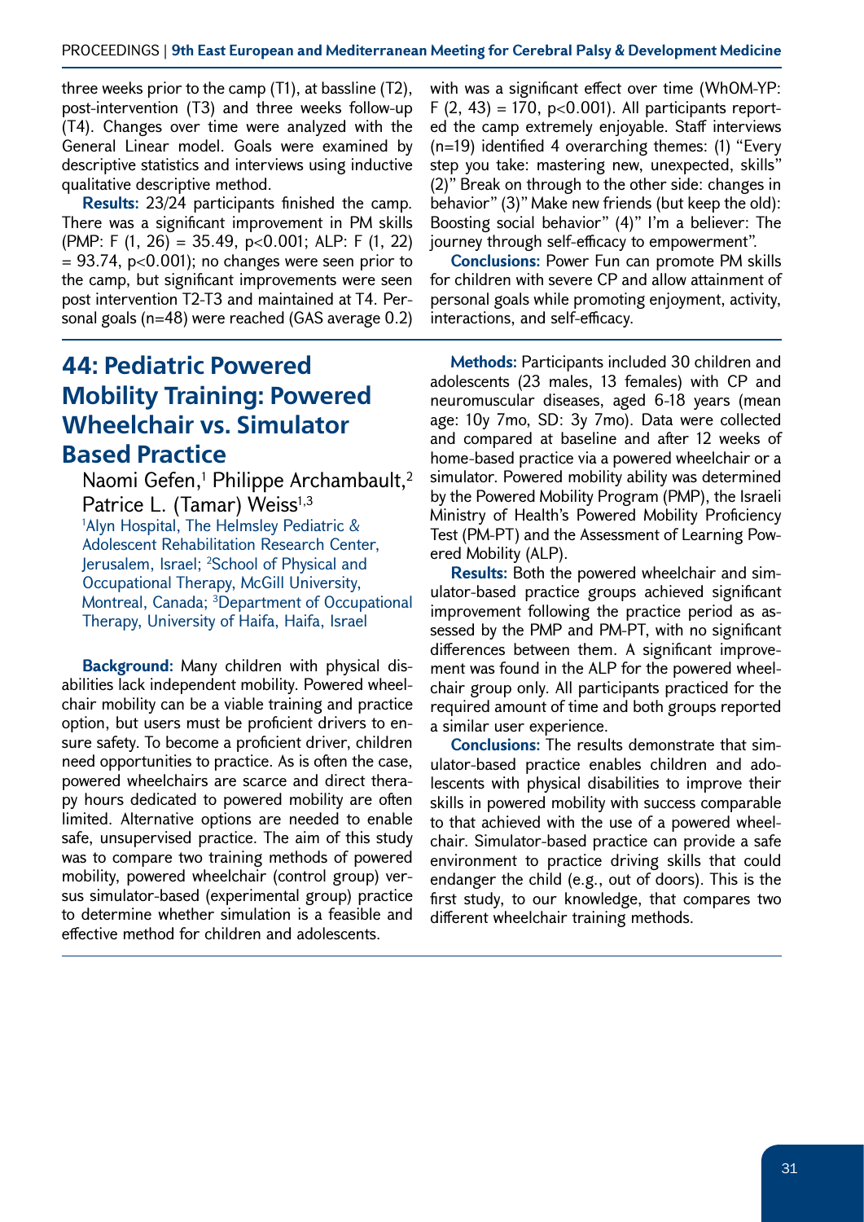three weeks prior to the camp (T1), at bassline (T2), post-intervention (T3) and three weeks follow-up (T4). Changes over time were analyzed with the General Linear model. Goals were examined by descriptive statistics and interviews using inductive qualitative descriptive method.

**Results:** 23/24 participants finished the camp. There was a significant improvement in PM skills (PMP: $F(1, 26) = 35.49$, $p<0.001$; ALP: $F(1, 22) = 93.74$, $p<0.001$); no changes were seen prior to the camp, but significant improvements were seen post intervention T2-T3 and maintained at T4. Personal goals (n=48) were reached (GAS average 0.2) with was a significant effect over time (WhOM-YP: $F(2, 43) = 170$, $p<0.001$). All participants reported the camp extremely enjoyable. Staff interviews (n=19) identified 4 overarching themes: (1) "Every step you take: mastering new, unexpected, skills" (2)" Break on through to the other side: changes in behavior" (3)" Make new friends (but keep the old): Boosting social behavior" (4)" I'm a believer: The journey through self-efficacy to empowerment".

**Conclusions:** Power Fun can promote PM skills for children with severe CP and allow attainment of personal goals while promoting enjoyment, activity, interactions, and self-efficacy.

## 44: Pediatric Powered Mobility Training: Powered Wheelchair vs. Simulator Based Practice

Naomi Gefen,[1] Philippe Archambault,[2] Patrice L. (Tamar) Weiss[1,3]

[1]Alyn Hospital, The Helmsley Pediatric & Adolescent Rehabilitation Research Center, Jerusalem, Israel; [2]School of Physical and Occupational Therapy, McGill University, Montreal, Canada; [3]Department of Occupational Therapy, University of Haifa, Haifa, Israel

**Background:** Many children with physical disabilities lack independent mobility. Powered wheelchair mobility can be a viable training and practice option, but users must be proficient drivers to ensure safety. To become a proficient driver, children need opportunities to practice. As is often the case, powered wheelchairs are scarce and direct therapy hours dedicated to powered mobility are often limited. Alternative options are needed to enable safe, unsupervised practice. The aim of this study was to compare two training methods of powered mobility, powered wheelchair (control group) versus simulator-based (experimental group) practice to determine whether simulation is a feasible and effective method for children and adolescents.

**Methods:** Participants included 30 children and adolescents (23 males, 13 females) with CP and neuromuscular diseases, aged 6-18 years (mean age: 10y 7mo, SD: 3y 7mo). Data were collected and compared at baseline and after 12 weeks of home-based practice via a powered wheelchair or a simulator. Powered mobility ability was determined by the Powered Mobility Program (PMP), the Israeli Ministry of Health's Powered Mobility Proficiency Test (PM-PT) and the Assessment of Learning Powered Mobility (ALP).

**Results:** Both the powered wheelchair and simulator-based practice groups achieved significant improvement following the practice period as assessed by the PMP and PM-PT, with no significant differences between them. A significant improvement was found in the ALP for the powered wheelchair group only. All participants practiced for the required amount of time and both groups reported a similar user experience.

**Conclusions:** The results demonstrate that simulator-based practice enables children and adolescents with physical disabilities to improve their skills in powered mobility with success comparable to that achieved with the use of a powered wheelchair. Simulator-based practice can provide a safe environment to practice driving skills that could endanger the child (e.g., out of doors). This is the first study, to our knowledge, that compares two different wheelchair training methods.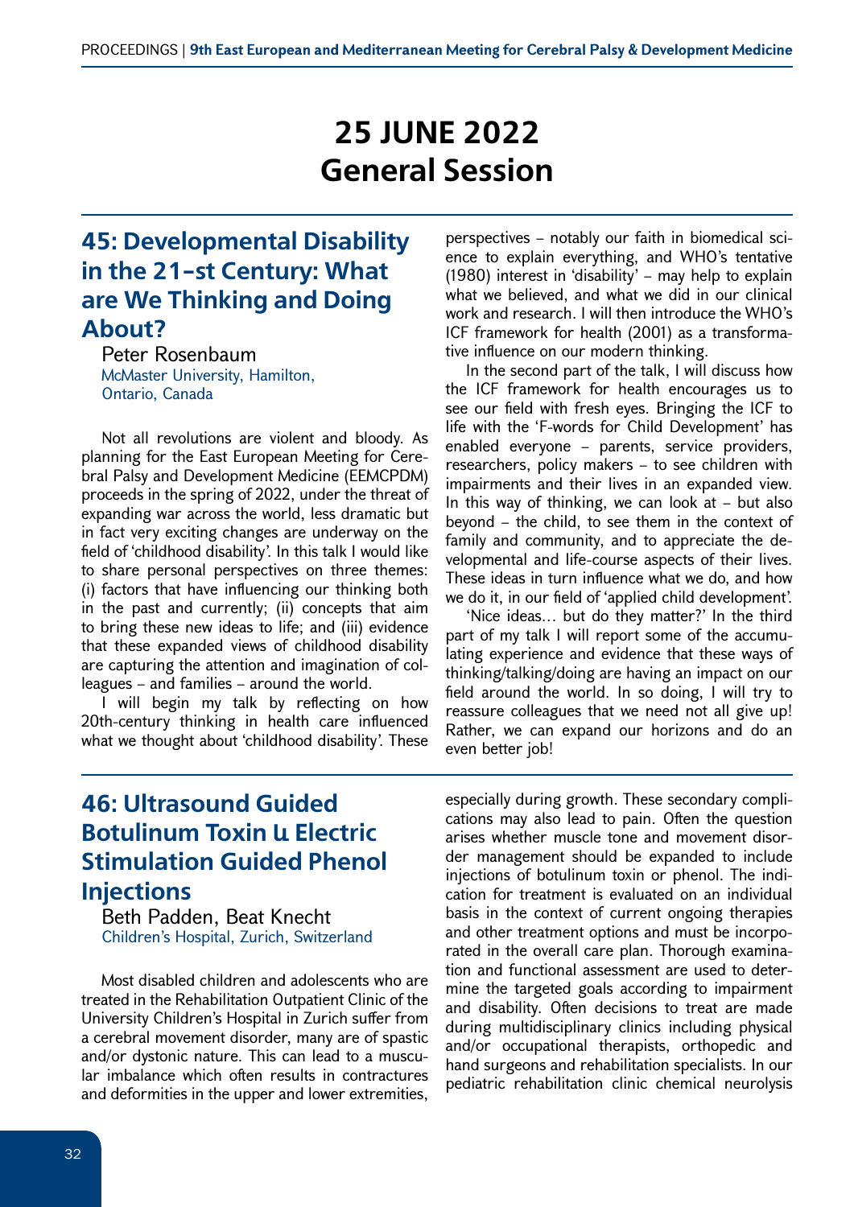# 25 JUNE 2022
# General Session

## 45: Developmental Disability in the 21-st Century: What are We Thinking and Doing About?

Peter Rosenbaum
McMaster University, Hamilton, Ontario, Canada

Not all revolutions are violent and bloody. As planning for the East European Meeting for Cerebral Palsy and Development Medicine (EEMCPDM) proceeds in the spring of 2022, under the threat of expanding war across the world, less dramatic but in fact very exciting changes are underway on the field of 'childhood disability'. In this talk I would like to share personal perspectives on three themes: (i) factors that have influencing our thinking both in the past and currently; (ii) concepts that aim to bring these new ideas to life; and (iii) evidence that these expanded views of childhood disability are capturing the attention and imagination of colleagues – and families – around the world.

I will begin my talk by reflecting on how 20th-century thinking in health care influenced what we thought about 'childhood disability'. These perspectives – notably our faith in biomedical science to explain everything, and WHO's tentative (1980) interest in 'disability' – may help to explain what we believed, and what we did in our clinical work and research. I will then introduce the WHO's ICF framework for health (2001) as a transformative influence on our modern thinking.

In the second part of the talk, I will discuss how the ICF framework for health encourages us to see our field with fresh eyes. Bringing the ICF to life with the 'F-words for Child Development' has enabled everyone – parents, service providers, researchers, policy makers – to see children with impairments and their lives in an expanded view. In this way of thinking, we can look at – but also beyond – the child, to see them in the context of family and community, and to appreciate the developmental and life-course aspects of their lives. These ideas in turn influence what we do, and how we do it, in our field of 'applied child development'.

'Nice ideas… but do they matter?' In the third part of my talk I will report some of the accumulating experience and evidence that these ways of thinking/talking/doing are having an impact on our field around the world. In so doing, I will try to reassure colleagues that we need not all give up! Rather, we can expand our horizons and do an even better job!

## 46: Ultrasound Guided Botulinum Toxin & Electric Stimulation Guided Phenol Injections

Beth Padden, Beat Knecht
Children's Hospital, Zurich, Switzerland

Most disabled children and adolescents who are treated in the Rehabilitation Outpatient Clinic of the University Children's Hospital in Zurich suffer from a cerebral movement disorder, many are of spastic and/or dystonic nature. This can lead to a muscular imbalance which often results in contractures and deformities in the upper and lower extremities, especially during growth. These secondary complications may also lead to pain. Often the question arises whether muscle tone and movement disorder management should be expanded to include injections of botulinum toxin or phenol. The indication for treatment is evaluated on an individual basis in the context of current ongoing therapies and other treatment options and must be incorporated in the overall care plan. Thorough examination and functional assessment are used to determine the targeted goals according to impairment and disability. Often decisions to treat are made during multidisciplinary clinics including physical and/or occupational therapists, orthopedic and hand surgeons and rehabilitation specialists. In our pediatric rehabilitation clinic chemical neurolysis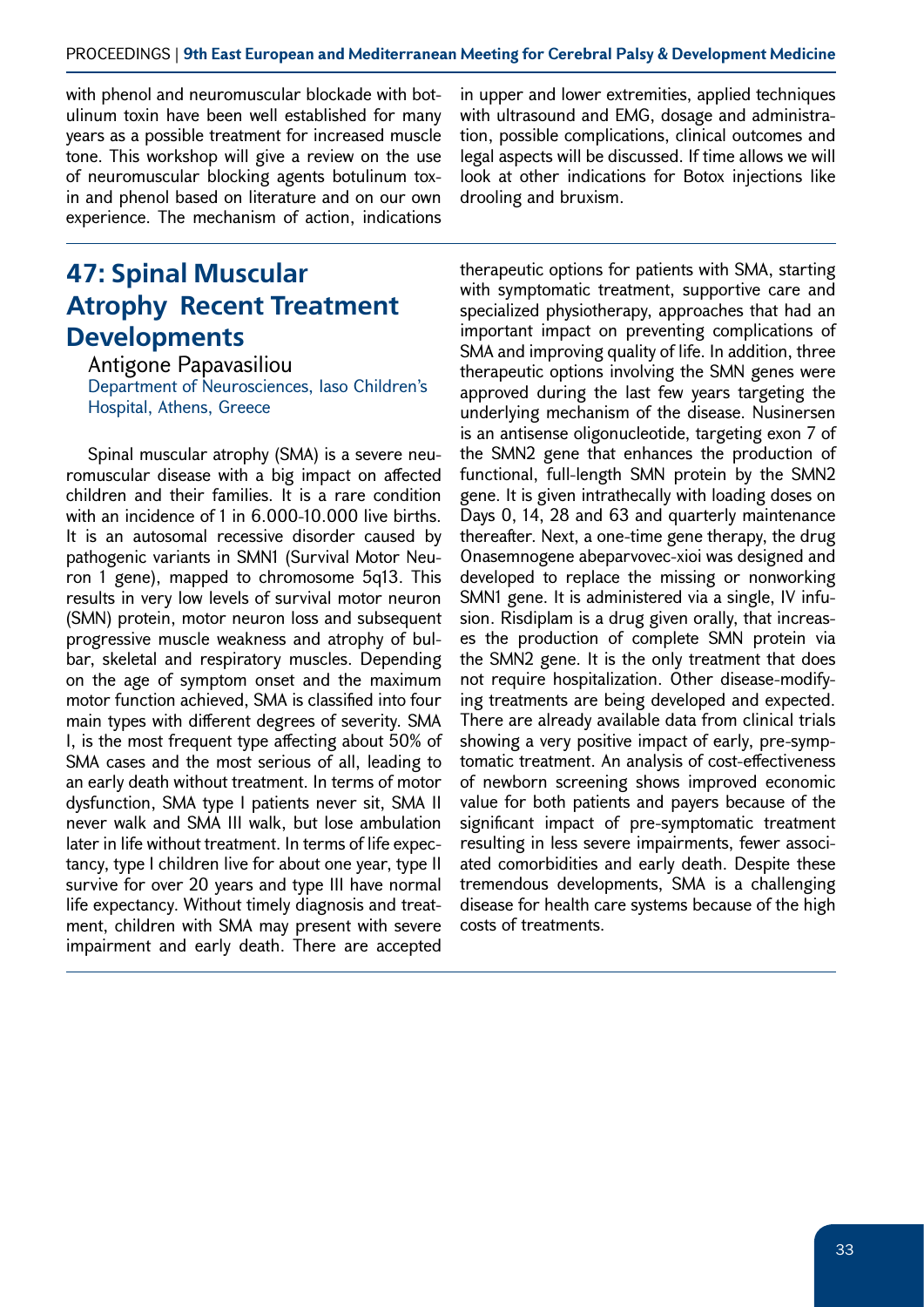with phenol and neuromuscular blockade with botulinum toxin have been well established for many years as a possible treatment for increased muscle tone. This workshop will give a review on the use of neuromuscular blocking agents botulinum toxin and phenol based on literature and on our own experience. The mechanism of action, indications in upper and lower extremities, applied techniques with ultrasound and EMG, dosage and administration, possible complications, clinical outcomes and legal aspects will be discussed. If time allows we will look at other indications for Botox injections like drooling and bruxism.

## 47: Spinal Muscular Atrophy Recent Treatment Developments

Antigone Papavasiliou
Department of Neurosciences, Iaso Children's Hospital, Athens, Greece

Spinal muscular atrophy (SMA) is a severe neuromuscular disease with a big impact on affected children and their families. It is a rare condition with an incidence of 1 in 6.000-10.000 live births. It is an autosomal recessive disorder caused by pathogenic variants in SMN1 (Survival Motor Neuron 1 gene), mapped to chromosome 5q13. This results in very low levels of survival motor neuron (SMN) protein, motor neuron loss and subsequent progressive muscle weakness and atrophy of bulbar, skeletal and respiratory muscles. Depending on the age of symptom onset and the maximum motor function achieved, SMA is classified into four main types with different degrees of severity. SMA I, is the most frequent type affecting about 50% of SMA cases and the most serious of all, leading to an early death without treatment. In terms of motor dysfunction, SMA type I patients never sit, SMA II never walk and SMA III walk, but lose ambulation later in life without treatment. In terms of life expectancy, type I children live for about one year, type II survive for over 20 years and type III have normal life expectancy. Without timely diagnosis and treatment, children with SMA may present with severe impairment and early death. There are accepted therapeutic options for patients with SMA, starting with symptomatic treatment, supportive care and specialized physiotherapy, approaches that had an important impact on preventing complications of SMA and improving quality of life. In addition, three therapeutic options involving the SMN genes were approved during the last few years targeting the underlying mechanism of the disease. Nusinersen is an antisense oligonucleotide, targeting exon 7 of the SMN2 gene that enhances the production of functional, full-length SMN protein by the SMN2 gene. It is given intrathecally with loading doses on Days 0, 14, 28 and 63 and quarterly maintenance thereafter. Next, a one-time gene therapy, the drug Onasemnogene abeparvovec-xioi was designed and developed to replace the missing or nonworking SMN1 gene. It is administered via a single, IV infusion. Risdiplam is a drug given orally, that increases the production of complete SMN protein via the SMN2 gene. It is the only treatment that does not require hospitalization. Other disease-modifying treatments are being developed and expected. There are already available data from clinical trials showing a very positive impact of early, pre-symptomatic treatment. An analysis of cost-effectiveness of newborn screening shows improved economic value for both patients and payers because of the significant impact of pre-symptomatic treatment resulting in less severe impairments, fewer associated comorbidities and early death. Despite these tremendous developments, SMA is a challenging disease for health care systems because of the high costs of treatments.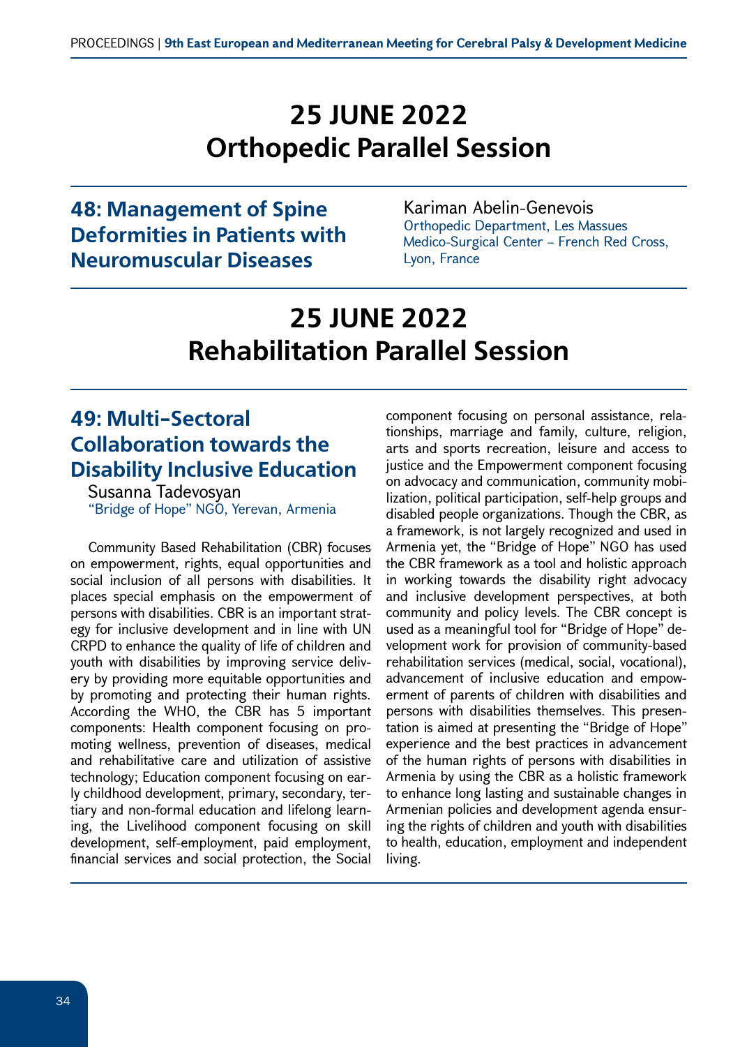# 25 JUNE 2022
# Orthopedic Parallel Session

## 48: Management of Spine Deformities in Patients with Neuromuscular Diseases

Kariman Abelin-Genevois
Orthopedic Department, Les Massues Medico-Surgical Center – French Red Cross, Lyon, France

# 25 JUNE 2022
# Rehabilitation Parallel Session

## 49: Multi-Sectoral Collaboration towards the Disability Inclusive Education

Susanna Tadevosyan
"Bridge of Hope" NGO, Yerevan, Armenia

Community Based Rehabilitation (CBR) focuses on empowerment, rights, equal opportunities and social inclusion of all persons with disabilities. It places special emphasis on the empowerment of persons with disabilities. CBR is an important strategy for inclusive development and in line with UN CRPD to enhance the quality of life of children and youth with disabilities by improving service delivery by providing more equitable opportunities and by promoting and protecting their human rights. According the WHO, the CBR has 5 important components: Health component focusing on promoting wellness, prevention of diseases, medical and rehabilitative care and utilization of assistive technology; Education component focusing on early childhood development, primary, secondary, tertiary and non-formal education and lifelong learning, the Livelihood component focusing on skill development, self-employment, paid employment, financial services and social protection, the Social component focusing on personal assistance, relationships, marriage and family, culture, religion, arts and sports recreation, leisure and access to justice and the Empowerment component focusing on advocacy and communication, community mobilization, political participation, self-help groups and disabled people organizations. Though the CBR, as a framework, is not largely recognized and used in Armenia yet, the "Bridge of Hope" NGO has used the CBR framework as a tool and holistic approach in working towards the disability right advocacy and inclusive development perspectives, at both community and policy levels. The CBR concept is used as a meaningful tool for "Bridge of Hope" development work for provision of community-based rehabilitation services (medical, social, vocational), advancement of inclusive education and empowerment of parents of children with disabilities and persons with disabilities themselves. This presentation is aimed at presenting the "Bridge of Hope" experience and the best practices in advancement of the human rights of persons with disabilities in Armenia by using the CBR as a holistic framework to enhance long lasting and sustainable changes in Armenian policies and development agenda ensuring the rights of children and youth with disabilities to health, education, employment and independent living.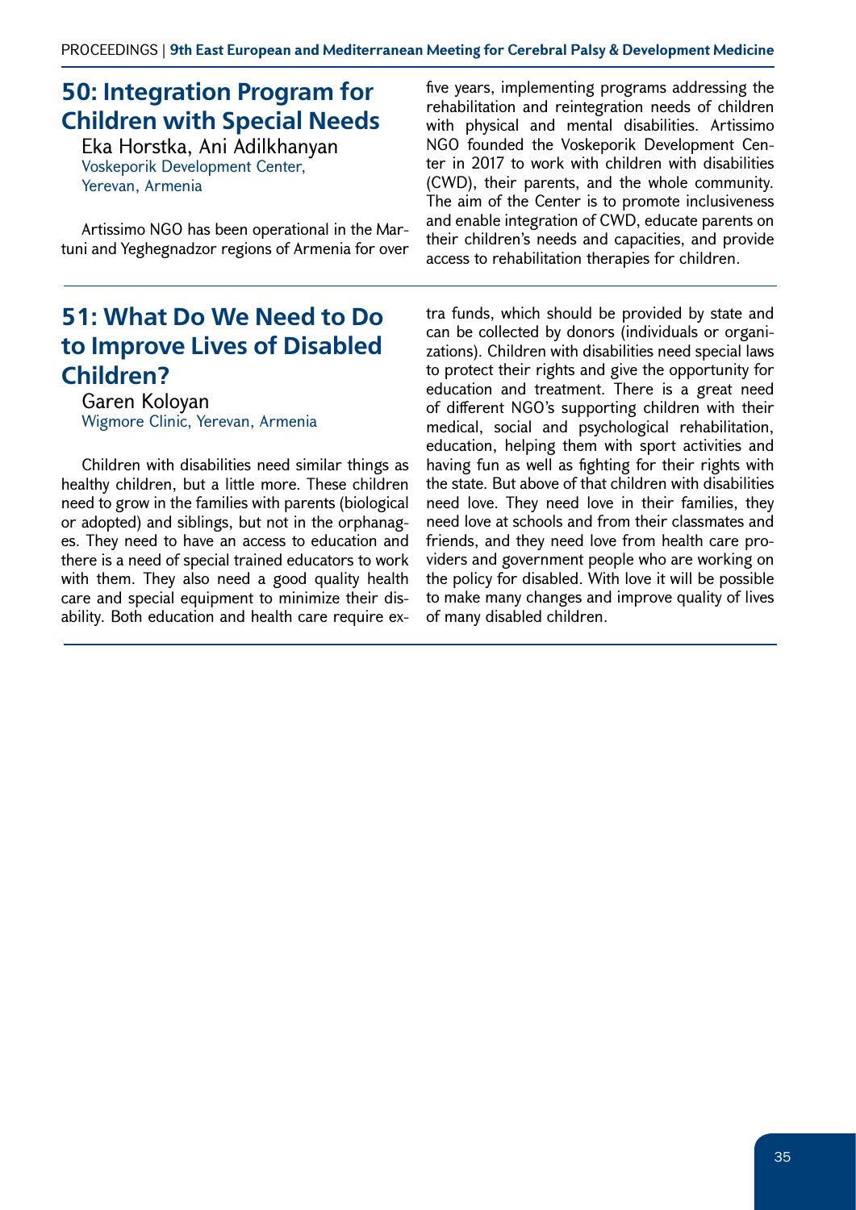## 50: Integration Program for Children with Special Needs

Eka Horstka, Ani Adilkhanyan
Voskeporik Development Center, Yerevan, Armenia

Artissimo NGO has been operational in the Martuni and Yeghegnadzor regions of Armenia for over five years, implementing programs addressing the rehabilitation and reintegration needs of children with physical and mental disabilities. Artissimo NGO founded the Voskeporik Development Center in 2017 to work with children with disabilities (CWD), their parents, and the whole community. The aim of the Center is to promote inclusiveness and enable integration of CWD, educate parents on their children's needs and capacities, and provide access to rehabilitation therapies for children.

## 51: What Do We Need to Do to Improve Lives of Disabled Children?

Garen Koloyan
Wigmore Clinic, Yerevan, Armenia

Children with disabilities need similar things as healthy children, but a little more. These children need to grow in the families with parents (biological or adopted) and siblings, but not in the orphanages. They need to have an access to education and there is a need of special trained educators to work with them. They also need a good quality health care and special equipment to minimize their disability. Both education and health care require extra funds, which should be provided by state and can be collected by donors (individuals or organizations). Children with disabilities need special laws to protect their rights and give the opportunity for education and treatment. There is a great need of different NGO's supporting children with their medical, social and psychological rehabilitation, education, helping them with sport activities and having fun as well as fighting for their rights with the state. But above of that children with disabilities need love. They need love in their families, they need love at schools and from their classmates and friends, and they need love from health care providers and government people who are working on the policy for disabled. With love it will be possible to make many changes and improve quality of lives of many disabled children.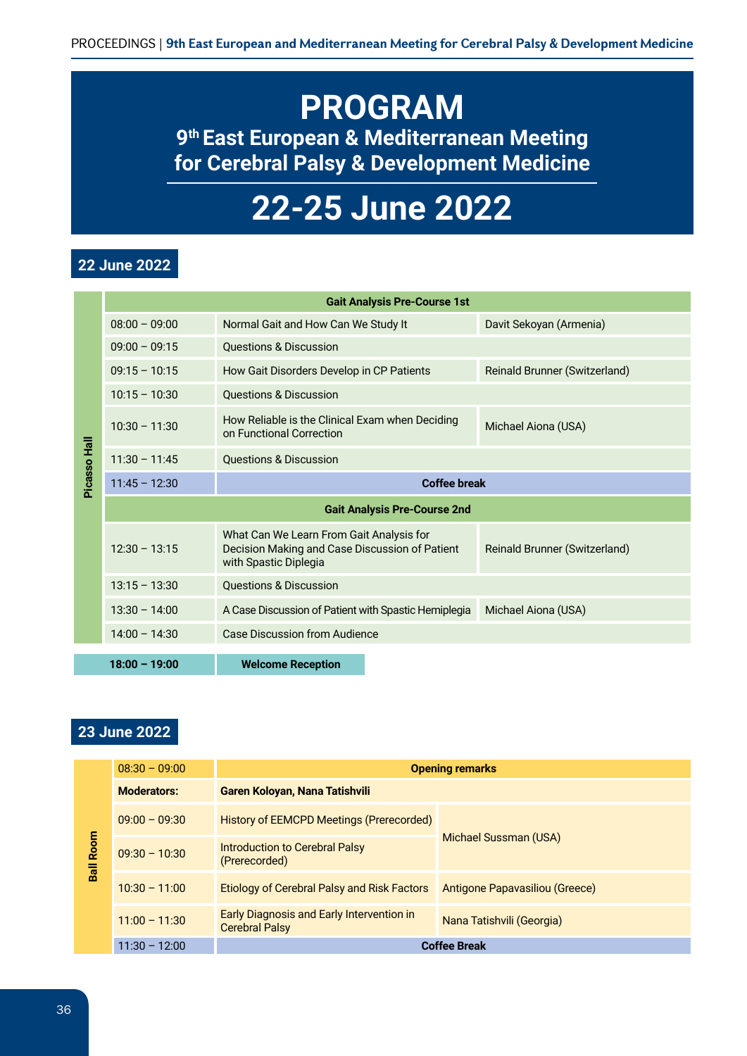# PROGRAM

## 9th East European & Mediterranean Meeting for Cerebral Palsy & Development Medicine

# 22-25 June 2022

### 22 June 2022

**Picasso Hall**

| Time | Topic | Speaker |
|---|---|---|
| **Gait Analysis Pre-Course 1st** | | |
| 08:00 – 09:00 | Normal Gait and How Can We Study It | Davit Sekoyan (Armenia) |
| 09:00 – 09:15 | Questions & Discussion | |
| 09:15 – 10:15 | How Gait Disorders Develop in CP Patients | Reinald Brunner (Switzerland) |
| 10:15 – 10:30 | Questions & Discussion | |
| 10:30 – 11:30 | How Reliable is the Clinical Exam when Deciding on Functional Correction | Michael Aiona (USA) |
| 11:30 – 11:45 | Questions & Discussion | |
| 11:45 – 12:30 | **Coffee break** | |
| **Gait Analysis Pre-Course 2nd** | | |
| 12:30 – 13:15 | What Can We Learn From Gait Analysis for Decision Making and Case Discussion of Patient with Spastic Diplegia | Reinald Brunner (Switzerland) |
| 13:15 – 13:30 | Questions & Discussion | |
| 13:30 – 14:00 | A Case Discussion of Patient with Spastic Hemiplegia | Michael Aiona (USA) |
| 14:00 – 14:30 | Case Discussion from Audience | |

| **18:00 – 19:00** | **Welcome Reception** |
|---|---|

### 23 June 2022

**Ball Room**

| Time | Topic | Speaker |
|---|---|---|
| 08:30 – 09:00 | **Opening remarks** | |
| **Moderators:** | **Garen Koloyan, Nana Tatishvili** | |
| 09:00 – 09:30 | History of EEMCPD Meetings (Prerecorded) | Michael Sussman (USA) |
| 09:30 – 10:30 | Introduction to Cerebral Palsy (Prerecorded) | Michael Sussman (USA) |
| 10:30 – 11:00 | Etiology of Cerebral Palsy and Risk Factors | Antigone Papavasiliou (Greece) |
| 11:00 – 11:30 | Early Diagnosis and Early Intervention in Cerebral Palsy | Nana Tatishvili (Georgia) |
| 11:30 – 12:00 | **Coffee Break** | |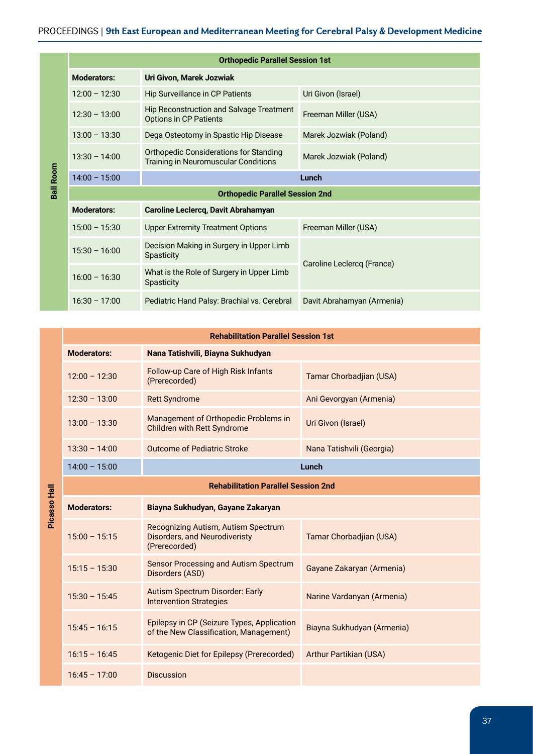**Ball Room**

| Orthopedic Parallel Session 1st | | |
|---|---|---|
| **Moderators:** | **Uri Givon, Marek Jozwiak** | |
| 12:00 – 12:30 | Hip Surveillance in CP Patients | Uri Givon (Israel) |
| 12:30 – 13:00 | Hip Reconstruction and Salvage Treatment Options in CP Patients | Freeman Miller (USA) |
| 13:00 – 13:30 | Dega Osteotomy in Spastic Hip Disease | Marek Jozwiak (Poland) |
| 13:30 – 14:00 | Orthopedic Considerations for Standing Training in Neuromuscular Conditions | Marek Jozwiak (Poland) |
| 14:00 – 15:00 | **Lunch** | |
| **Orthopedic Parallel Session 2nd** | | |
| **Moderators:** | **Caroline Leclercq, Davit Abrahamyan** | |
| 15:00 – 15:30 | Upper Extremity Treatment Options | Freeman Miller (USA) |
| 15:30 – 16:00 | Decision Making in Surgery in Upper Limb Spasticity | Caroline Leclercq (France) |
| 16:00 – 16:30 | What is the Role of Surgery in Upper Limb Spasticity | Caroline Leclercq (France) |
| 16:30 – 17:00 | Pediatric Hand Palsy: Brachial vs. Cerebral | Davit Abrahamyan (Armenia) |

**Picasso Hall**

| Rehabilitation Parallel Session 1st | | |
|---|---|---|
| **Moderators:** | **Nana Tatishvili, Biayna Sukhudyan** | |
| 12:00 – 12:30 | Follow-up Care of High Risk Infants (Prerecorded) | Tamar Chorbadjian (USA) |
| 12:30 – 13:00 | Rett Syndrome | Ani Gevorgyan (Armenia) |
| 13:00 – 13:30 | Management of Orthopedic Problems in Children with Rett Syndrome | Uri Givon (Israel) |
| 13:30 – 14:00 | Outcome of Pediatric Stroke | Nana Tatishvili (Georgia) |
| 14:00 – 15:00 | **Lunch** | |
| **Rehabilitation Parallel Session 2nd** | | |
| **Moderators:** | **Biayna Sukhudyan, Gayane Zakaryan** | |
| 15:00 – 15:15 | Recognizing Autism, Autism Spectrum Disorders, and Neurodiveristy (Prerecorded) | Tamar Chorbadjian (USA) |
| 15:15 – 15:30 | Sensor Processing and Autism Spectrum Disorders (ASD) | Gayane Zakaryan (Armenia) |
| 15:30 – 15:45 | Autism Spectrum Disorder: Early Intervention Strategies | Narine Vardanyan (Armenia) |
| 15:45 – 16:15 | Epilepsy in CP (Seizure Types, Application of the New Classification, Management) | Biayna Sukhudyan (Armenia) |
| 16:15 – 16:45 | Ketogenic Diet for Epilepsy (Prerecorded) | Arthur Partikian (USA) |
| 16:45 – 17:00 | Discussion | |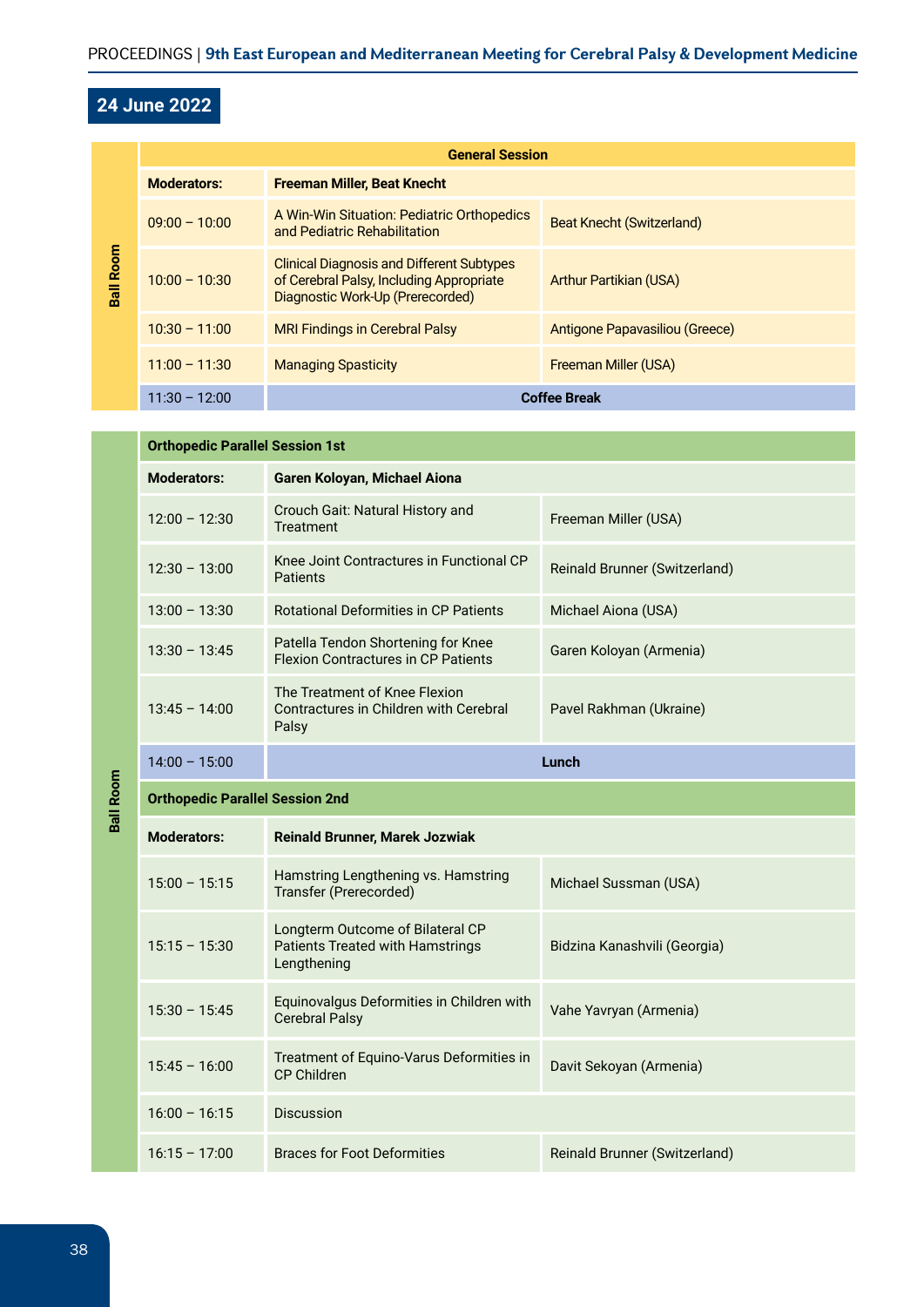## 24 June 2022

**Ball Room**

| General Session | | |
|---|---|---|
| **Moderators:** | **Freeman Miller, Beat Knecht** | |
| 09:00 – 10:00 | A Win-Win Situation: Pediatric Orthopedics and Pediatric Rehabilitation | Beat Knecht (Switzerland) |
| 10:00 – 10:30 | Clinical Diagnosis and Different Subtypes of Cerebral Palsy, Including Appropriate Diagnostic Work-Up (Prerecorded) | Arthur Partikian (USA) |
| 10:30 – 11:00 | MRI Findings in Cerebral Palsy | Antigone Papavasiliou (Greece) |
| 11:00 – 11:30 | Managing Spasticity | Freeman Miller (USA) |
| 11:30 – 12:00 | **Coffee Break** | |

**Ball Room**

| Orthopedic Parallel Session 1st | | |
|---|---|---|
| **Moderators:** | **Garen Koloyan, Michael Aiona** | |
| 12:00 – 12:30 | Crouch Gait: Natural History and Treatment | Freeman Miller (USA) |
| 12:30 – 13:00 | Knee Joint Contractures in Functional CP Patients | Reinald Brunner (Switzerland) |
| 13:00 – 13:30 | Rotational Deformities in CP Patients | Michael Aiona (USA) |
| 13:30 – 13:45 | Patella Tendon Shortening for Knee Flexion Contractures in CP Patients | Garen Koloyan (Armenia) |
| 13:45 – 14:00 | The Treatment of Knee Flexion Contractures in Children with Cerebral Palsy | Pavel Rakhman (Ukraine) |
| 14:00 – 15:00 | **Lunch** | |
| **Orthopedic Parallel Session 2nd** | | |
| **Moderators:** | **Reinald Brunner, Marek Jozwiak** | |
| 15:00 – 15:15 | Hamstring Lengthening vs. Hamstring Transfer (Prerecorded) | Michael Sussman (USA) |
| 15:15 – 15:30 | Longterm Outcome of Bilateral CP Patients Treated with Hamstrings Lengthening | Bidzina Kanashvili (Georgia) |
| 15:30 – 15:45 | Equinovalgus Deformities in Children with Cerebral Palsy | Vahe Yavryan (Armenia) |
| 15:45 – 16:00 | Treatment of Equino-Varus Deformities in CP Children | Davit Sekoyan (Armenia) |
| 16:00 – 16:15 | Discussion | |
| 16:15 – 17:00 | Braces for Foot Deformities | Reinald Brunner (Switzerland) |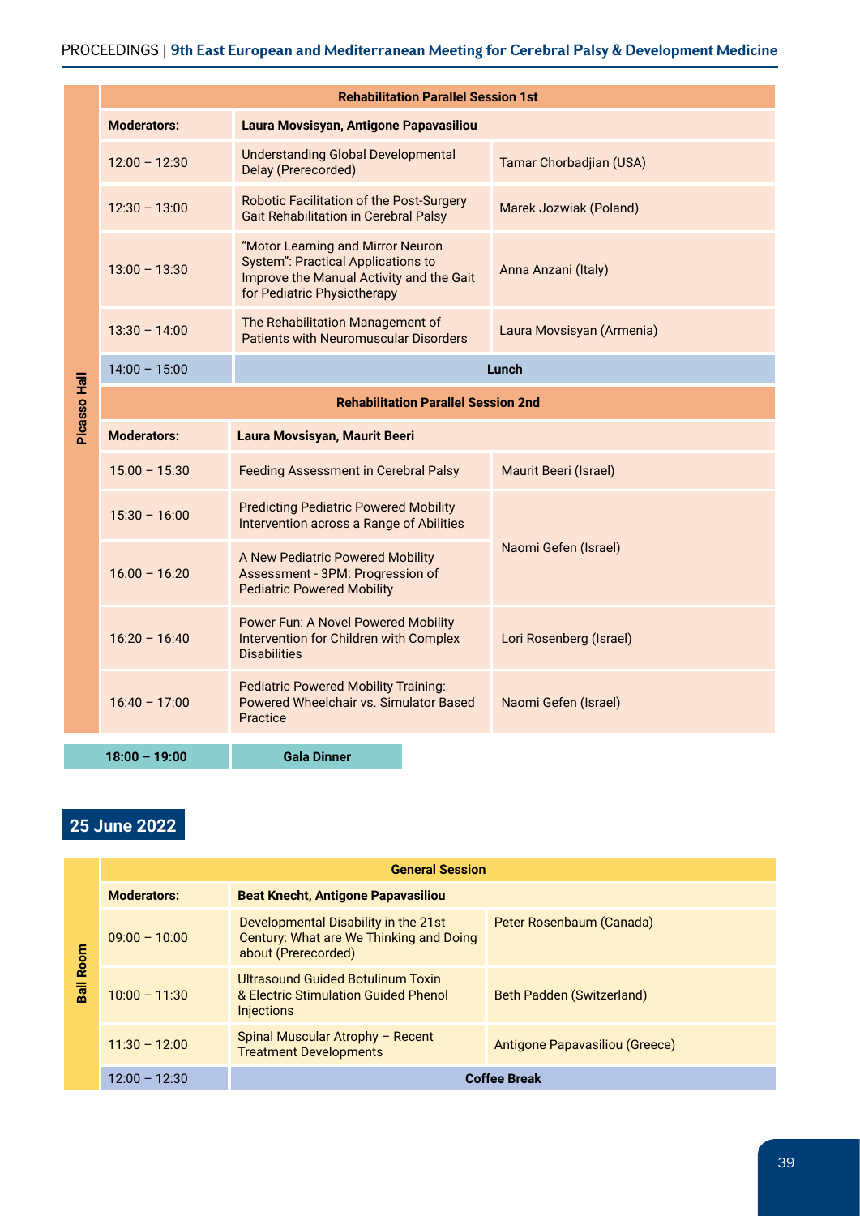**Picasso Hall**

| Rehabilitation Parallel Session 1st | | |
|---|---|---|
| **Moderators:** | **Laura Movsisyan, Antigone Papavasiliou** | |
| 12:00 – 12:30 | Understanding Global Developmental Delay (Prerecorded) | Tamar Chorbadjian (USA) |
| 12:30 – 13:00 | Robotic Facilitation of the Post-Surgery Gait Rehabilitation in Cerebral Palsy | Marek Jozwiak (Poland) |
| 13:00 – 13:30 | "Motor Learning and Mirror Neuron System": Practical Applications to Improve the Manual Activity and the Gait for Pediatric Physiotherapy | Anna Anzani (Italy) |
| 13:30 – 14:00 | The Rehabilitation Management of Patients with Neuromuscular Disorders | Laura Movsisyan (Armenia) |
| 14:00 – 15:00 | **Lunch** | |
| **Rehabilitation Parallel Session 2nd** | | |
| **Moderators:** | **Laura Movsisyan, Maurit Beeri** | |
| 15:00 – 15:30 | Feeding Assessment in Cerebral Palsy | Maurit Beeri (Israel) |
| 15:30 – 16:00 | Predicting Pediatric Powered Mobility Intervention across a Range of Abilities | Naomi Gefen (Israel) |
| 16:00 – 16:20 | A New Pediatric Powered Mobility Assessment - 3PM: Progression of Pediatric Powered Mobility | Naomi Gefen (Israel) |
| 16:20 – 16:40 | Power Fun: A Novel Powered Mobility Intervention for Children with Complex Disabilities | Lori Rosenberg (Israel) |
| 16:40 – 17:00 | Pediatric Powered Mobility Training: Powered Wheelchair vs. Simulator Based Practice | Naomi Gefen (Israel) |

| **18:00 – 19:00** | **Gala Dinner** |
|---|---|

## 25 June 2022

**Ball Room**

| General Session | | |
|---|---|---|
| **Moderators:** | **Beat Knecht, Antigone Papavasiliou** | |
| 09:00 – 10:00 | Developmental Disability in the 21st Century: What are We Thinking and Doing about (Prerecorded) | Peter Rosenbaum (Canada) |
| 10:00 – 11:30 | Ultrasound Guided Botulinum Toxin & Electric Stimulation Guided Phenol Injections | Beth Padden (Switzerland) |
| 11:30 – 12:00 | Spinal Muscular Atrophy – Recent Treatment Developments | Antigone Papavasiliou (Greece) |
| 12:00 – 12:30 | **Coffee Break** | |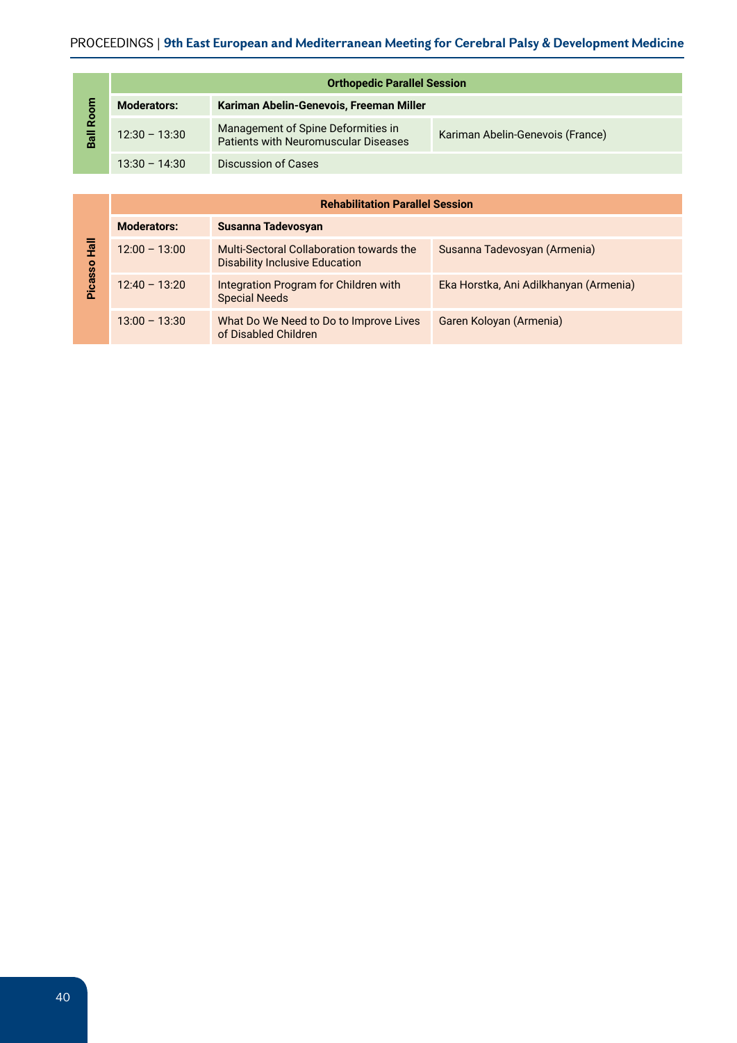| Ball Room | Orthopedic Parallel Session | | |
|---|---|---|---|
| | **Moderators:** | **Kariman Abelin-Genevois, Freeman Miller** | |
| | 12:30 – 13:30 | Management of Spine Deformities in Patients with Neuromuscular Diseases | Kariman Abelin-Genevois (France) |
| | 13:30 – 14:30 | Discussion of Cases | |

| Picasso Hall | Rehabilitation Parallel Session | | |
|---|---|---|---|
| | **Moderators:** | **Susanna Tadevosyan** | |
| | 12:00 – 13:00 | Multi-Sectoral Collaboration towards the Disability Inclusive Education | Susanna Tadevosyan (Armenia) |
| | 12:40 – 13:20 | Integration Program for Children with Special Needs | Eka Horstka, Ani Adilkhanyan (Armenia) |
| | 13:00 – 13:30 | What Do We Need to Do to Improve Lives of Disabled Children | Garen Koloyan (Armenia) |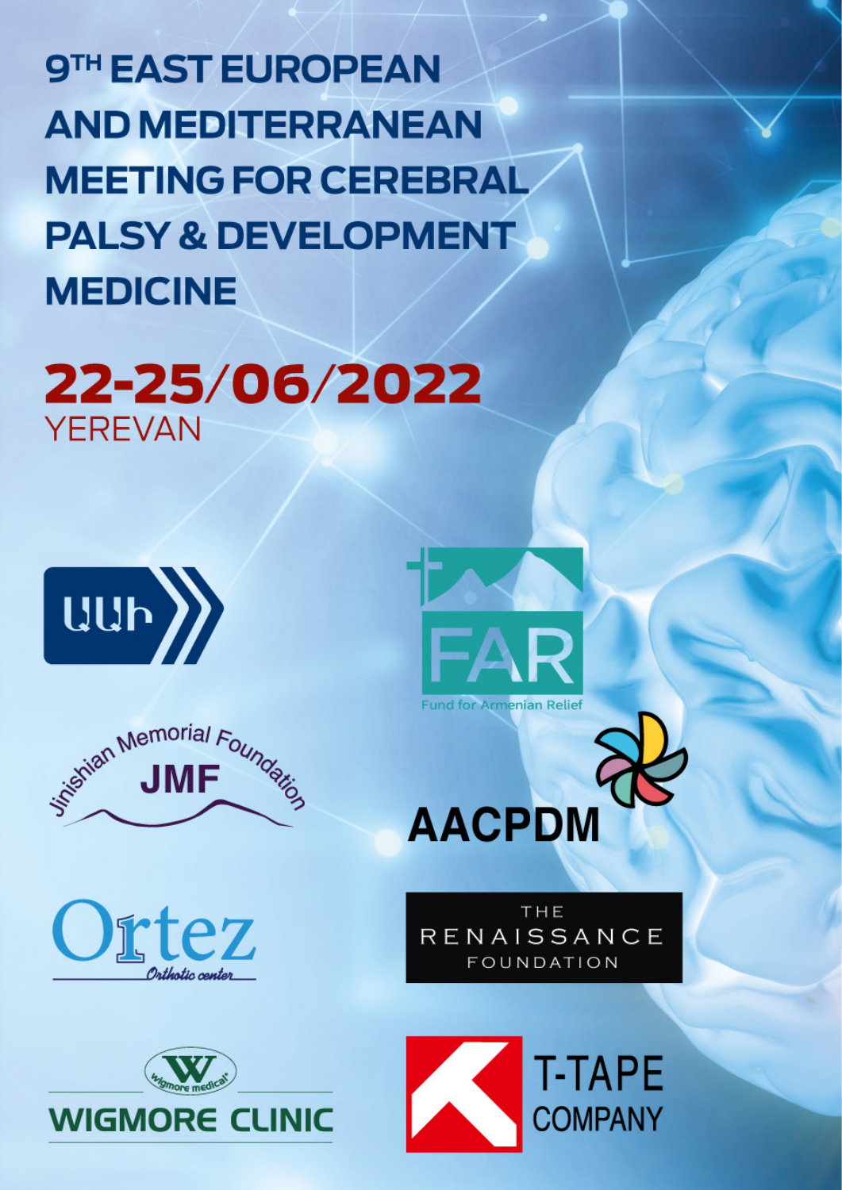# 9TH EAST EUROPEAN AND MEDITERRANEAN MEETING FOR CEREBRAL PALSY & DEVELOPMENT MEDICINE

## 22-25/06/2022
YEREVAN

ԱԱՀ

FAR
Fund for Armenian Relief

Jinishian Memorial Foundation
JMF

AACPDM

Ortez
Orthotic center

THE RENAISSANCE FOUNDATION

Wigmore medical
WIGMORE CLINIC

T-TAPE COMPANY